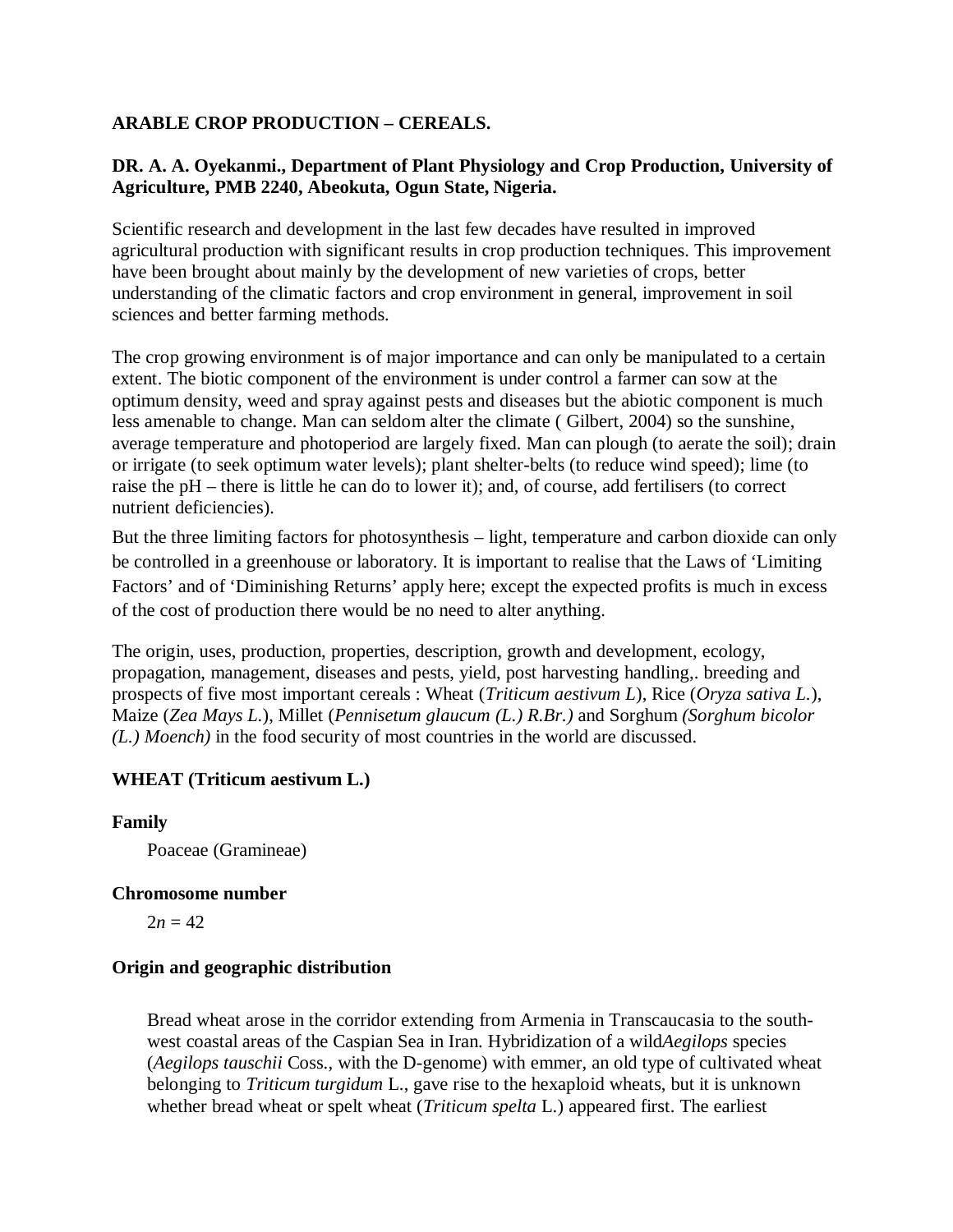**ARABLE CROP PRODUCTION – CEREALS.**

**DR. A. A. Oyekanmi., Department of Plant Physiology and Crop Production, University of Agriculture, PMB 2240, Abeokuta, Ogun State, Nigeria.**

Scientific research and development in the last few decades have resulted in improved agricultural production with significant results in crop production techniques. This improvement have been brought about mainly by the development of new varieties of crops, better understanding of the climatic factors and crop environment in general, improvement in soil sciences and better farming methods.

The crop growing environment is of major importance and can only be manipulated to a certain extent. The biotic component of the environment is under control a farmer can sow at the optimum density, weed and spray against pests and diseases but the abiotic component is much less amenable to change. Man can seldom alter the climate ( Gilbert, 2004) so the sunshine, average temperature and photoperiod are largely fixed. Man can plough (to aerate the soil); drain or irrigate (to seek optimum water levels); plant shelter-belts (to reduce wind speed); lime (to raise the pH – there is little he can do to lower it); and, of course, add fertilisers (to correct nutrient deficiencies).

But the three limiting factors for photosynthesis – light, temperature and carbon dioxide can only be controlled in a greenhouse or laboratory. It is important to realise that the Laws of 'Limiting Factors' and of 'Diminishing Returns' apply here; except the expected profits is much in excess of the cost of production there would be no need to alter anything.

The origin, uses, production, properties, description, growth and development, ecology, propagation, management, diseases and pests, yield, post harvesting handling,. breeding and prospects of five most important cereals : Wheat (*Triticum aestivum L*), Rice (*Oryza sativa L.*), Maize (*Zea Mays L.*), Millet (*Pennisetum glaucum (L.) R.Br.)* and Sorghum *(Sorghum bicolor (L.) Moench)* in the food security of most countries in the world are discussed.

## WHEAT (Triticum aestivum L.)

### Family

Poaceae (Gramineae)

### Chromosome number

2*n* = 42

### Origin and geographic distribution

Bread wheat arose in the corridor extending from Armenia in Transcaucasia to the south-west coastal areas of the Caspian Sea in Iran. Hybridization of a wild*Aegilops* species (*Aegilops tauschii* Coss., with the D-genome) with emmer, an old type of cultivated wheat belonging to *Triticum turgidum* L., gave rise to the hexaploid wheats, but it is unknown whether bread wheat or spelt wheat (*Triticum spelta* L.) appeared first. The earliest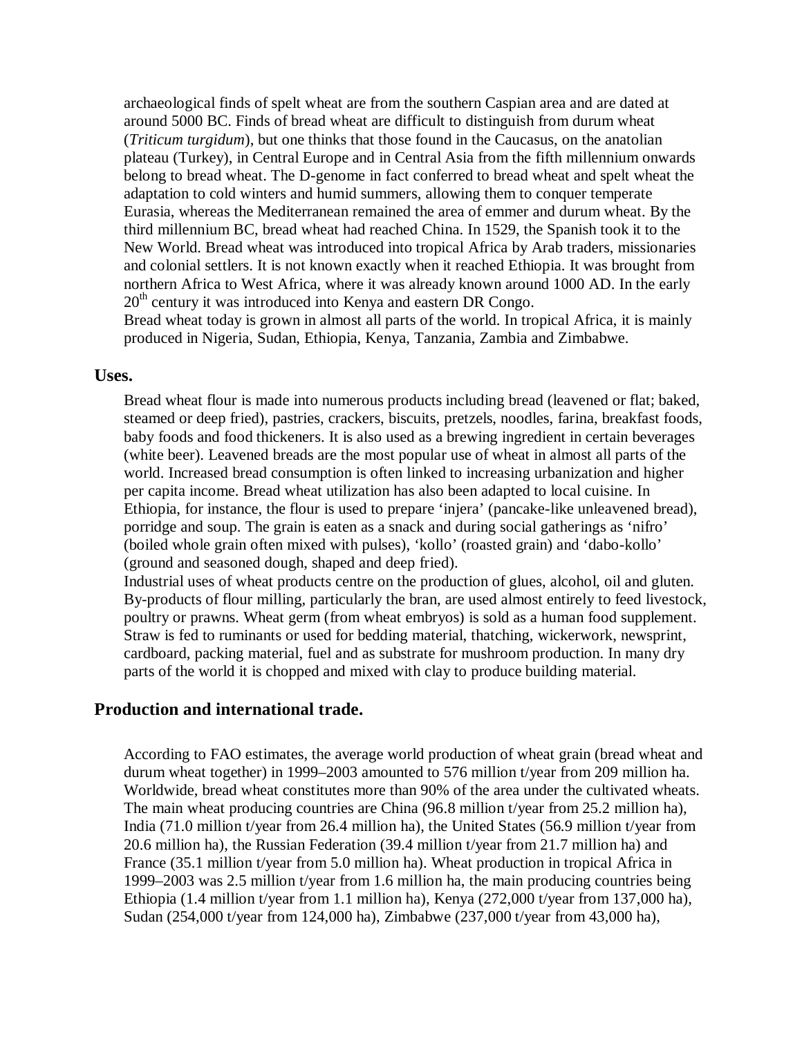archaeological finds of spelt wheat are from the southern Caspian area and are dated at around 5000 BC. Finds of bread wheat are difficult to distinguish from durum wheat (*Triticum turgidum*), but one thinks that those found in the Caucasus, on the anatolian plateau (Turkey), in Central Europe and in Central Asia from the fifth millennium onwards belong to bread wheat. The D-genome in fact conferred to bread wheat and spelt wheat the adaptation to cold winters and humid summers, allowing them to conquer temperate Eurasia, whereas the Mediterranean remained the area of emmer and durum wheat. By the third millennium BC, bread wheat had reached China. In 1529, the Spanish took it to the New World. Bread wheat was introduced into tropical Africa by Arab traders, missionaries and colonial settlers. It is not known exactly when it reached Ethiopia. It was brought from northern Africa to West Africa, where it was already known around 1000 AD. In the early 20$^{th}$ century it was introduced into Kenya and eastern DR Congo.
Bread wheat today is grown in almost all parts of the world. In tropical Africa, it is mainly produced in Nigeria, Sudan, Ethiopia, Kenya, Tanzania, Zambia and Zimbabwe.

### Uses.

Bread wheat flour is made into numerous products including bread (leavened or flat; baked, steamed or deep fried), pastries, crackers, biscuits, pretzels, noodles, farina, breakfast foods, baby foods and food thickeners. It is also used as a brewing ingredient in certain beverages (white beer). Leavened breads are the most popular use of wheat in almost all parts of the world. Increased bread consumption is often linked to increasing urbanization and higher per capita income. Bread wheat utilization has also been adapted to local cuisine. In Ethiopia, for instance, the flour is used to prepare 'injera' (pancake-like unleavened bread), porridge and soup. The grain is eaten as a snack and during social gatherings as 'nifro' (boiled whole grain often mixed with pulses), 'kollo' (roasted grain) and 'dabo-kollo' (ground and seasoned dough, shaped and deep fried).
Industrial uses of wheat products centre on the production of glues, alcohol, oil and gluten. By-products of flour milling, particularly the bran, are used almost entirely to feed livestock, poultry or prawns. Wheat germ (from wheat embryos) is sold as a human food supplement. Straw is fed to ruminants or used for bedding material, thatching, wickerwork, newsprint, cardboard, packing material, fuel and as substrate for mushroom production. In many dry parts of the world it is chopped and mixed with clay to produce building material.

## Production and international trade.

According to FAO estimates, the average world production of wheat grain (bread wheat and durum wheat together) in 1999–2003 amounted to 576 million t/year from 209 million ha. Worldwide, bread wheat constitutes more than 90% of the area under the cultivated wheats. The main wheat producing countries are China (96.8 million t/year from 25.2 million ha), India (71.0 million t/year from 26.4 million ha), the United States (56.9 million t/year from 20.6 million ha), the Russian Federation (39.4 million t/year from 21.7 million ha) and France (35.1 million t/year from 5.0 million ha). Wheat production in tropical Africa in 1999–2003 was 2.5 million t/year from 1.6 million ha, the main producing countries being Ethiopia (1.4 million t/year from 1.1 million ha), Kenya (272,000 t/year from 137,000 ha), Sudan (254,000 t/year from 124,000 ha), Zimbabwe (237,000 t/year from 43,000 ha),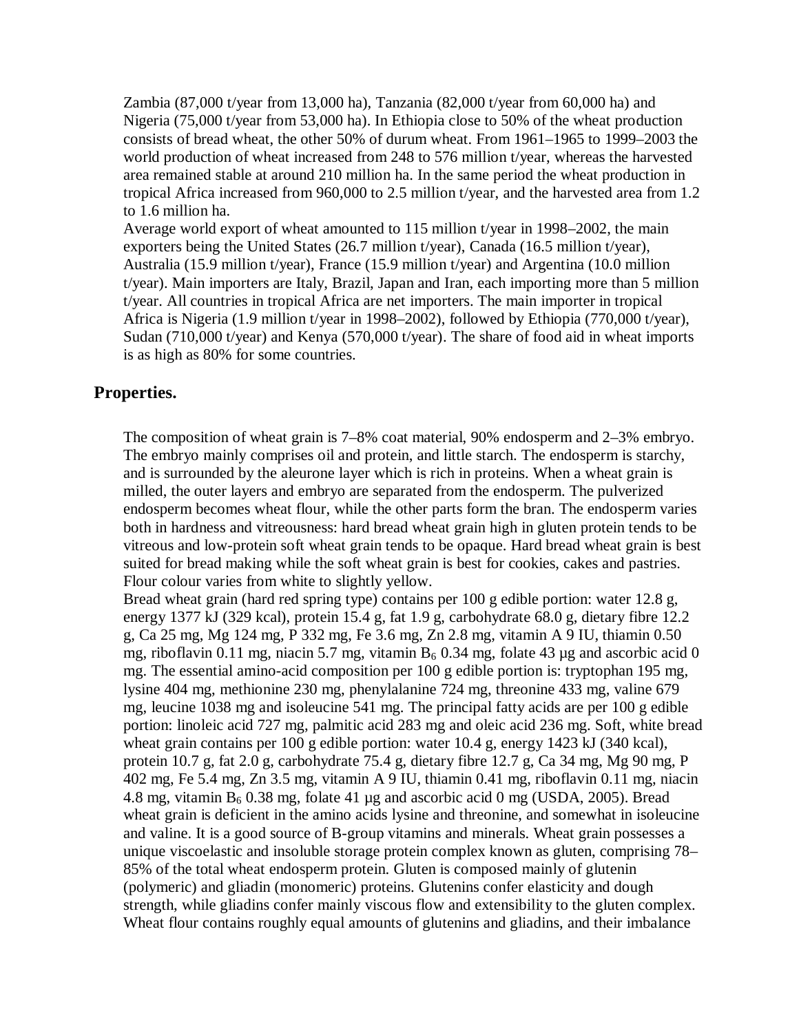Zambia (87,000 t/year from 13,000 ha), Tanzania (82,000 t/year from 60,000 ha) and Nigeria (75,000 t/year from 53,000 ha). In Ethiopia close to 50% of the wheat production consists of bread wheat, the other 50% of durum wheat. From 1961–1965 to 1999–2003 the world production of wheat increased from 248 to 576 million t/year, whereas the harvested area remained stable at around 210 million ha. In the same period the wheat production in tropical Africa increased from 960,000 to 2.5 million t/year, and the harvested area from 1.2 to 1.6 million ha.

Average world export of wheat amounted to 115 million t/year in 1998–2002, the main exporters being the United States (26.7 million t/year), Canada (16.5 million t/year), Australia (15.9 million t/year), France (15.9 million t/year) and Argentina (10.0 million t/year). Main importers are Italy, Brazil, Japan and Iran, each importing more than 5 million t/year. All countries in tropical Africa are net importers. The main importer in tropical Africa is Nigeria (1.9 million t/year in 1998–2002), followed by Ethiopia (770,000 t/year), Sudan (710,000 t/year) and Kenya (570,000 t/year). The share of food aid in wheat imports is as high as 80% for some countries.

## Properties.

The composition of wheat grain is 7–8% coat material, 90% endosperm and 2–3% embryo. The embryo mainly comprises oil and protein, and little starch. The endosperm is starchy, and is surrounded by the aleurone layer which is rich in proteins. When a wheat grain is milled, the outer layers and embryo are separated from the endosperm. The pulverized endosperm becomes wheat flour, while the other parts form the bran. The endosperm varies both in hardness and vitreousness: hard bread wheat grain high in gluten protein tends to be vitreous and low-protein soft wheat grain tends to be opaque. Hard bread wheat grain is best suited for bread making while the soft wheat grain is best for cookies, cakes and pastries. Flour colour varies from white to slightly yellow.

Bread wheat grain (hard red spring type) contains per 100 g edible portion: water 12.8 g, energy 1377 kJ (329 kcal), protein 15.4 g, fat 1.9 g, carbohydrate 68.0 g, dietary fibre 12.2 g, Ca 25 mg, Mg 124 mg, P 332 mg, Fe 3.6 mg, Zn 2.8 mg, vitamin A 9 IU, thiamin 0.50 mg, riboflavin 0.11 mg, niacin 5.7 mg, vitamin $B_6$ 0.34 mg, folate 43 µg and ascorbic acid 0 mg. The essential amino-acid composition per 100 g edible portion is: tryptophan 195 mg, lysine 404 mg, methionine 230 mg, phenylalanine 724 mg, threonine 433 mg, valine 679 mg, leucine 1038 mg and isoleucine 541 mg. The principal fatty acids are per 100 g edible portion: linoleic acid 727 mg, palmitic acid 283 mg and oleic acid 236 mg. Soft, white bread wheat grain contains per 100 g edible portion: water 10.4 g, energy 1423 kJ (340 kcal), protein 10.7 g, fat 2.0 g, carbohydrate 75.4 g, dietary fibre 12.7 g, Ca 34 mg, Mg 90 mg, P 402 mg, Fe 5.4 mg, Zn 3.5 mg, vitamin A 9 IU, thiamin 0.41 mg, riboflavin 0.11 mg, niacin 4.8 mg, vitamin $B_6$ 0.38 mg, folate 41 µg and ascorbic acid 0 mg (USDA, 2005). Bread wheat grain is deficient in the amino acids lysine and threonine, and somewhat in isoleucine and valine. It is a good source of B-group vitamins and minerals. Wheat grain possesses a unique viscoelastic and insoluble storage protein complex known as gluten, comprising 78–85% of the total wheat endosperm protein. Gluten is composed mainly of glutenin (polymeric) and gliadin (monomeric) proteins. Glutenins confer elasticity and dough strength, while gliadins confer mainly viscous flow and extensibility to the gluten complex. Wheat flour contains roughly equal amounts of glutenins and gliadins, and their imbalance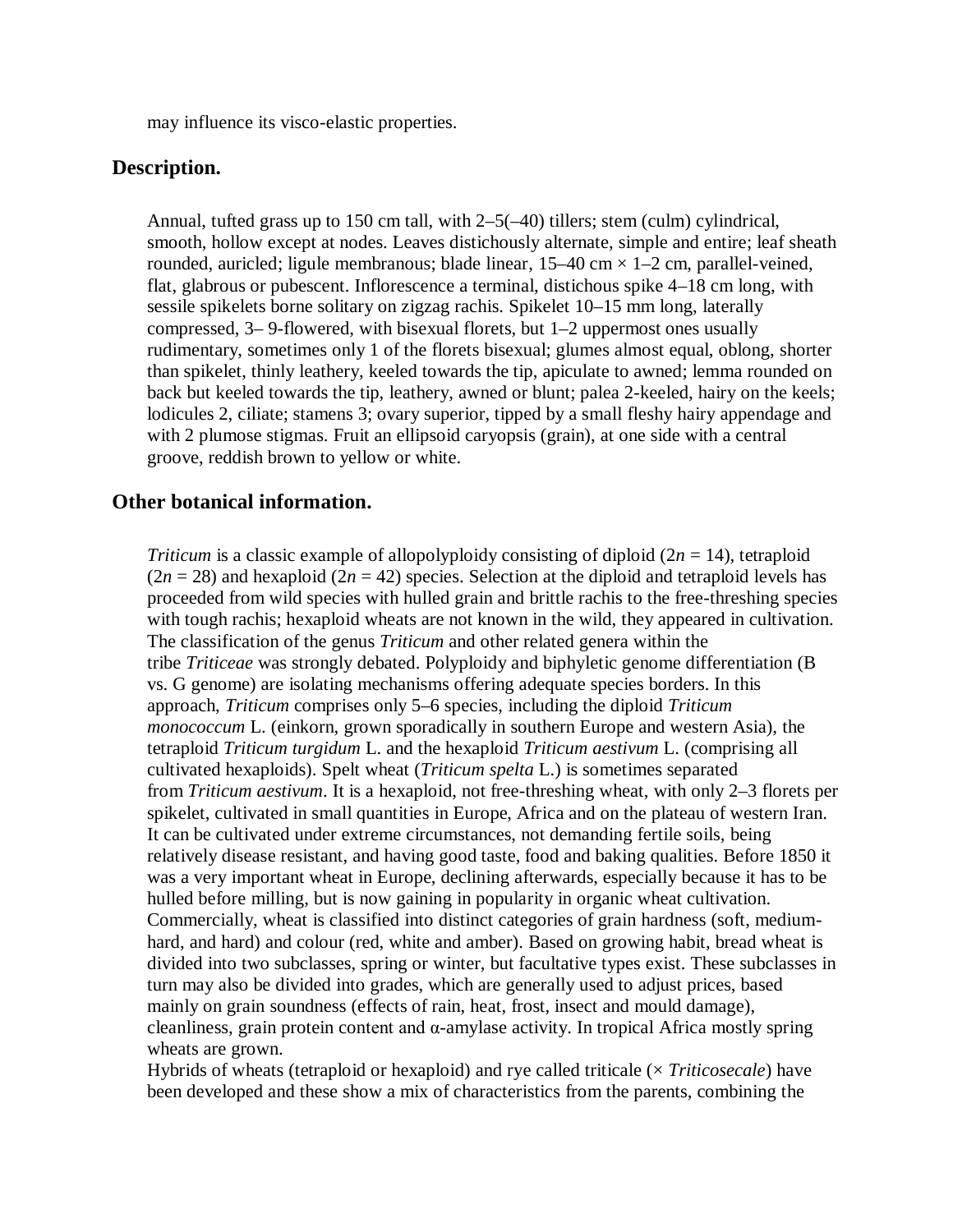may influence its visco-elastic properties.

## Description.

Annual, tufted grass up to 150 cm tall, with 2–5(–40) tillers; stem (culm) cylindrical, smooth, hollow except at nodes. Leaves distichously alternate, simple and entire; leaf sheath rounded, auricled; ligule membranous; blade linear, 15–40 cm × 1–2 cm, parallel-veined, flat, glabrous or pubescent. Inflorescence a terminal, distichous spike 4–18 cm long, with sessile spikelets borne solitary on zigzag rachis. Spikelet 10–15 mm long, laterally compressed, 3– 9-flowered, with bisexual florets, but 1–2 uppermost ones usually rudimentary, sometimes only 1 of the florets bisexual; glumes almost equal, oblong, shorter than spikelet, thinly leathery, keeled towards the tip, apiculate to awned; lemma rounded on back but keeled towards the tip, leathery, awned or blunt; palea 2-keeled, hairy on the keels; lodicules 2, ciliate; stamens 3; ovary superior, tipped by a small fleshy hairy appendage and with 2 plumose stigmas. Fruit an ellipsoid caryopsis (grain), at one side with a central groove, reddish brown to yellow or white.

## Other botanical information.

*Triticum* is a classic example of allopolyploidy consisting of diploid ($2n = 14$), tetraploid ($2n = 28$) and hexaploid ($2n = 42$) species. Selection at the diploid and tetraploid levels has proceeded from wild species with hulled grain and brittle rachis to the free-threshing species with tough rachis; hexaploid wheats are not known in the wild, they appeared in cultivation. The classification of the genus *Triticum* and other related genera within the tribe *Triticeae* was strongly debated. Polyploidy and biphyletic genome differentiation (B vs. G genome) are isolating mechanisms offering adequate species borders. In this approach, *Triticum* comprises only 5–6 species, including the diploid *Triticum monococcum* L. (einkorn, grown sporadically in southern Europe and western Asia), the tetraploid *Triticum turgidum* L. and the hexaploid *Triticum aestivum* L. (comprising all cultivated hexaploids). Spelt wheat (*Triticum spelta* L.) is sometimes separated from *Triticum aestivum*. It is a hexaploid, not free-threshing wheat, with only 2–3 florets per spikelet, cultivated in small quantities in Europe, Africa and on the plateau of western Iran. It can be cultivated under extreme circumstances, not demanding fertile soils, being relatively disease resistant, and having good taste, food and baking qualities. Before 1850 it was a very important wheat in Europe, declining afterwards, especially because it has to be hulled before milling, but is now gaining in popularity in organic wheat cultivation. Commercially, wheat is classified into distinct categories of grain hardness (soft, medium-hard, and hard) and colour (red, white and amber). Based on growing habit, bread wheat is divided into two subclasses, spring or winter, but facultative types exist. These subclasses in turn may also be divided into grades, which are generally used to adjust prices, based mainly on grain soundness (effects of rain, heat, frost, insect and mould damage), cleanliness, grain protein content and α-amylase activity. In tropical Africa mostly spring wheats are grown.

Hybrids of wheats (tetraploid or hexaploid) and rye called triticale (× *Triticosecale*) have been developed and these show a mix of characteristics from the parents, combining the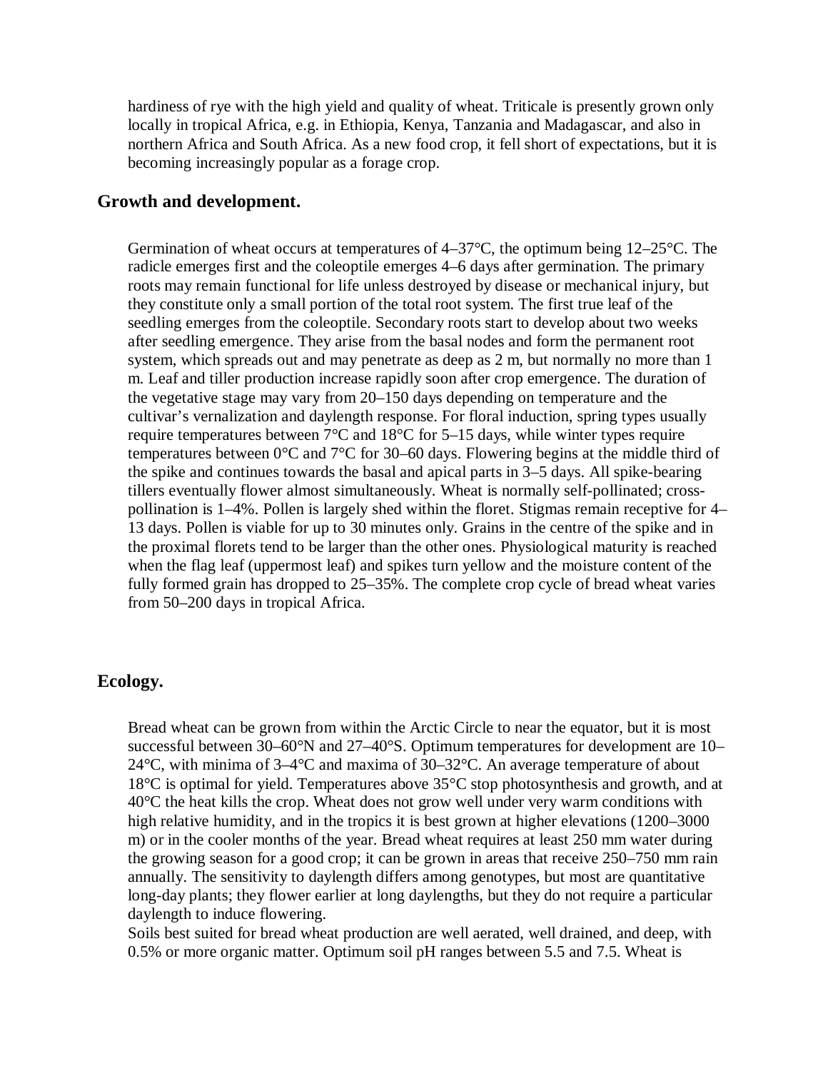hardiness of rye with the high yield and quality of wheat. Triticale is presently grown only locally in tropical Africa, e.g. in Ethiopia, Kenya, Tanzania and Madagascar, and also in northern Africa and South Africa. As a new food crop, it fell short of expectations, but it is becoming increasingly popular as a forage crop.

## Growth and development.

Germination of wheat occurs at temperatures of 4–37°C, the optimum being 12–25°C. The radicle emerges first and the coleoptile emerges 4–6 days after germination. The primary roots may remain functional for life unless destroyed by disease or mechanical injury, but they constitute only a small portion of the total root system. The first true leaf of the seedling emerges from the coleoptile. Secondary roots start to develop about two weeks after seedling emergence. They arise from the basal nodes and form the permanent root system, which spreads out and may penetrate as deep as 2 m, but normally no more than 1 m. Leaf and tiller production increase rapidly soon after crop emergence. The duration of the vegetative stage may vary from 20–150 days depending on temperature and the cultivar's vernalization and daylength response. For floral induction, spring types usually require temperatures between 7°C and 18°C for 5–15 days, while winter types require temperatures between 0°C and 7°C for 30–60 days. Flowering begins at the middle third of the spike and continues towards the basal and apical parts in 3–5 days. All spike-bearing tillers eventually flower almost simultaneously. Wheat is normally self-pollinated; cross-pollination is 1–4%. Pollen is largely shed within the floret. Stigmas remain receptive for 4–13 days. Pollen is viable for up to 30 minutes only. Grains in the centre of the spike and in the proximal florets tend to be larger than the other ones. Physiological maturity is reached when the flag leaf (uppermost leaf) and spikes turn yellow and the moisture content of the fully formed grain has dropped to 25–35%. The complete crop cycle of bread wheat varies from 50–200 days in tropical Africa.

## Ecology.

Bread wheat can be grown from within the Arctic Circle to near the equator, but it is most successful between 30–60°N and 27–40°S. Optimum temperatures for development are 10–24°C, with minima of 3–4°C and maxima of 30–32°C. An average temperature of about 18°C is optimal for yield. Temperatures above 35°C stop photosynthesis and growth, and at 40°C the heat kills the crop. Wheat does not grow well under very warm conditions with high relative humidity, and in the tropics it is best grown at higher elevations (1200–3000 m) or in the cooler months of the year. Bread wheat requires at least 250 mm water during the growing season for a good crop; it can be grown in areas that receive 250–750 mm rain annually. The sensitivity to daylength differs among genotypes, but most are quantitative long-day plants; they flower earlier at long daylengths, but they do not require a particular daylength to induce flowering.

Soils best suited for bread wheat production are well aerated, well drained, and deep, with 0.5% or more organic matter. Optimum soil pH ranges between 5.5 and 7.5. Wheat is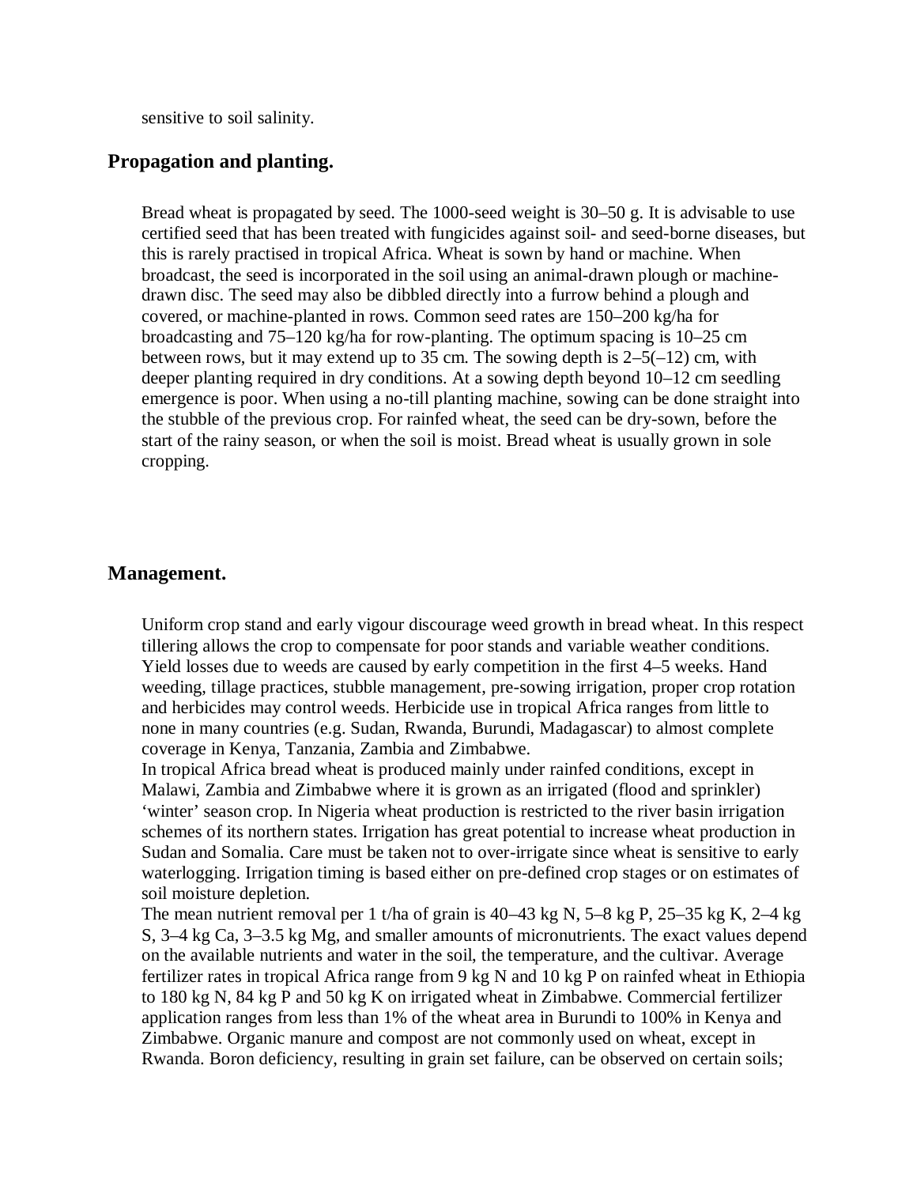sensitive to soil salinity.

## Propagation and planting.

Bread wheat is propagated by seed. The 1000-seed weight is 30–50 g. It is advisable to use certified seed that has been treated with fungicides against soil- and seed-borne diseases, but this is rarely practised in tropical Africa. Wheat is sown by hand or machine. When broadcast, the seed is incorporated in the soil using an animal-drawn plough or machine-drawn disc. The seed may also be dibbled directly into a furrow behind a plough and covered, or machine-planted in rows. Common seed rates are 150–200 kg/ha for broadcasting and 75–120 kg/ha for row-planting. The optimum spacing is 10–25 cm between rows, but it may extend up to 35 cm. The sowing depth is 2–5(–12) cm, with deeper planting required in dry conditions. At a sowing depth beyond 10–12 cm seedling emergence is poor. When using a no-till planting machine, sowing can be done straight into the stubble of the previous crop. For rainfed wheat, the seed can be dry-sown, before the start of the rainy season, or when the soil is moist. Bread wheat is usually grown in sole cropping.

## Management.

Uniform crop stand and early vigour discourage weed growth in bread wheat. In this respect tillering allows the crop to compensate for poor stands and variable weather conditions. Yield losses due to weeds are caused by early competition in the first 4–5 weeks. Hand weeding, tillage practices, stubble management, pre-sowing irrigation, proper crop rotation and herbicides may control weeds. Herbicide use in tropical Africa ranges from little to none in many countries (e.g. Sudan, Rwanda, Burundi, Madagascar) to almost complete coverage in Kenya, Tanzania, Zambia and Zimbabwe.

In tropical Africa bread wheat is produced mainly under rainfed conditions, except in Malawi, Zambia and Zimbabwe where it is grown as an irrigated (flood and sprinkler) ‘winter’ season crop. In Nigeria wheat production is restricted to the river basin irrigation schemes of its northern states. Irrigation has great potential to increase wheat production in Sudan and Somalia. Care must be taken not to over-irrigate since wheat is sensitive to early waterlogging. Irrigation timing is based either on pre-defined crop stages or on estimates of soil moisture depletion.

The mean nutrient removal per 1 t/ha of grain is 40–43 kg N, 5–8 kg P, 25–35 kg K, 2–4 kg S, 3–4 kg Ca, 3–3.5 kg Mg, and smaller amounts of micronutrients. The exact values depend on the available nutrients and water in the soil, the temperature, and the cultivar. Average fertilizer rates in tropical Africa range from 9 kg N and 10 kg P on rainfed wheat in Ethiopia to 180 kg N, 84 kg P and 50 kg K on irrigated wheat in Zimbabwe. Commercial fertilizer application ranges from less than 1% of the wheat area in Burundi to 100% in Kenya and Zimbabwe. Organic manure and compost are not commonly used on wheat, except in Rwanda. Boron deficiency, resulting in grain set failure, can be observed on certain soils;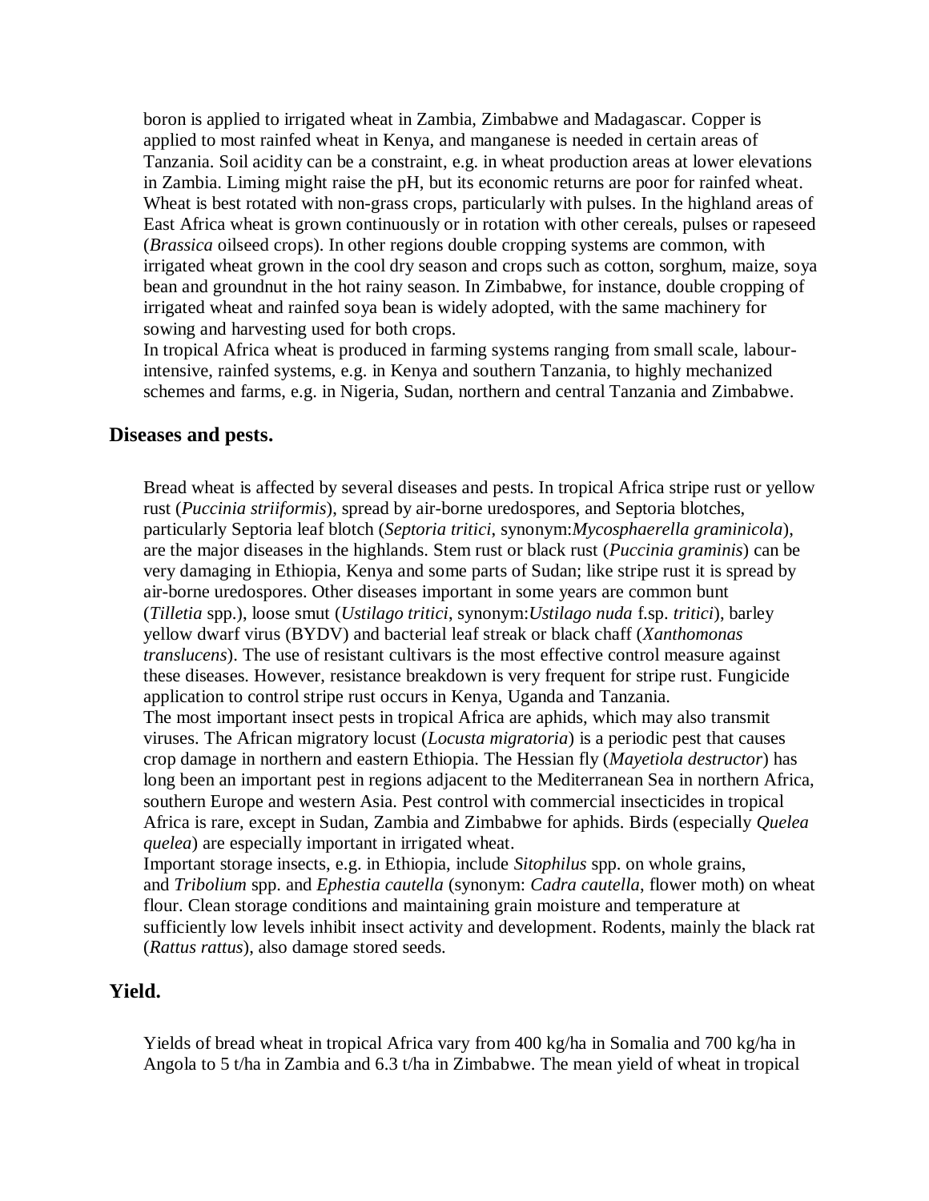boron is applied to irrigated wheat in Zambia, Zimbabwe and Madagascar. Copper is applied to most rainfed wheat in Kenya, and manganese is needed in certain areas of Tanzania. Soil acidity can be a constraint, e.g. in wheat production areas at lower elevations in Zambia. Liming might raise the pH, but its economic returns are poor for rainfed wheat. Wheat is best rotated with non-grass crops, particularly with pulses. In the highland areas of East Africa wheat is grown continuously or in rotation with other cereals, pulses or rapeseed (*Brassica* oilseed crops). In other regions double cropping systems are common, with irrigated wheat grown in the cool dry season and crops such as cotton, sorghum, maize, soya bean and groundnut in the hot rainy season. In Zimbabwe, for instance, double cropping of irrigated wheat and rainfed soya bean is widely adopted, with the same machinery for sowing and harvesting used for both crops.
In tropical Africa wheat is produced in farming systems ranging from small scale, labour-intensive, rainfed systems, e.g. in Kenya and southern Tanzania, to highly mechanized schemes and farms, e.g. in Nigeria, Sudan, northern and central Tanzania and Zimbabwe.

## Diseases and pests.

Bread wheat is affected by several diseases and pests. In tropical Africa stripe rust or yellow rust (*Puccinia striiformis*), spread by air-borne uredospores, and Septoria blotches, particularly Septoria leaf blotch (*Septoria tritici*, synonym:*Mycosphaerella graminicola*), are the major diseases in the highlands. Stem rust or black rust (*Puccinia graminis*) can be very damaging in Ethiopia, Kenya and some parts of Sudan; like stripe rust it is spread by air-borne uredospores. Other diseases important in some years are common bunt (*Tilletia* spp.), loose smut (*Ustilago tritici*, synonym:*Ustilago nuda* f.sp. *tritici*), barley yellow dwarf virus (BYDV) and bacterial leaf streak or black chaff (*Xanthomonas translucens*). The use of resistant cultivars is the most effective control measure against these diseases. However, resistance breakdown is very frequent for stripe rust. Fungicide application to control stripe rust occurs in Kenya, Uganda and Tanzania.
The most important insect pests in tropical Africa are aphids, which may also transmit viruses. The African migratory locust (*Locusta migratoria*) is a periodic pest that causes crop damage in northern and eastern Ethiopia. The Hessian fly (*Mayetiola destructor*) has long been an important pest in regions adjacent to the Mediterranean Sea in northern Africa, southern Europe and western Asia. Pest control with commercial insecticides in tropical Africa is rare, except in Sudan, Zambia and Zimbabwe for aphids. Birds (especially *Quelea quelea*) are especially important in irrigated wheat.
Important storage insects, e.g. in Ethiopia, include *Sitophilus* spp. on whole grains, and *Tribolium* spp. and *Ephestia cautella* (synonym: *Cadra cautella*, flower moth) on wheat flour. Clean storage conditions and maintaining grain moisture and temperature at sufficiently low levels inhibit insect activity and development. Rodents, mainly the black rat (*Rattus rattus*), also damage stored seeds.

## Yield.

Yields of bread wheat in tropical Africa vary from 400 kg/ha in Somalia and 700 kg/ha in Angola to 5 t/ha in Zambia and 6.3 t/ha in Zimbabwe. The mean yield of wheat in tropical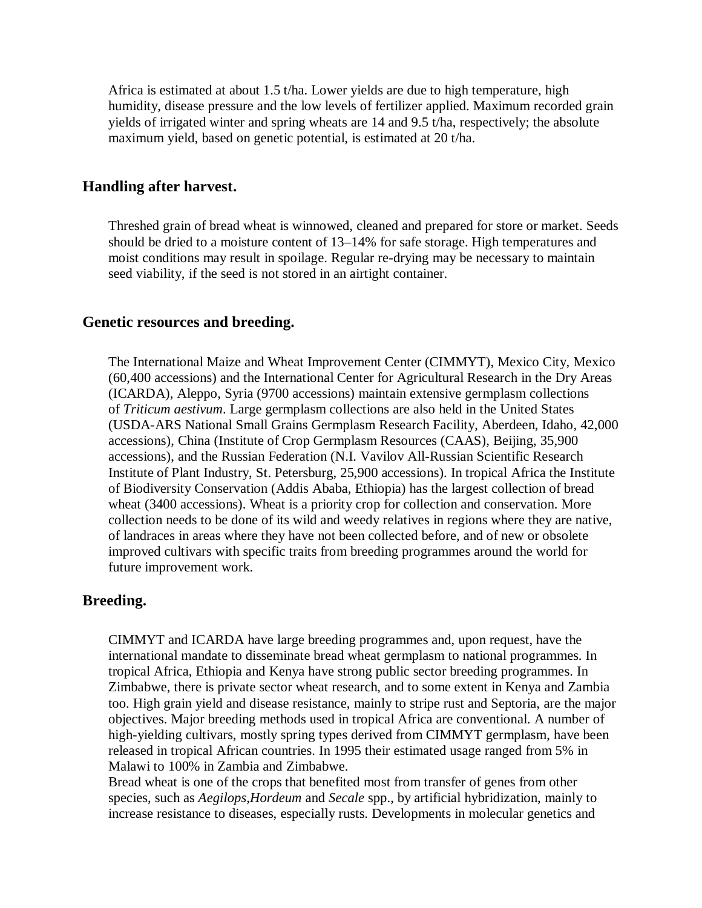Africa is estimated at about 1.5 t/ha. Lower yields are due to high temperature, high humidity, disease pressure and the low levels of fertilizer applied. Maximum recorded grain yields of irrigated winter and spring wheats are 14 and 9.5 t/ha, respectively; the absolute maximum yield, based on genetic potential, is estimated at 20 t/ha.

### Handling after harvest.

Threshed grain of bread wheat is winnowed, cleaned and prepared for store or market. Seeds should be dried to a moisture content of 13–14% for safe storage. High temperatures and moist conditions may result in spoilage. Regular re-drying may be necessary to maintain seed viability, if the seed is not stored in an airtight container.

### Genetic resources and breeding.

The International Maize and Wheat Improvement Center (CIMMYT), Mexico City, Mexico (60,400 accessions) and the International Center for Agricultural Research in the Dry Areas (ICARDA), Aleppo, Syria (9700 accessions) maintain extensive germplasm collections of *Triticum aestivum*. Large germplasm collections are also held in the United States (USDA-ARS National Small Grains Germplasm Research Facility, Aberdeen, Idaho, 42,000 accessions), China (Institute of Crop Germplasm Resources (CAAS), Beijing, 35,900 accessions), and the Russian Federation (N.I. Vavilov All-Russian Scientific Research Institute of Plant Industry, St. Petersburg, 25,900 accessions). In tropical Africa the Institute of Biodiversity Conservation (Addis Ababa, Ethiopia) has the largest collection of bread wheat (3400 accessions). Wheat is a priority crop for collection and conservation. More collection needs to be done of its wild and weedy relatives in regions where they are native, of landraces in areas where they have not been collected before, and of new or obsolete improved cultivars with specific traits from breeding programmes around the world for future improvement work.

### Breeding.

CIMMYT and ICARDA have large breeding programmes and, upon request, have the international mandate to disseminate bread wheat germplasm to national programmes. In tropical Africa, Ethiopia and Kenya have strong public sector breeding programmes. In Zimbabwe, there is private sector wheat research, and to some extent in Kenya and Zambia too. High grain yield and disease resistance, mainly to stripe rust and Septoria, are the major objectives. Major breeding methods used in tropical Africa are conventional. A number of high-yielding cultivars, mostly spring types derived from CIMMYT germplasm, have been released in tropical African countries. In 1995 their estimated usage ranged from 5% in Malawi to 100% in Zambia and Zimbabwe.

Bread wheat is one of the crops that benefited most from transfer of genes from other species, such as *Aegilops*,*Hordeum* and *Secale* spp., by artificial hybridization, mainly to increase resistance to diseases, especially rusts. Developments in molecular genetics and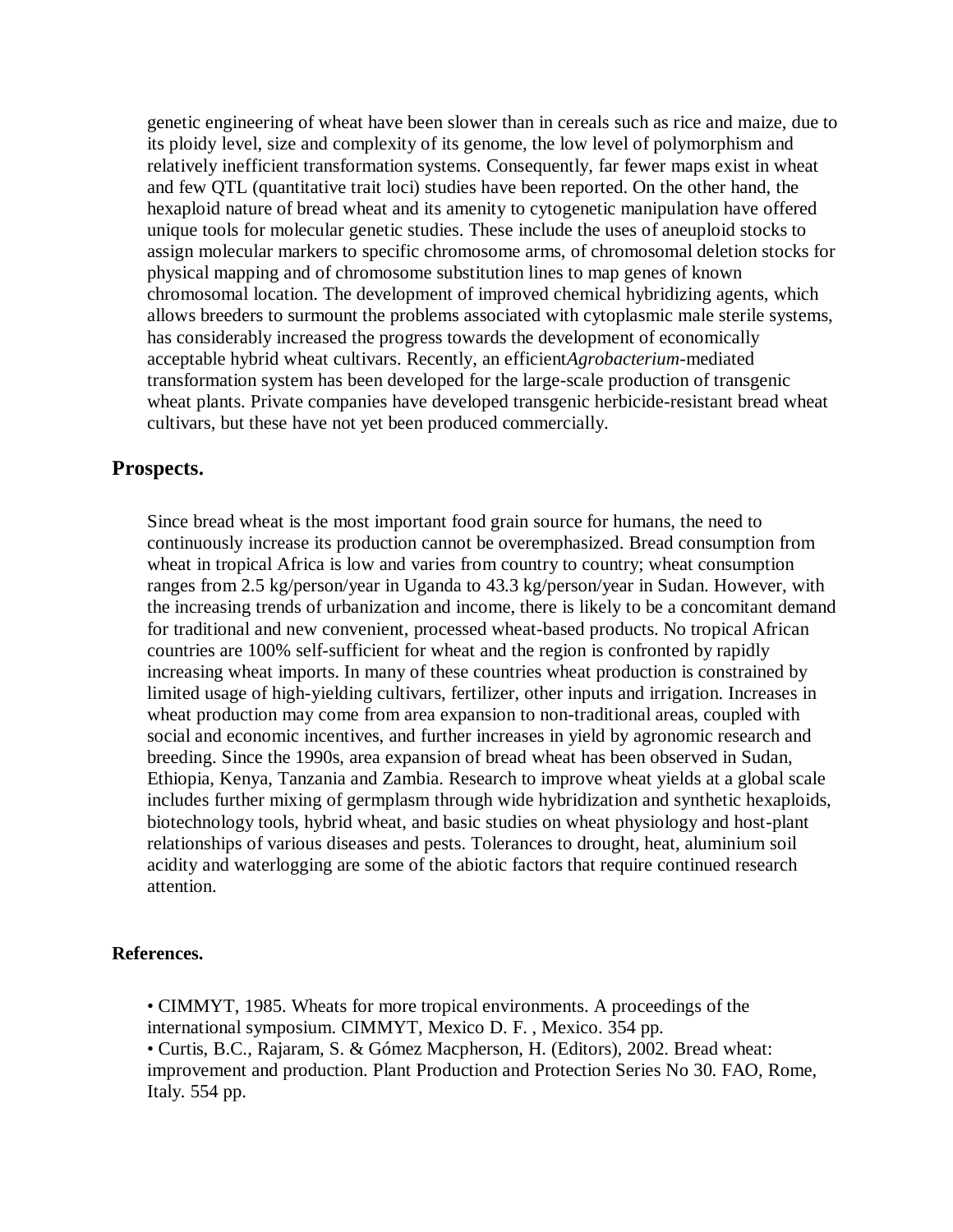genetic engineering of wheat have been slower than in cereals such as rice and maize, due to its ploidy level, size and complexity of its genome, the low level of polymorphism and relatively inefficient transformation systems. Consequently, far fewer maps exist in wheat and few QTL (quantitative trait loci) studies have been reported. On the other hand, the hexaploid nature of bread wheat and its amenity to cytogenetic manipulation have offered unique tools for molecular genetic studies. These include the uses of aneuploid stocks to assign molecular markers to specific chromosome arms, of chromosomal deletion stocks for physical mapping and of chromosome substitution lines to map genes of known chromosomal location. The development of improved chemical hybridizing agents, which allows breeders to surmount the problems associated with cytoplasmic male sterile systems, has considerably increased the progress towards the development of economically acceptable hybrid wheat cultivars. Recently, an efficient*Agrobacterium*-mediated transformation system has been developed for the large-scale production of transgenic wheat plants. Private companies have developed transgenic herbicide-resistant bread wheat cultivars, but these have not yet been produced commercially.

## Prospects.

Since bread wheat is the most important food grain source for humans, the need to continuously increase its production cannot be overemphasized. Bread consumption from wheat in tropical Africa is low and varies from country to country; wheat consumption ranges from 2.5 kg/person/year in Uganda to 43.3 kg/person/year in Sudan. However, with the increasing trends of urbanization and income, there is likely to be a concomitant demand for traditional and new convenient, processed wheat-based products. No tropical African countries are 100% self-sufficient for wheat and the region is confronted by rapidly increasing wheat imports. In many of these countries wheat production is constrained by limited usage of high-yielding cultivars, fertilizer, other inputs and irrigation. Increases in wheat production may come from area expansion to non-traditional areas, coupled with social and economic incentives, and further increases in yield by agronomic research and breeding. Since the 1990s, area expansion of bread wheat has been observed in Sudan, Ethiopia, Kenya, Tanzania and Zambia. Research to improve wheat yields at a global scale includes further mixing of germplasm through wide hybridization and synthetic hexaploids, biotechnology tools, hybrid wheat, and basic studies on wheat physiology and host-plant relationships of various diseases and pests. Tolerances to drought, heat, aluminium soil acidity and waterlogging are some of the abiotic factors that require continued research attention.

### References.

• CIMMYT, 1985. Wheats for more tropical environments. A proceedings of the international symposium. CIMMYT, Mexico D. F. , Mexico. 354 pp.
• Curtis, B.C., Rajaram, S. & Gómez Macpherson, H. (Editors), 2002. Bread wheat: improvement and production. Plant Production and Protection Series No 30. FAO, Rome, Italy. 554 pp.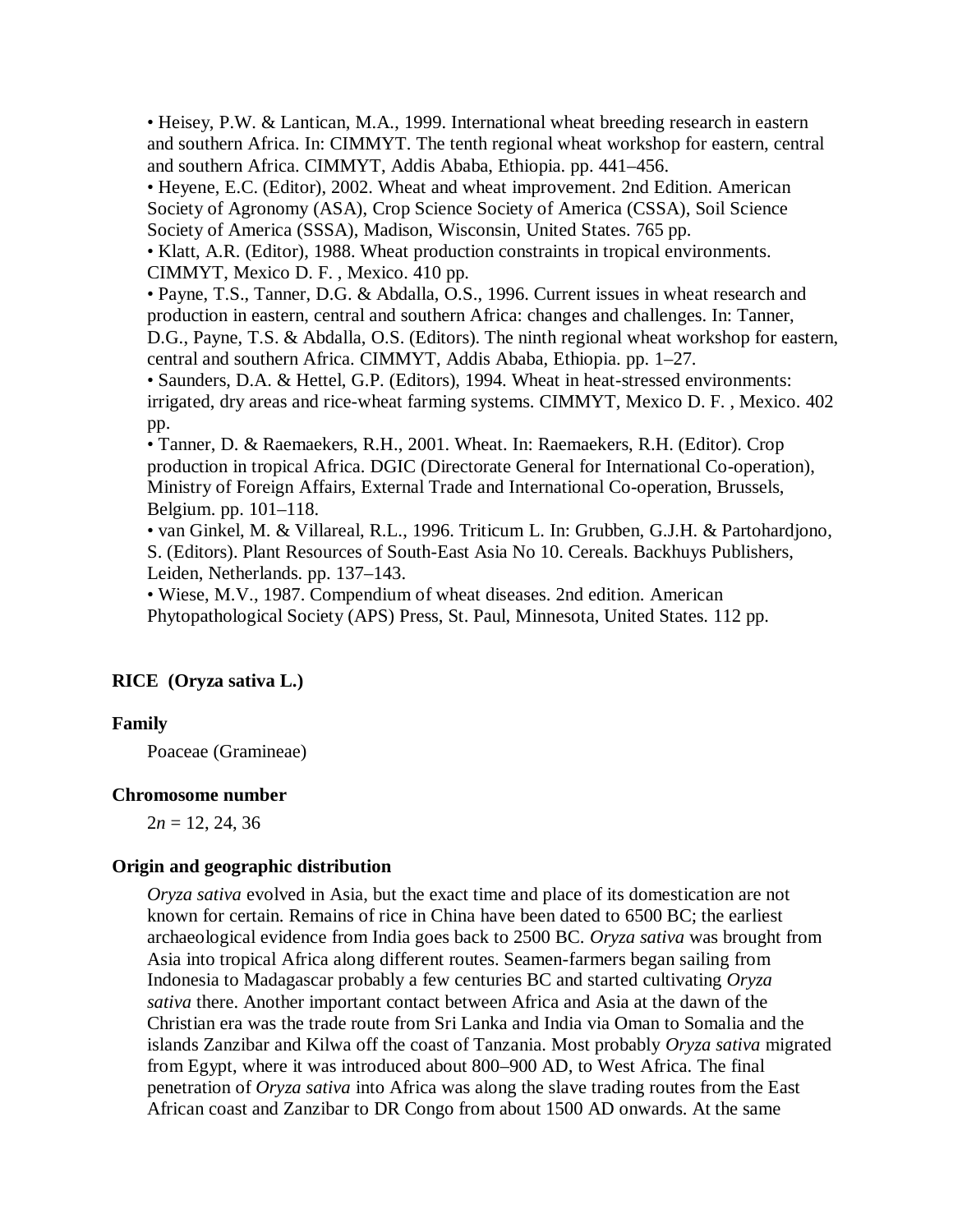- Heisey, P.W. & Lantican, M.A., 1999. International wheat breeding research in eastern and southern Africa. In: CIMMYT. The tenth regional wheat workshop for eastern, central and southern Africa. CIMMYT, Addis Ababa, Ethiopia. pp. 441–456.
- Heyene, E.C. (Editor), 2002. Wheat and wheat improvement. 2nd Edition. American Society of Agronomy (ASA), Crop Science Society of America (CSSA), Soil Science Society of America (SSSA), Madison, Wisconsin, United States. 765 pp.
- Klatt, A.R. (Editor), 1988. Wheat production constraints in tropical environments. CIMMYT, Mexico D. F. , Mexico. 410 pp.
- Payne, T.S., Tanner, D.G. & Abdalla, O.S., 1996. Current issues in wheat research and production in eastern, central and southern Africa: changes and challenges. In: Tanner, D.G., Payne, T.S. & Abdalla, O.S. (Editors). The ninth regional wheat workshop for eastern, central and southern Africa. CIMMYT, Addis Ababa, Ethiopia. pp. 1–27.
- Saunders, D.A. & Hettel, G.P. (Editors), 1994. Wheat in heat-stressed environments: irrigated, dry areas and rice-wheat farming systems. CIMMYT, Mexico D. F. , Mexico. 402 pp.
- Tanner, D. & Raemaekers, R.H., 2001. Wheat. In: Raemaekers, R.H. (Editor). Crop production in tropical Africa. DGIC (Directorate General for International Co-operation), Ministry of Foreign Affairs, External Trade and International Co-operation, Brussels, Belgium. pp. 101–118.
- van Ginkel, M. & Villareal, R.L., 1996. Triticum L. In: Grubben, G.J.H. & Partohardjono, S. (Editors). Plant Resources of South-East Asia No 10. Cereals. Backhuys Publishers, Leiden, Netherlands. pp. 137–143.
- Wiese, M.V., 1987. Compendium of wheat diseases. 2nd edition. American Phytopathological Society (APS) Press, St. Paul, Minnesota, United States. 112 pp.

## RICE (Oryza sativa L.)

### Family

Poaceae (Gramineae)

### Chromosome number

2*n* = 12, 24, 36

### Origin and geographic distribution

*Oryza sativa* evolved in Asia, but the exact time and place of its domestication are not known for certain. Remains of rice in China have been dated to 6500 BC; the earliest archaeological evidence from India goes back to 2500 BC. *Oryza sativa* was brought from Asia into tropical Africa along different routes. Seamen-farmers began sailing from Indonesia to Madagascar probably a few centuries BC and started cultivating *Oryza sativa* there. Another important contact between Africa and Asia at the dawn of the Christian era was the trade route from Sri Lanka and India via Oman to Somalia and the islands Zanzibar and Kilwa off the coast of Tanzania. Most probably *Oryza sativa* migrated from Egypt, where it was introduced about 800–900 AD, to West Africa. The final penetration of *Oryza sativa* into Africa was along the slave trading routes from the East African coast and Zanzibar to DR Congo from about 1500 AD onwards. At the same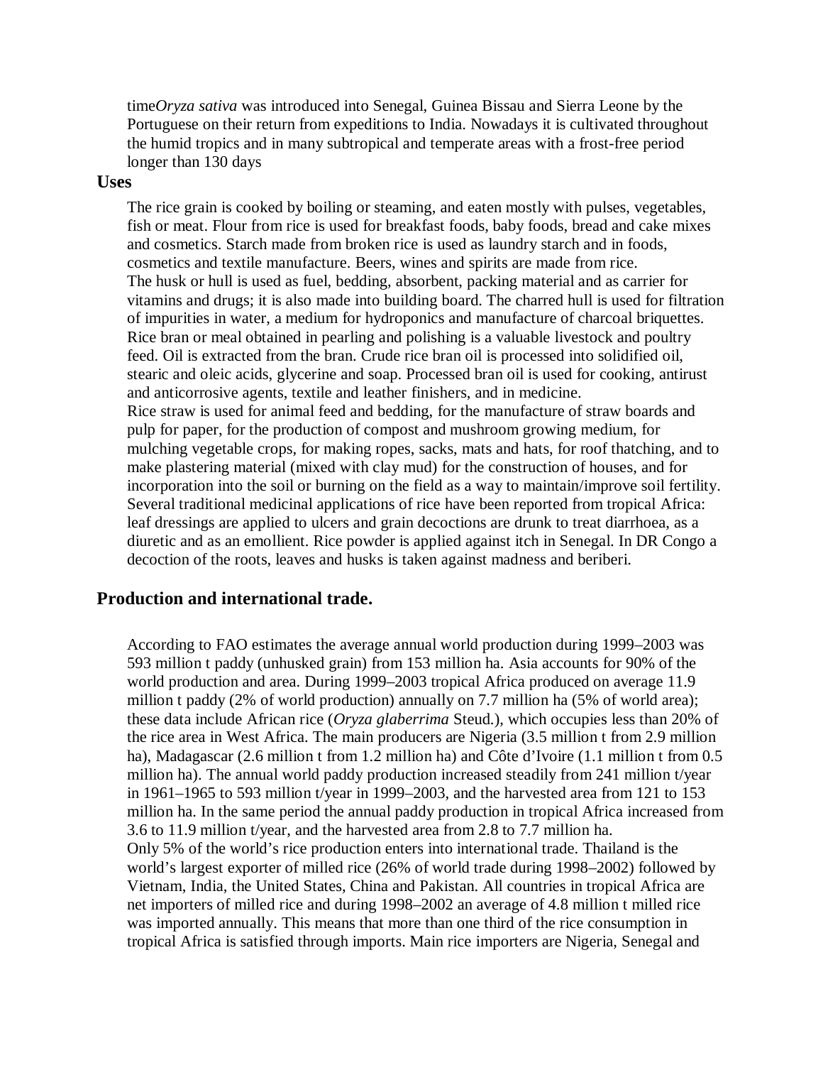time*Oryza sativa* was introduced into Senegal, Guinea Bissau and Sierra Leone by the Portuguese on their return from expeditions to India. Nowadays it is cultivated throughout the humid tropics and in many subtropical and temperate areas with a frost-free period longer than 130 days

### Uses

The rice grain is cooked by boiling or steaming, and eaten mostly with pulses, vegetables, fish or meat. Flour from rice is used for breakfast foods, baby foods, bread and cake mixes and cosmetics. Starch made from broken rice is used as laundry starch and in foods, cosmetics and textile manufacture. Beers, wines and spirits are made from rice.
The husk or hull is used as fuel, bedding, absorbent, packing material and as carrier for vitamins and drugs; it is also made into building board. The charred hull is used for filtration of impurities in water, a medium for hydroponics and manufacture of charcoal briquettes.
Rice bran or meal obtained in pearling and polishing is a valuable livestock and poultry feed. Oil is extracted from the bran. Crude rice bran oil is processed into solidified oil, stearic and oleic acids, glycerine and soap. Processed bran oil is used for cooking, antirust and anticorrosive agents, textile and leather finishers, and in medicine.
Rice straw is used for animal feed and bedding, for the manufacture of straw boards and pulp for paper, for the production of compost and mushroom growing medium, for mulching vegetable crops, for making ropes, sacks, mats and hats, for roof thatching, and to make plastering material (mixed with clay mud) for the construction of houses, and for incorporation into the soil or burning on the field as a way to maintain/improve soil fertility.
Several traditional medicinal applications of rice have been reported from tropical Africa: leaf dressings are applied to ulcers and grain decoctions are drunk to treat diarrhoea, as a diuretic and as an emollient. Rice powder is applied against itch in Senegal. In DR Congo a decoction of the roots, leaves and husks is taken against madness and beriberi.

## Production and international trade.

According to FAO estimates the average annual world production during 1999–2003 was 593 million t paddy (unhusked grain) from 153 million ha. Asia accounts for 90% of the world production and area. During 1999–2003 tropical Africa produced on average 11.9 million t paddy (2% of world production) annually on 7.7 million ha (5% of world area); these data include African rice (*Oryza glaberrima* Steud.), which occupies less than 20% of the rice area in West Africa. The main producers are Nigeria (3.5 million t from 2.9 million ha), Madagascar (2.6 million t from 1.2 million ha) and Côte d'Ivoire (1.1 million t from 0.5 million ha). The annual world paddy production increased steadily from 241 million t/year in 1961–1965 to 593 million t/year in 1999–2003, and the harvested area from 121 to 153 million ha. In the same period the annual paddy production in tropical Africa increased from 3.6 to 11.9 million t/year, and the harvested area from 2.8 to 7.7 million ha.
Only 5% of the world's rice production enters into international trade. Thailand is the world's largest exporter of milled rice (26% of world trade during 1998–2002) followed by Vietnam, India, the United States, China and Pakistan. All countries in tropical Africa are net importers of milled rice and during 1998–2002 an average of 4.8 million t milled rice was imported annually. This means that more than one third of the rice consumption in tropical Africa is satisfied through imports. Main rice importers are Nigeria, Senegal and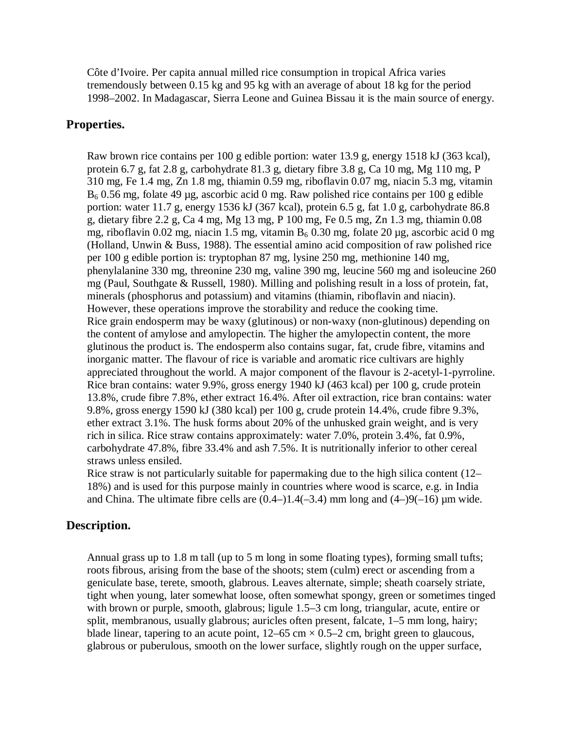Côte d'Ivoire. Per capita annual milled rice consumption in tropical Africa varies tremendously between 0.15 kg and 95 kg with an average of about 18 kg for the period 1998–2002. In Madagascar, Sierra Leone and Guinea Bissau it is the main source of energy.

## Properties.

Raw brown rice contains per 100 g edible portion: water 13.9 g, energy 1518 kJ (363 kcal), protein 6.7 g, fat 2.8 g, carbohydrate 81.3 g, dietary fibre 3.8 g, Ca 10 mg, Mg 110 mg, P 310 mg, Fe 1.4 mg, Zn 1.8 mg, thiamin 0.59 mg, riboflavin 0.07 mg, niacin 5.3 mg, vitamin $B_6$ 0.56 mg, folate 49 µg, ascorbic acid 0 mg. Raw polished rice contains per 100 g edible portion: water 11.7 g, energy 1536 kJ (367 kcal), protein 6.5 g, fat 1.0 g, carbohydrate 86.8 g, dietary fibre 2.2 g, Ca 4 mg, Mg 13 mg, P 100 mg, Fe 0.5 mg, Zn 1.3 mg, thiamin 0.08 mg, riboflavin 0.02 mg, niacin 1.5 mg, vitamin $B_6$ 0.30 mg, folate 20 µg, ascorbic acid 0 mg (Holland, Unwin & Buss, 1988). The essential amino acid composition of raw polished rice per 100 g edible portion is: tryptophan 87 mg, lysine 250 mg, methionine 140 mg, phenylalanine 330 mg, threonine 230 mg, valine 390 mg, leucine 560 mg and isoleucine 260 mg (Paul, Southgate & Russell, 1980). Milling and polishing result in a loss of protein, fat, minerals (phosphorus and potassium) and vitamins (thiamin, riboflavin and niacin). However, these operations improve the storability and reduce the cooking time.
Rice grain endosperm may be waxy (glutinous) or non-waxy (non-glutinous) depending on the content of amylose and amylopectin. The higher the amylopectin content, the more glutinous the product is. The endosperm also contains sugar, fat, crude fibre, vitamins and inorganic matter. The flavour of rice is variable and aromatic rice cultivars are highly appreciated throughout the world. A major component of the flavour is 2-acetyl-1-pyrroline. Rice bran contains: water 9.9%, gross energy 1940 kJ (463 kcal) per 100 g, crude protein 13.8%, crude fibre 7.8%, ether extract 16.4%. After oil extraction, rice bran contains: water 9.8%, gross energy 1590 kJ (380 kcal) per 100 g, crude protein 14.4%, crude fibre 9.3%, ether extract 3.1%. The husk forms about 20% of the unhusked grain weight, and is very rich in silica. Rice straw contains approximately: water 7.0%, protein 3.4%, fat 0.9%, carbohydrate 47.8%, fibre 33.4% and ash 7.5%. It is nutritionally inferior to other cereal straws unless ensiled.
Rice straw is not particularly suitable for papermaking due to the high silica content (12–18%) and is used for this purpose mainly in countries where wood is scarce, e.g. in India and China. The ultimate fibre cells are (0.4–)1.4(–3.4) mm long and (4–)9(–16) µm wide.

## Description.

Annual grass up to 1.8 m tall (up to 5 m long in some floating types), forming small tufts; roots fibrous, arising from the base of the shoots; stem (culm) erect or ascending from a geniculate base, terete, smooth, glabrous. Leaves alternate, simple; sheath coarsely striate, tight when young, later somewhat loose, often somewhat spongy, green or sometimes tinged with brown or purple, smooth, glabrous; ligule 1.5–3 cm long, triangular, acute, entire or split, membranous, usually glabrous; auricles often present, falcate, 1–5 mm long, hairy; blade linear, tapering to an acute point, 12–65 cm × 0.5–2 cm, bright green to glaucous, glabrous or puberulous, smooth on the lower surface, slightly rough on the upper surface,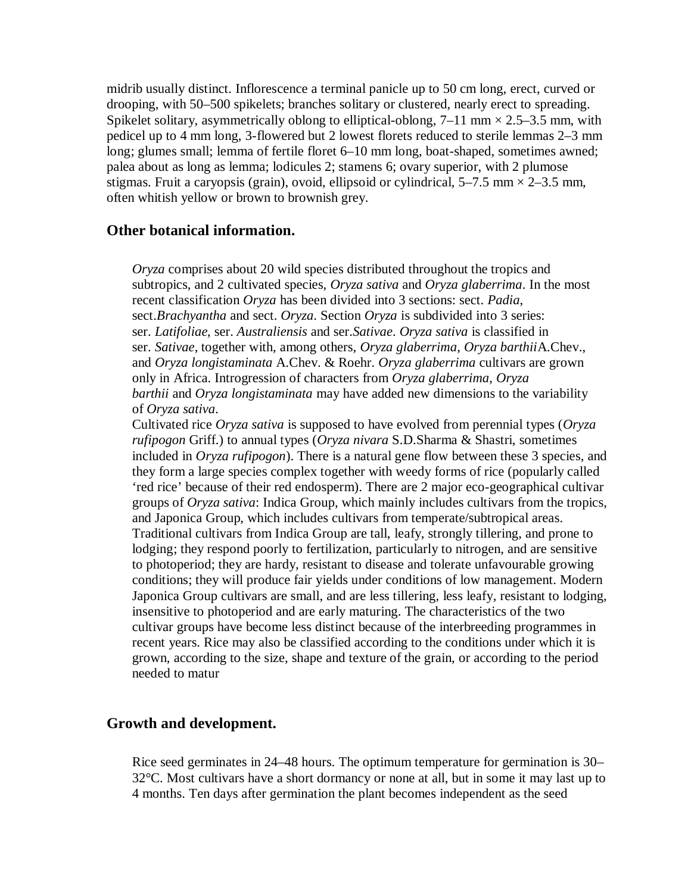midrib usually distinct. Inflorescence a terminal panicle up to 50 cm long, erect, curved or drooping, with 50–500 spikelets; branches solitary or clustered, nearly erect to spreading. Spikelet solitary, asymmetrically oblong to elliptical-oblong, 7–11 mm × 2.5–3.5 mm, with pedicel up to 4 mm long, 3-flowered but 2 lowest florets reduced to sterile lemmas 2–3 mm long; glumes small; lemma of fertile floret 6–10 mm long, boat-shaped, sometimes awned; palea about as long as lemma; lodicules 2; stamens 6; ovary superior, with 2 plumose stigmas. Fruit a caryopsis (grain), ovoid, ellipsoid or cylindrical, 5–7.5 mm × 2–3.5 mm, often whitish yellow or brown to brownish grey.

## Other botanical information.

*Oryza* comprises about 20 wild species distributed throughout the tropics and subtropics, and 2 cultivated species, *Oryza sativa* and *Oryza glaberrima*. In the most recent classification *Oryza* has been divided into 3 sections: sect. *Padia*, sect.*Brachyantha* and sect. *Oryza*. Section *Oryza* is subdivided into 3 series: ser. *Latifoliae*, ser. *Australiensis* and ser.*Sativae*. *Oryza sativa* is classified in ser. *Sativae*, together with, among others, *Oryza glaberrima*, *Oryza barthii*A.Chev., and *Oryza longistaminata* A.Chev. & Roehr. *Oryza glaberrima* cultivars are grown only in Africa. Introgression of characters from *Oryza glaberrima*, *Oryza barthii* and *Oryza longistaminata* may have added new dimensions to the variability of *Oryza sativa*.

Cultivated rice *Oryza sativa* is supposed to have evolved from perennial types (*Oryza rufipogon* Griff.) to annual types (*Oryza nivara* S.D.Sharma & Shastri, sometimes included in *Oryza rufipogon*). There is a natural gene flow between these 3 species, and they form a large species complex together with weedy forms of rice (popularly called 'red rice' because of their red endosperm). There are 2 major eco-geographical cultivar groups of *Oryza sativa*: Indica Group, which mainly includes cultivars from the tropics, and Japonica Group, which includes cultivars from temperate/subtropical areas. Traditional cultivars from Indica Group are tall, leafy, strongly tillering, and prone to lodging; they respond poorly to fertilization, particularly to nitrogen, and are sensitive to photoperiod; they are hardy, resistant to disease and tolerate unfavourable growing conditions; they will produce fair yields under conditions of low management. Modern Japonica Group cultivars are small, and are less tillering, less leafy, resistant to lodging, insensitive to photoperiod and are early maturing. The characteristics of the two cultivar groups have become less distinct because of the interbreeding programmes in recent years. Rice may also be classified according to the conditions under which it is grown, according to the size, shape and texture of the grain, or according to the period needed to matur

## Growth and development.

Rice seed germinates in 24–48 hours. The optimum temperature for germination is 30–32°C. Most cultivars have a short dormancy or none at all, but in some it may last up to 4 months. Ten days after germination the plant becomes independent as the seed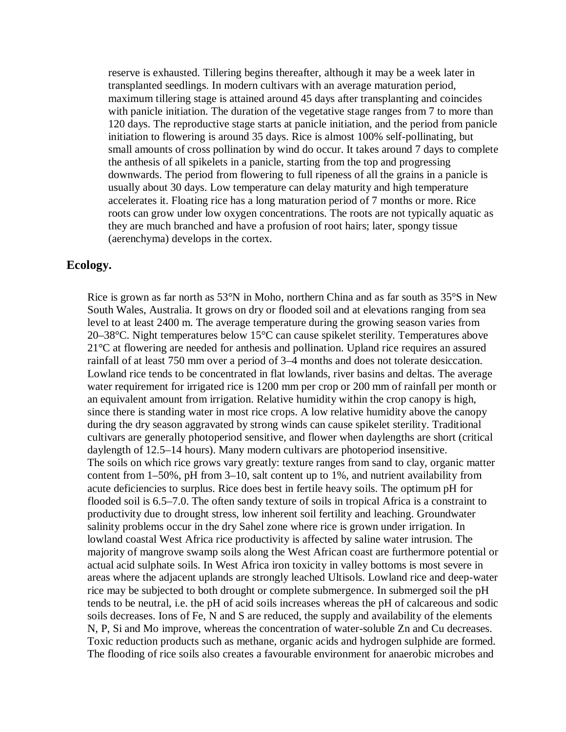reserve is exhausted. Tillering begins thereafter, although it may be a week later in transplanted seedlings. In modern cultivars with an average maturation period, maximum tillering stage is attained around 45 days after transplanting and coincides with panicle initiation. The duration of the vegetative stage ranges from 7 to more than 120 days. The reproductive stage starts at panicle initiation, and the period from panicle initiation to flowering is around 35 days. Rice is almost 100% self-pollinating, but small amounts of cross pollination by wind do occur. It takes around 7 days to complete the anthesis of all spikelets in a panicle, starting from the top and progressing downwards. The period from flowering to full ripeness of all the grains in a panicle is usually about 30 days. Low temperature can delay maturity and high temperature accelerates it. Floating rice has a long maturation period of 7 months or more. Rice roots can grow under low oxygen concentrations. The roots are not typically aquatic as they are much branched and have a profusion of root hairs; later, spongy tissue (aerenchyma) develops in the cortex.

## Ecology.

Rice is grown as far north as 53°N in Moho, northern China and as far south as 35°S in New South Wales, Australia. It grows on dry or flooded soil and at elevations ranging from sea level to at least 2400 m. The average temperature during the growing season varies from 20–38°C. Night temperatures below 15°C can cause spikelet sterility. Temperatures above 21°C at flowering are needed for anthesis and pollination. Upland rice requires an assured rainfall of at least 750 mm over a period of 3–4 months and does not tolerate desiccation. Lowland rice tends to be concentrated in flat lowlands, river basins and deltas. The average water requirement for irrigated rice is 1200 mm per crop or 200 mm of rainfall per month or an equivalent amount from irrigation. Relative humidity within the crop canopy is high, since there is standing water in most rice crops. A low relative humidity above the canopy during the dry season aggravated by strong winds can cause spikelet sterility. Traditional cultivars are generally photoperiod sensitive, and flower when daylengths are short (critical daylength of 12.5–14 hours). Many modern cultivars are photoperiod insensitive.
The soils on which rice grows vary greatly: texture ranges from sand to clay, organic matter content from 1–50%, pH from 3–10, salt content up to 1%, and nutrient availability from acute deficiencies to surplus. Rice does best in fertile heavy soils. The optimum pH for flooded soil is 6.5–7.0. The often sandy texture of soils in tropical Africa is a constraint to productivity due to drought stress, low inherent soil fertility and leaching. Groundwater salinity problems occur in the dry Sahel zone where rice is grown under irrigation. In lowland coastal West Africa rice productivity is affected by saline water intrusion. The majority of mangrove swamp soils along the West African coast are furthermore potential or actual acid sulphate soils. In West Africa iron toxicity in valley bottoms is most severe in areas where the adjacent uplands are strongly leached Ultisols. Lowland rice and deep-water rice may be subjected to both drought or complete submergence. In submerged soil the pH tends to be neutral, i.e. the pH of acid soils increases whereas the pH of calcareous and sodic soils decreases. Ions of Fe, N and S are reduced, the supply and availability of the elements N, P, Si and Mo improve, whereas the concentration of water-soluble Zn and Cu decreases. Toxic reduction products such as methane, organic acids and hydrogen sulphide are formed. The flooding of rice soils also creates a favourable environment for anaerobic microbes and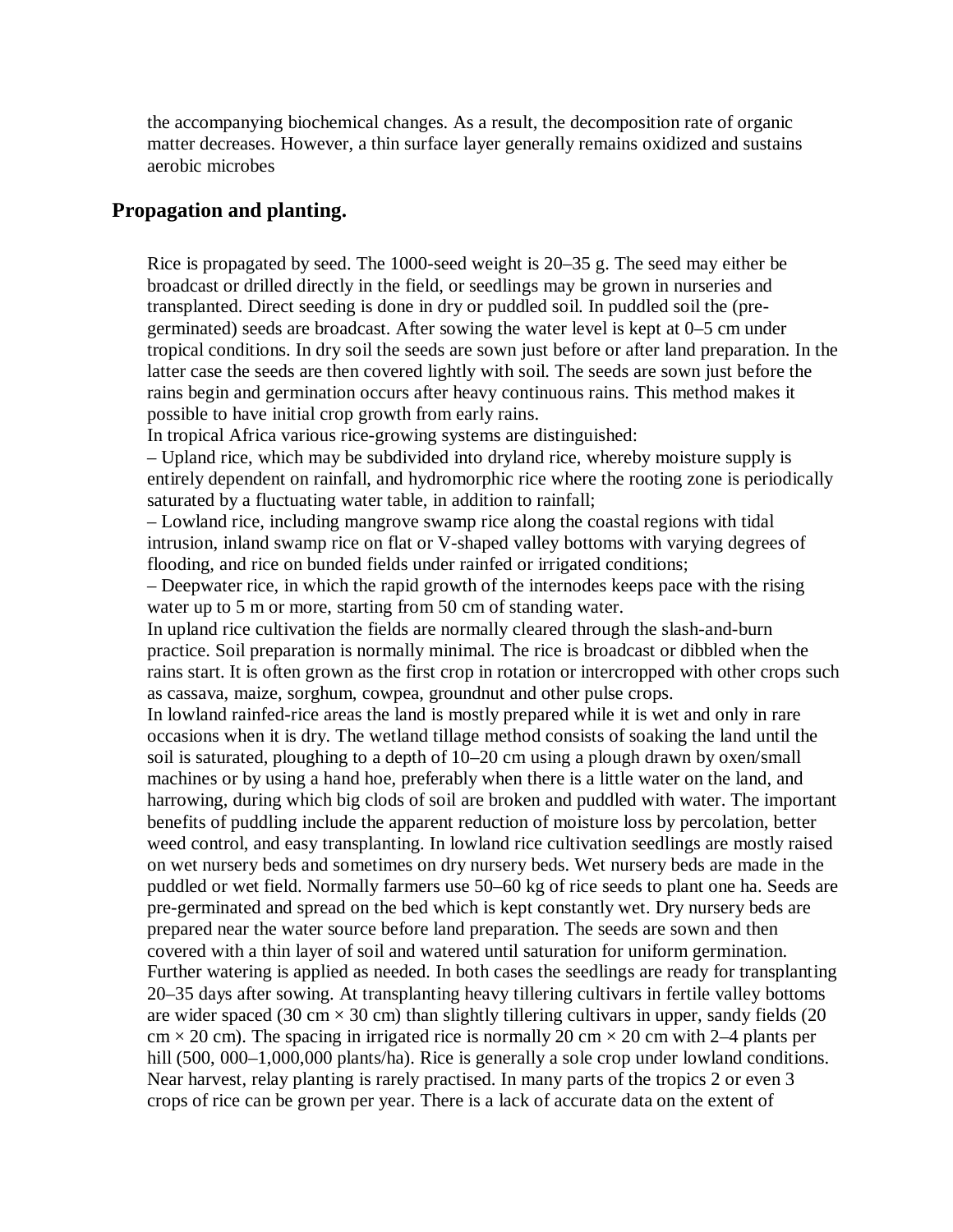the accompanying biochemical changes. As a result, the decomposition rate of organic matter decreases. However, a thin surface layer generally remains oxidized and sustains aerobic microbes

## Propagation and planting.

Rice is propagated by seed. The 1000-seed weight is 20–35 g. The seed may either be broadcast or drilled directly in the field, or seedlings may be grown in nurseries and transplanted. Direct seeding is done in dry or puddled soil. In puddled soil the (pre-germinated) seeds are broadcast. After sowing the water level is kept at 0–5 cm under tropical conditions. In dry soil the seeds are sown just before or after land preparation. In the latter case the seeds are then covered lightly with soil. The seeds are sown just before the rains begin and germination occurs after heavy continuous rains. This method makes it possible to have initial crop growth from early rains.
In tropical Africa various rice-growing systems are distinguished:
– Upland rice, which may be subdivided into dryland rice, whereby moisture supply is entirely dependent on rainfall, and hydromorphic rice where the rooting zone is periodically saturated by a fluctuating water table, in addition to rainfall;
– Lowland rice, including mangrove swamp rice along the coastal regions with tidal intrusion, inland swamp rice on flat or V-shaped valley bottoms with varying degrees of flooding, and rice on bunded fields under rainfed or irrigated conditions;
– Deepwater rice, in which the rapid growth of the internodes keeps pace with the rising water up to 5 m or more, starting from 50 cm of standing water.
In upland rice cultivation the fields are normally cleared through the slash-and-burn practice. Soil preparation is normally minimal. The rice is broadcast or dibbled when the rains start. It is often grown as the first crop in rotation or intercropped with other crops such as cassava, maize, sorghum, cowpea, groundnut and other pulse crops.
In lowland rainfed-rice areas the land is mostly prepared while it is wet and only in rare occasions when it is dry. The wetland tillage method consists of soaking the land until the soil is saturated, ploughing to a depth of 10–20 cm using a plough drawn by oxen/small machines or by using a hand hoe, preferably when there is a little water on the land, and harrowing, during which big clods of soil are broken and puddled with water. The important benefits of puddling include the apparent reduction of moisture loss by percolation, better weed control, and easy transplanting. In lowland rice cultivation seedlings are mostly raised on wet nursery beds and sometimes on dry nursery beds. Wet nursery beds are made in the puddled or wet field. Normally farmers use 50–60 kg of rice seeds to plant one ha. Seeds are pre-germinated and spread on the bed which is kept constantly wet. Dry nursery beds are prepared near the water source before land preparation. The seeds are sown and then covered with a thin layer of soil and watered until saturation for uniform germination. Further watering is applied as needed. In both cases the seedlings are ready for transplanting 20–35 days after sowing. At transplanting heavy tillering cultivars in fertile valley bottoms are wider spaced (30 cm × 30 cm) than slightly tillering cultivars in upper, sandy fields (20 cm × 20 cm). The spacing in irrigated rice is normally 20 cm × 20 cm with 2–4 plants per hill (500, 000–1,000,000 plants/ha). Rice is generally a sole crop under lowland conditions. Near harvest, relay planting is rarely practised. In many parts of the tropics 2 or even 3 crops of rice can be grown per year. There is a lack of accurate data on the extent of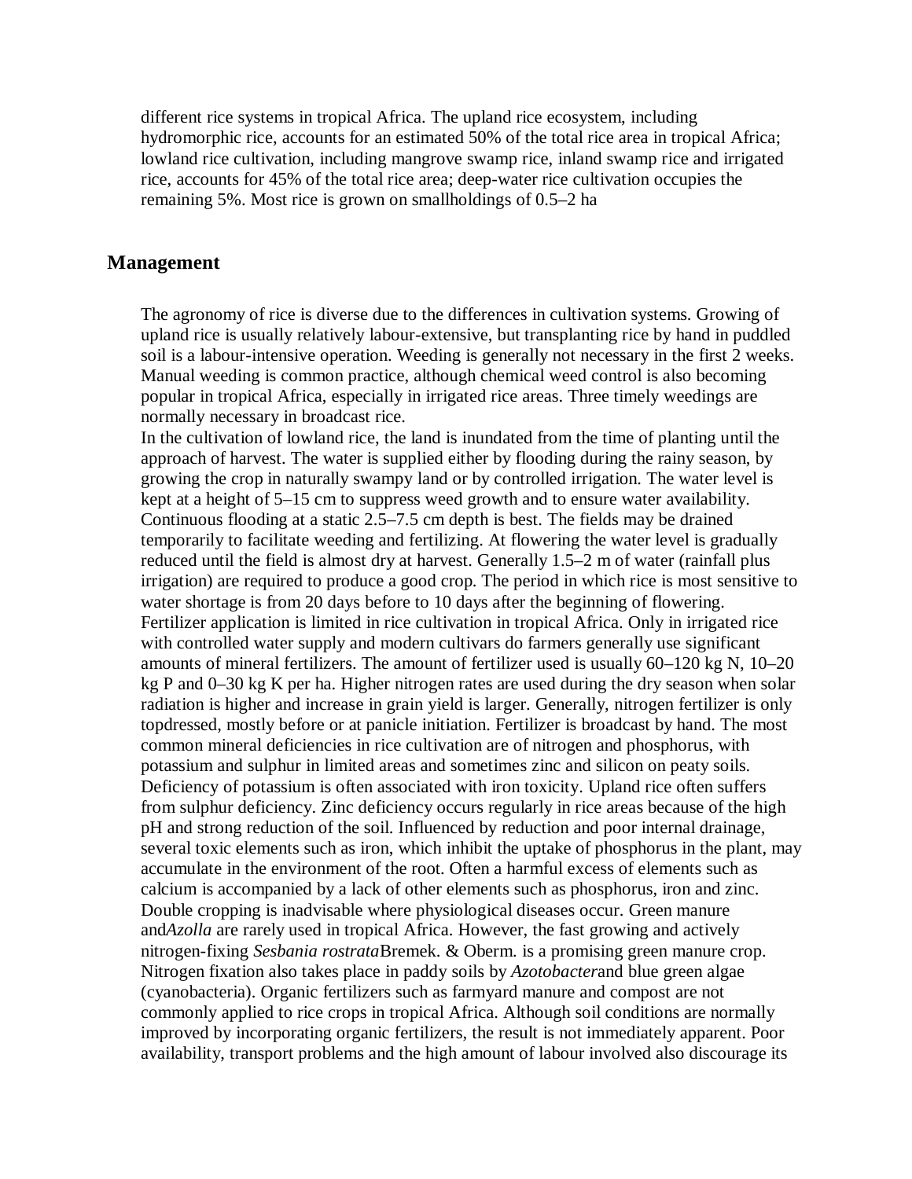different rice systems in tropical Africa. The upland rice ecosystem, including hydromorphic rice, accounts for an estimated 50% of the total rice area in tropical Africa; lowland rice cultivation, including mangrove swamp rice, inland swamp rice and irrigated rice, accounts for 45% of the total rice area; deep-water rice cultivation occupies the remaining 5%. Most rice is grown on smallholdings of 0.5–2 ha

## Management

The agronomy of rice is diverse due to the differences in cultivation systems. Growing of upland rice is usually relatively labour-extensive, but transplanting rice by hand in puddled soil is a labour-intensive operation. Weeding is generally not necessary in the first 2 weeks. Manual weeding is common practice, although chemical weed control is also becoming popular in tropical Africa, especially in irrigated rice areas. Three timely weedings are normally necessary in broadcast rice.

In the cultivation of lowland rice, the land is inundated from the time of planting until the approach of harvest. The water is supplied either by flooding during the rainy season, by growing the crop in naturally swampy land or by controlled irrigation. The water level is kept at a height of 5–15 cm to suppress weed growth and to ensure water availability. Continuous flooding at a static 2.5–7.5 cm depth is best. The fields may be drained temporarily to facilitate weeding and fertilizing. At flowering the water level is gradually reduced until the field is almost dry at harvest. Generally 1.5–2 m of water (rainfall plus irrigation) are required to produce a good crop. The period in which rice is most sensitive to water shortage is from 20 days before to 10 days after the beginning of flowering. Fertilizer application is limited in rice cultivation in tropical Africa. Only in irrigated rice with controlled water supply and modern cultivars do farmers generally use significant amounts of mineral fertilizers. The amount of fertilizer used is usually 60–120 kg N, 10–20 kg P and 0–30 kg K per ha. Higher nitrogen rates are used during the dry season when solar radiation is higher and increase in grain yield is larger. Generally, nitrogen fertilizer is only topdressed, mostly before or at panicle initiation. Fertilizer is broadcast by hand. The most common mineral deficiencies in rice cultivation are of nitrogen and phosphorus, with potassium and sulphur in limited areas and sometimes zinc and silicon on peaty soils. Deficiency of potassium is often associated with iron toxicity. Upland rice often suffers from sulphur deficiency. Zinc deficiency occurs regularly in rice areas because of the high pH and strong reduction of the soil. Influenced by reduction and poor internal drainage, several toxic elements such as iron, which inhibit the uptake of phosphorus in the plant, may accumulate in the environment of the root. Often a harmful excess of elements such as calcium is accompanied by a lack of other elements such as phosphorus, iron and zinc. Double cropping is inadvisable where physiological diseases occur. Green manure and *Azolla* are rarely used in tropical Africa. However, the fast growing and actively nitrogen-fixing *Sesbania rostrata* Bremek. & Oberm. is a promising green manure crop. Nitrogen fixation also takes place in paddy soils by *Azotobacter* and blue green algae (cyanobacteria). Organic fertilizers such as farmyard manure and compost are not commonly applied to rice crops in tropical Africa. Although soil conditions are normally improved by incorporating organic fertilizers, the result is not immediately apparent. Poor availability, transport problems and the high amount of labour involved also discourage its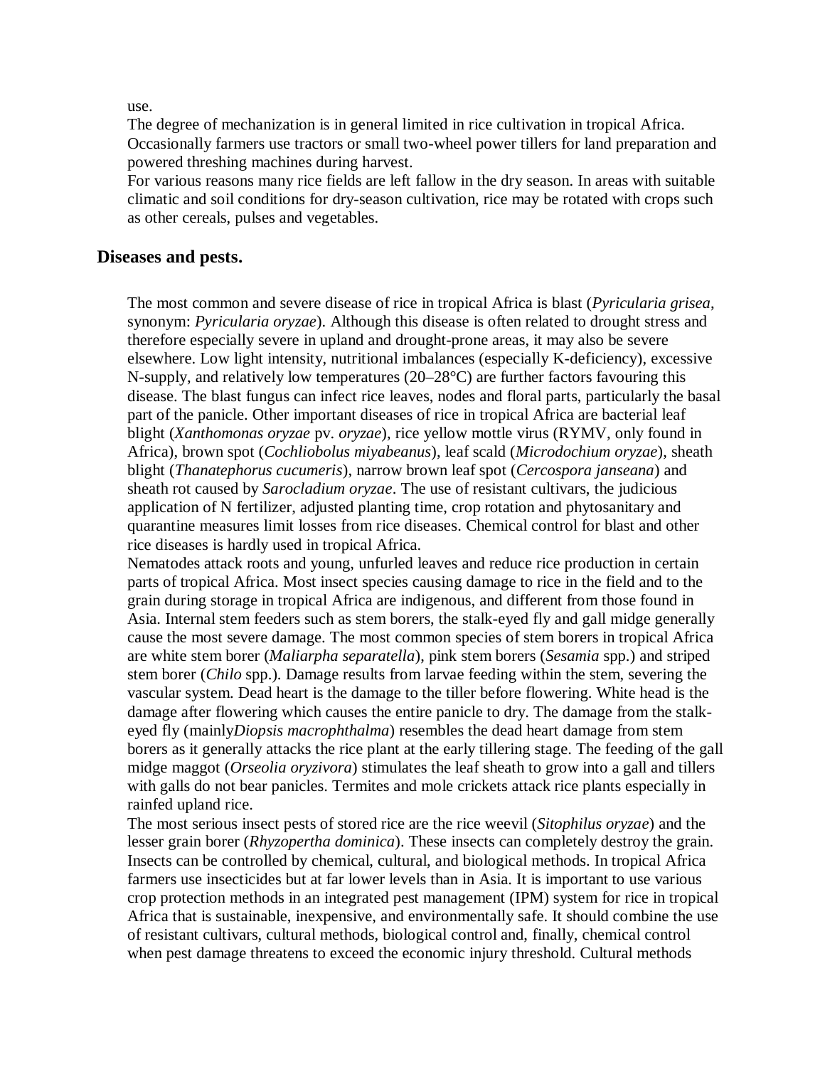use.

The degree of mechanization is in general limited in rice cultivation in tropical Africa. Occasionally farmers use tractors or small two-wheel power tillers for land preparation and powered threshing machines during harvest.

For various reasons many rice fields are left fallow in the dry season. In areas with suitable climatic and soil conditions for dry-season cultivation, rice may be rotated with crops such as other cereals, pulses and vegetables.

## Diseases and pests.

The most common and severe disease of rice in tropical Africa is blast (*Pyricularia grisea*, synonym: *Pyricularia oryzae*). Although this disease is often related to drought stress and therefore especially severe in upland and drought-prone areas, it may also be severe elsewhere. Low light intensity, nutritional imbalances (especially K-deficiency), excessive N-supply, and relatively low temperatures (20–28°C) are further factors favouring this disease. The blast fungus can infect rice leaves, nodes and floral parts, particularly the basal part of the panicle. Other important diseases of rice in tropical Africa are bacterial leaf blight (*Xanthomonas oryzae* pv. *oryzae*), rice yellow mottle virus (RYMV, only found in Africa), brown spot (*Cochliobolus miyabeanus*), leaf scald (*Microdochium oryzae*), sheath blight (*Thanatephorus cucumeris*), narrow brown leaf spot (*Cercospora janseana*) and sheath rot caused by *Sarocladium oryzae*. The use of resistant cultivars, the judicious application of N fertilizer, adjusted planting time, crop rotation and phytosanitary and quarantine measures limit losses from rice diseases. Chemical control for blast and other rice diseases is hardly used in tropical Africa.

Nematodes attack roots and young, unfurled leaves and reduce rice production in certain parts of tropical Africa. Most insect species causing damage to rice in the field and to the grain during storage in tropical Africa are indigenous, and different from those found in Asia. Internal stem feeders such as stem borers, the stalk-eyed fly and gall midge generally cause the most severe damage. The most common species of stem borers in tropical Africa are white stem borer (*Maliarpha separatella*), pink stem borers (*Sesamia* spp.) and striped stem borer (*Chilo* spp.). Damage results from larvae feeding within the stem, severing the vascular system. Dead heart is the damage to the tiller before flowering. White head is the damage after flowering which causes the entire panicle to dry. The damage from the stalk-eyed fly (mainly*Diopsis macrophthalma*) resembles the dead heart damage from stem borers as it generally attacks the rice plant at the early tillering stage. The feeding of the gall midge maggot (*Orseolia oryzivora*) stimulates the leaf sheath to grow into a gall and tillers with galls do not bear panicles. Termites and mole crickets attack rice plants especially in rainfed upland rice.

The most serious insect pests of stored rice are the rice weevil (*Sitophilus oryzae*) and the lesser grain borer (*Rhyzopertha dominica*). These insects can completely destroy the grain. Insects can be controlled by chemical, cultural, and biological methods. In tropical Africa farmers use insecticides but at far lower levels than in Asia. It is important to use various crop protection methods in an integrated pest management (IPM) system for rice in tropical Africa that is sustainable, inexpensive, and environmentally safe. It should combine the use of resistant cultivars, cultural methods, biological control and, finally, chemical control when pest damage threatens to exceed the economic injury threshold. Cultural methods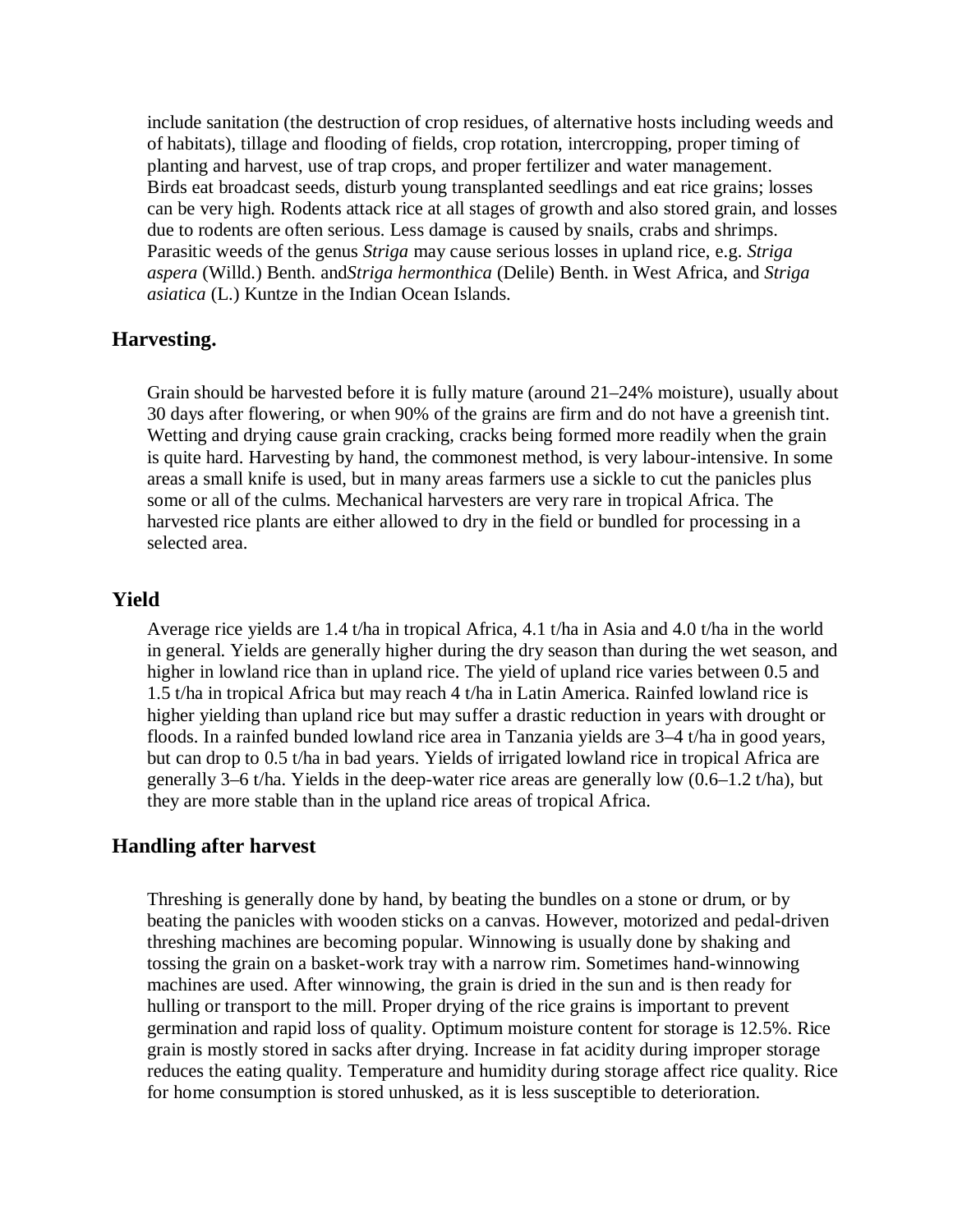include sanitation (the destruction of crop residues, of alternative hosts including weeds and of habitats), tillage and flooding of fields, crop rotation, intercropping, proper timing of planting and harvest, use of trap crops, and proper fertilizer and water management. Birds eat broadcast seeds, disturb young transplanted seedlings and eat rice grains; losses can be very high. Rodents attack rice at all stages of growth and also stored grain, and losses due to rodents are often serious. Less damage is caused by snails, crabs and shrimps. Parasitic weeds of the genus *Striga* may cause serious losses in upland rice, e.g. *Striga aspera* (Willd.) Benth. and*Striga hermonthica* (Delile) Benth. in West Africa, and *Striga asiatica* (L.) Kuntze in the Indian Ocean Islands.

## Harvesting.

Grain should be harvested before it is fully mature (around 21–24% moisture), usually about 30 days after flowering, or when 90% of the grains are firm and do not have a greenish tint. Wetting and drying cause grain cracking, cracks being formed more readily when the grain is quite hard. Harvesting by hand, the commonest method, is very labour-intensive. In some areas a small knife is used, but in many areas farmers use a sickle to cut the panicles plus some or all of the culms. Mechanical harvesters are very rare in tropical Africa. The harvested rice plants are either allowed to dry in the field or bundled for processing in a selected area.

## Yield

Average rice yields are 1.4 t/ha in tropical Africa, 4.1 t/ha in Asia and 4.0 t/ha in the world in general. Yields are generally higher during the dry season than during the wet season, and higher in lowland rice than in upland rice. The yield of upland rice varies between 0.5 and 1.5 t/ha in tropical Africa but may reach 4 t/ha in Latin America. Rainfed lowland rice is higher yielding than upland rice but may suffer a drastic reduction in years with drought or floods. In a rainfed bunded lowland rice area in Tanzania yields are 3–4 t/ha in good years, but can drop to 0.5 t/ha in bad years. Yields of irrigated lowland rice in tropical Africa are generally 3–6 t/ha. Yields in the deep-water rice areas are generally low (0.6–1.2 t/ha), but they are more stable than in the upland rice areas of tropical Africa.

## Handling after harvest

Threshing is generally done by hand, by beating the bundles on a stone or drum, or by beating the panicles with wooden sticks on a canvas. However, motorized and pedal-driven threshing machines are becoming popular. Winnowing is usually done by shaking and tossing the grain on a basket-work tray with a narrow rim. Sometimes hand-winnowing machines are used. After winnowing, the grain is dried in the sun and is then ready for hulling or transport to the mill. Proper drying of the rice grains is important to prevent germination and rapid loss of quality. Optimum moisture content for storage is 12.5%. Rice grain is mostly stored in sacks after drying. Increase in fat acidity during improper storage reduces the eating quality. Temperature and humidity during storage affect rice quality. Rice for home consumption is stored unhusked, as it is less susceptible to deterioration.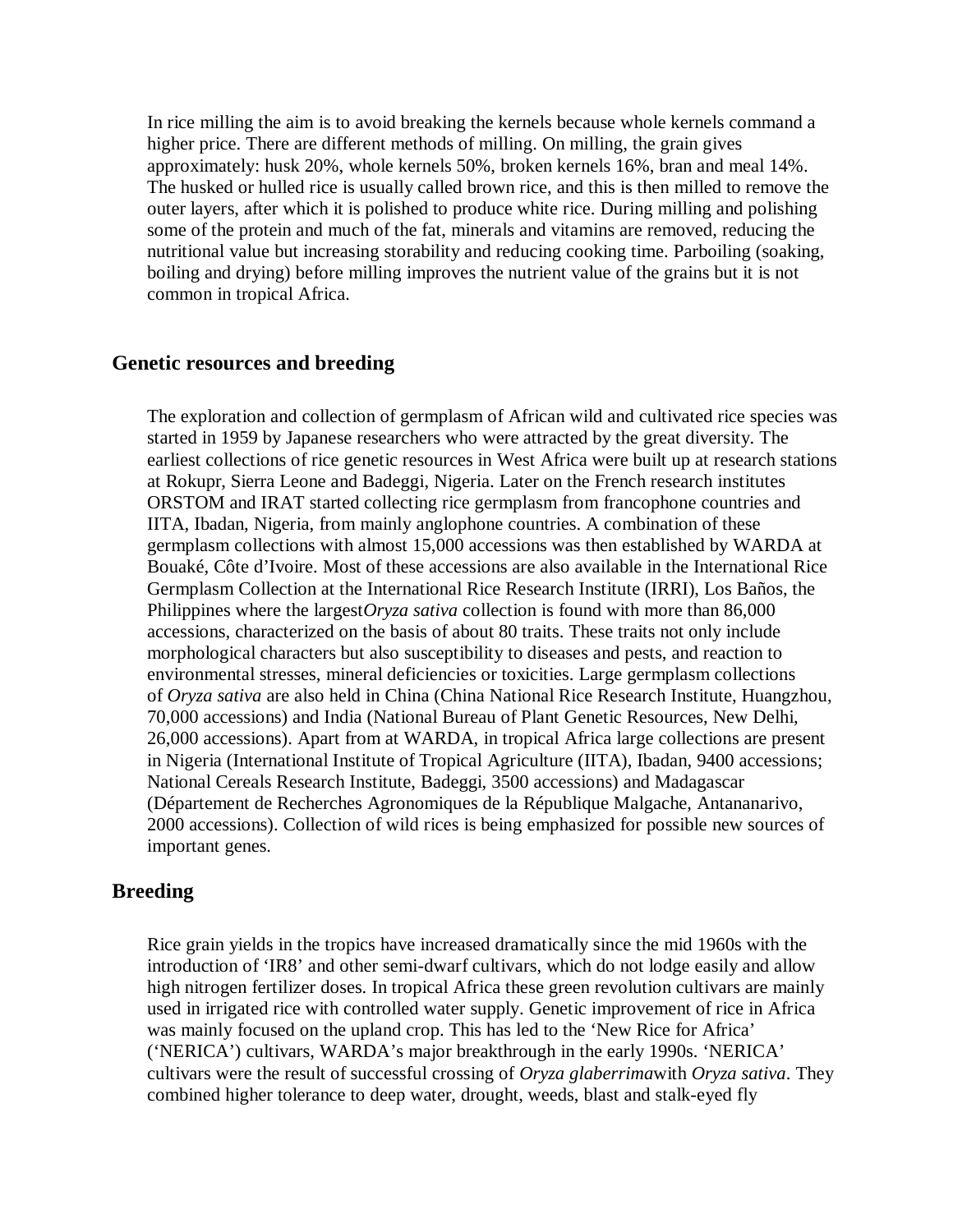In rice milling the aim is to avoid breaking the kernels because whole kernels command a higher price. There are different methods of milling. On milling, the grain gives approximately: husk 20%, whole kernels 50%, broken kernels 16%, bran and meal 14%. The husked or hulled rice is usually called brown rice, and this is then milled to remove the outer layers, after which it is polished to produce white rice. During milling and polishing some of the protein and much of the fat, minerals and vitamins are removed, reducing the nutritional value but increasing storability and reducing cooking time. Parboiling (soaking, boiling and drying) before milling improves the nutrient value of the grains but it is not common in tropical Africa.

## Genetic resources and breeding

The exploration and collection of germplasm of African wild and cultivated rice species was started in 1959 by Japanese researchers who were attracted by the great diversity. The earliest collections of rice genetic resources in West Africa were built up at research stations at Rokupr, Sierra Leone and Badeggi, Nigeria. Later on the French research institutes ORSTOM and IRAT started collecting rice germplasm from francophone countries and IITA, Ibadan, Nigeria, from mainly anglophone countries. A combination of these germplasm collections with almost 15,000 accessions was then established by WARDA at Bouaké, Côte d'Ivoire. Most of these accessions are also available in the International Rice Germplasm Collection at the International Rice Research Institute (IRRI), Los Baños, the Philippines where the largest *Oryza sativa* collection is found with more than 86,000 accessions, characterized on the basis of about 80 traits. These traits not only include morphological characters but also susceptibility to diseases and pests, and reaction to environmental stresses, mineral deficiencies or toxicities. Large germplasm collections of *Oryza sativa* are also held in China (China National Rice Research Institute, Huangzhou, 70,000 accessions) and India (National Bureau of Plant Genetic Resources, New Delhi, 26,000 accessions). Apart from at WARDA, in tropical Africa large collections are present in Nigeria (International Institute of Tropical Agriculture (IITA), Ibadan, 9400 accessions; National Cereals Research Institute, Badeggi, 3500 accessions) and Madagascar (Département de Recherches Agronomiques de la République Malgache, Antananarivo, 2000 accessions). Collection of wild rices is being emphasized for possible new sources of important genes.

## Breeding

Rice grain yields in the tropics have increased dramatically since the mid 1960s with the introduction of 'IR8' and other semi-dwarf cultivars, which do not lodge easily and allow high nitrogen fertilizer doses. In tropical Africa these green revolution cultivars are mainly used in irrigated rice with controlled water supply. Genetic improvement of rice in Africa was mainly focused on the upland crop. This has led to the 'New Rice for Africa' ('NERICA') cultivars, WARDA's major breakthrough in the early 1990s. 'NERICA' cultivars were the result of successful crossing of *Oryza glaberrima* with *Oryza sativa*. They combined higher tolerance to deep water, drought, weeds, blast and stalk-eyed fly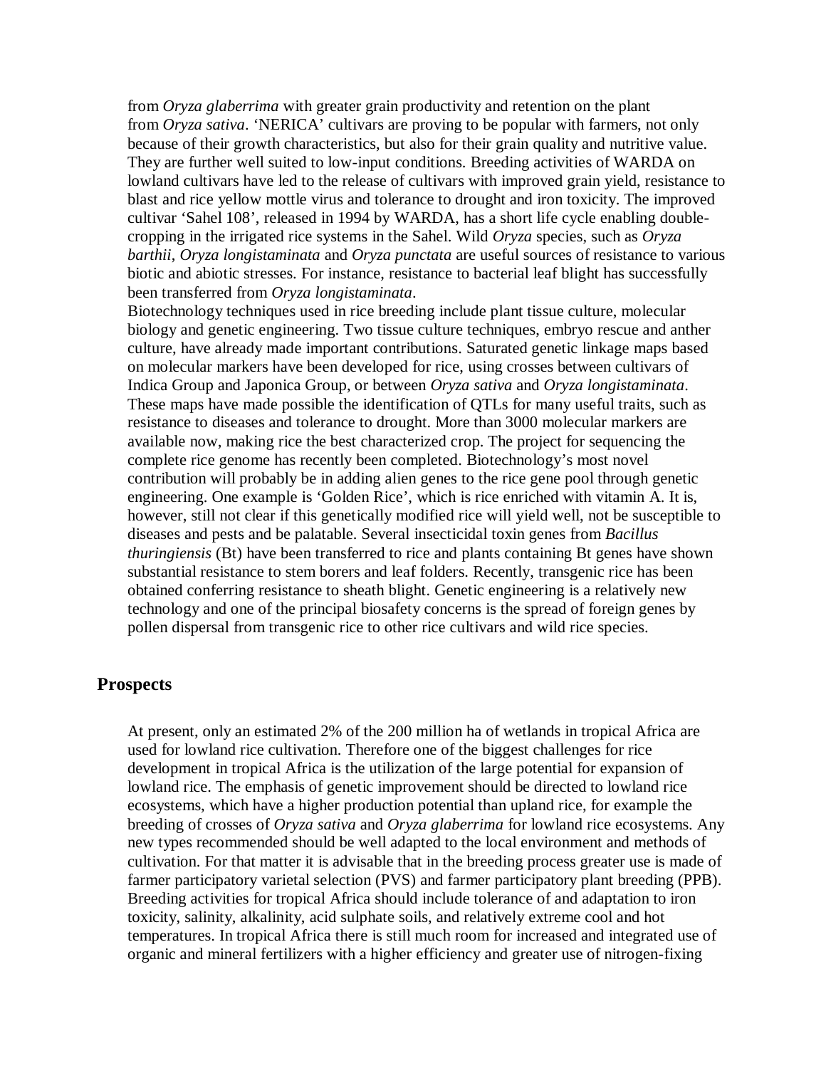from *Oryza glaberrima* with greater grain productivity and retention on the plant from *Oryza sativa*. 'NERICA' cultivars are proving to be popular with farmers, not only because of their growth characteristics, but also for their grain quality and nutritive value. They are further well suited to low-input conditions. Breeding activities of WARDA on lowland cultivars have led to the release of cultivars with improved grain yield, resistance to blast and rice yellow mottle virus and tolerance to drought and iron toxicity. The improved cultivar 'Sahel 108', released in 1994 by WARDA, has a short life cycle enabling double-cropping in the irrigated rice systems in the Sahel. Wild *Oryza* species, such as *Oryza barthii*, *Oryza longistaminata* and *Oryza punctata* are useful sources of resistance to various biotic and abiotic stresses. For instance, resistance to bacterial leaf blight has successfully been transferred from *Oryza longistaminata*.

Biotechnology techniques used in rice breeding include plant tissue culture, molecular biology and genetic engineering. Two tissue culture techniques, embryo rescue and anther culture, have already made important contributions. Saturated genetic linkage maps based on molecular markers have been developed for rice, using crosses between cultivars of Indica Group and Japonica Group, or between *Oryza sativa* and *Oryza longistaminata*. These maps have made possible the identification of QTLs for many useful traits, such as resistance to diseases and tolerance to drought. More than 3000 molecular markers are available now, making rice the best characterized crop. The project for sequencing the complete rice genome has recently been completed. Biotechnology's most novel contribution will probably be in adding alien genes to the rice gene pool through genetic engineering. One example is 'Golden Rice', which is rice enriched with vitamin A. It is, however, still not clear if this genetically modified rice will yield well, not be susceptible to diseases and pests and be palatable. Several insecticidal toxin genes from *Bacillus thuringiensis* (Bt) have been transferred to rice and plants containing Bt genes have shown substantial resistance to stem borers and leaf folders. Recently, transgenic rice has been obtained conferring resistance to sheath blight. Genetic engineering is a relatively new technology and one of the principal biosafety concerns is the spread of foreign genes by pollen dispersal from transgenic rice to other rice cultivars and wild rice species.

## Prospects

At present, only an estimated 2% of the 200 million ha of wetlands in tropical Africa are used for lowland rice cultivation. Therefore one of the biggest challenges for rice development in tropical Africa is the utilization of the large potential for expansion of lowland rice. The emphasis of genetic improvement should be directed to lowland rice ecosystems, which have a higher production potential than upland rice, for example the breeding of crosses of *Oryza sativa* and *Oryza glaberrima* for lowland rice ecosystems. Any new types recommended should be well adapted to the local environment and methods of cultivation. For that matter it is advisable that in the breeding process greater use is made of farmer participatory varietal selection (PVS) and farmer participatory plant breeding (PPB). Breeding activities for tropical Africa should include tolerance of and adaptation to iron toxicity, salinity, alkalinity, acid sulphate soils, and relatively extreme cool and hot temperatures. In tropical Africa there is still much room for increased and integrated use of organic and mineral fertilizers with a higher efficiency and greater use of nitrogen-fixing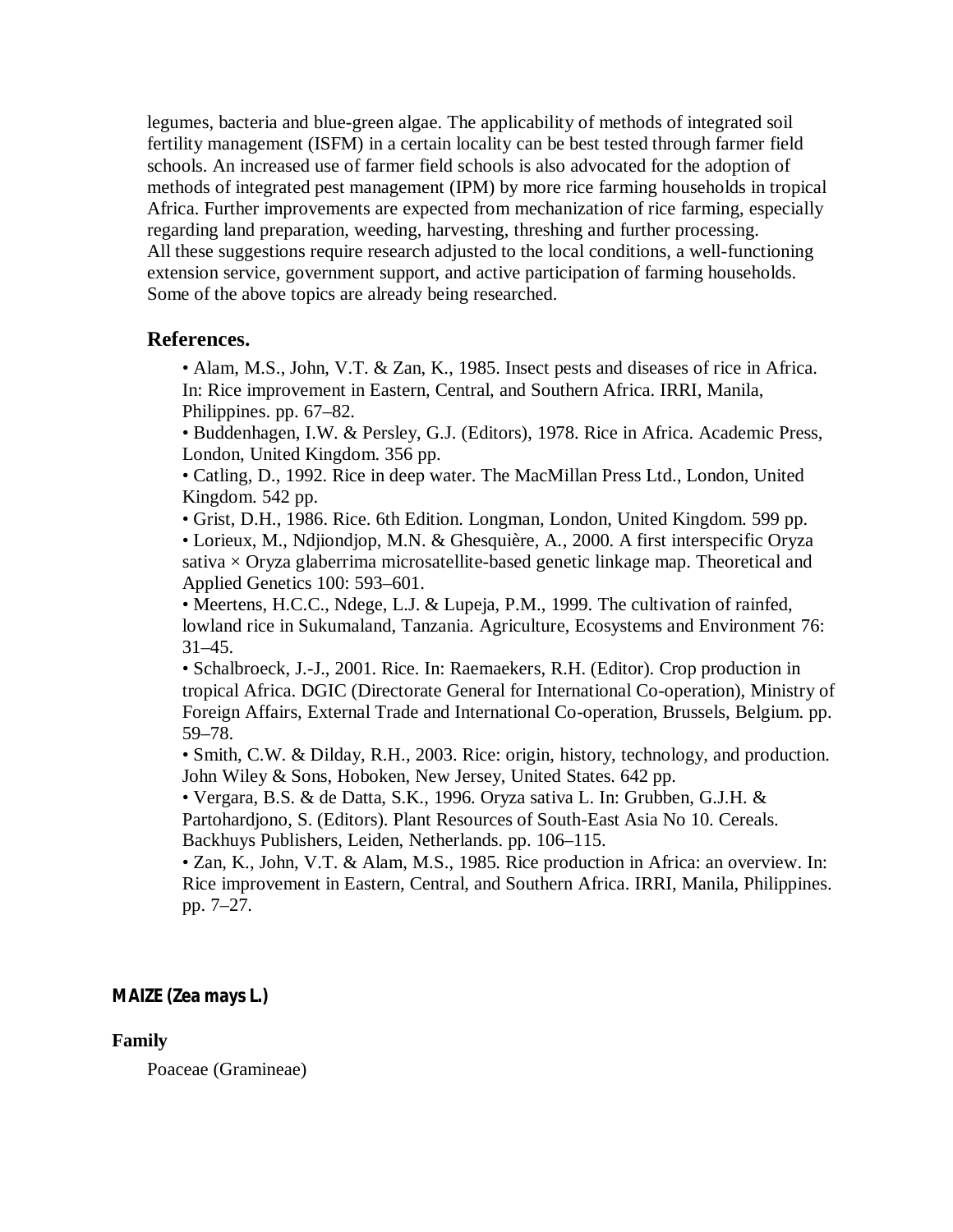legumes, bacteria and blue-green algae. The applicability of methods of integrated soil fertility management (ISFM) in a certain locality can be best tested through farmer field schools. An increased use of farmer field schools is also advocated for the adoption of methods of integrated pest management (IPM) by more rice farming households in tropical Africa. Further improvements are expected from mechanization of rice farming, especially regarding land preparation, weeding, harvesting, threshing and further processing.
All these suggestions require research adjusted to the local conditions, a well-functioning extension service, government support, and active participation of farming households. Some of the above topics are already being researched.

## References.

- Alam, M.S., John, V.T. & Zan, K., 1985. Insect pests and diseases of rice in Africa. In: Rice improvement in Eastern, Central, and Southern Africa. IRRI, Manila, Philippines. pp. 67–82.
- Buddenhagen, I.W. & Persley, G.J. (Editors), 1978. Rice in Africa. Academic Press, London, United Kingdom. 356 pp.
- Catling, D., 1992. Rice in deep water. The MacMillan Press Ltd., London, United Kingdom. 542 pp.
- Grist, D.H., 1986. Rice. 6th Edition. Longman, London, United Kingdom. 599 pp.
- Lorieux, M., Ndjiondjop, M.N. & Ghesquière, A., 2000. A first interspecific Oryza sativa × Oryza glaberrima microsatellite-based genetic linkage map. Theoretical and Applied Genetics 100: 593–601.
- Meertens, H.C.C., Ndege, L.J. & Lupeja, P.M., 1999. The cultivation of rainfed, lowland rice in Sukumaland, Tanzania. Agriculture, Ecosystems and Environment 76: 31–45.
- Schalbroeck, J.-J., 2001. Rice. In: Raemaekers, R.H. (Editor). Crop production in tropical Africa. DGIC (Directorate General for International Co-operation), Ministry of Foreign Affairs, External Trade and International Co-operation, Brussels, Belgium. pp. 59–78.
- Smith, C.W. & Dilday, R.H., 2003. Rice: origin, history, technology, and production. John Wiley & Sons, Hoboken, New Jersey, United States. 642 pp.
- Vergara, B.S. & de Datta, S.K., 1996. Oryza sativa L. In: Grubben, G.J.H. & Partohardjono, S. (Editors). Plant Resources of South-East Asia No 10. Cereals. Backhuys Publishers, Leiden, Netherlands. pp. 106–115.
- Zan, K., John, V.T. & Alam, M.S., 1985. Rice production in Africa: an overview. In: Rice improvement in Eastern, Central, and Southern Africa. IRRI, Manila, Philippines. pp. 7–27.

# MAIZE (Zea mays L.)

### Family

Poaceae (Gramineae)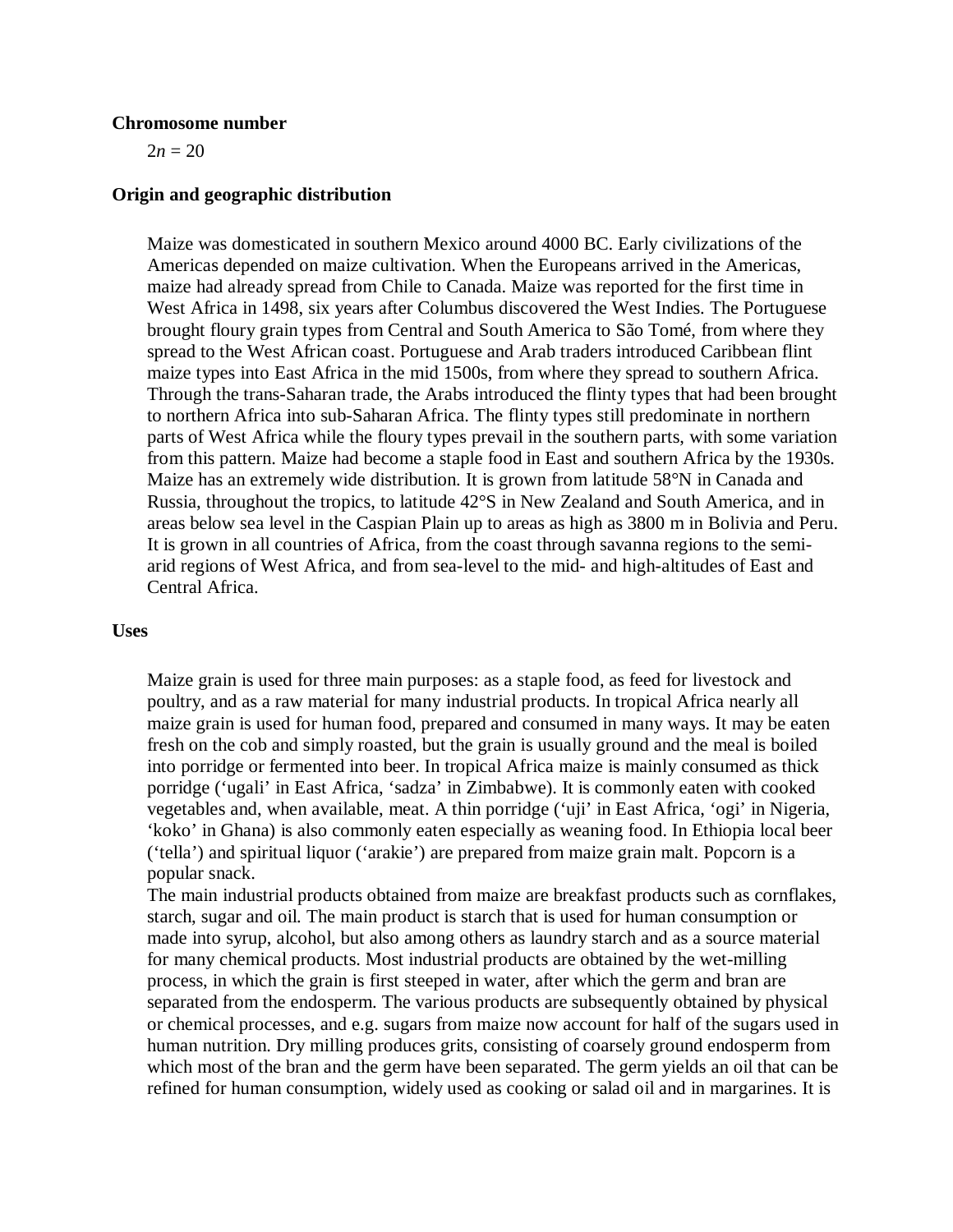**Chromosome number**

$2n = 20$

**Origin and geographic distribution**

Maize was domesticated in southern Mexico around 4000 BC. Early civilizations of the Americas depended on maize cultivation. When the Europeans arrived in the Americas, maize had already spread from Chile to Canada. Maize was reported for the first time in West Africa in 1498, six years after Columbus discovered the West Indies. The Portuguese brought floury grain types from Central and South America to São Tomé, from where they spread to the West African coast. Portuguese and Arab traders introduced Caribbean flint maize types into East Africa in the mid 1500s, from where they spread to southern Africa. Through the trans-Saharan trade, the Arabs introduced the flinty types that had been brought to northern Africa into sub-Saharan Africa. The flinty types still predominate in northern parts of West Africa while the floury types prevail in the southern parts, with some variation from this pattern. Maize had become a staple food in East and southern Africa by the 1930s. Maize has an extremely wide distribution. It is grown from latitude 58°N in Canada and Russia, throughout the tropics, to latitude 42°S in New Zealand and South America, and in areas below sea level in the Caspian Plain up to areas as high as 3800 m in Bolivia and Peru. It is grown in all countries of Africa, from the coast through savanna regions to the semi-arid regions of West Africa, and from sea-level to the mid- and high-altitudes of East and Central Africa.

**Uses**

Maize grain is used for three main purposes: as a staple food, as feed for livestock and poultry, and as a raw material for many industrial products. In tropical Africa nearly all maize grain is used for human food, prepared and consumed in many ways. It may be eaten fresh on the cob and simply roasted, but the grain is usually ground and the meal is boiled into porridge or fermented into beer. In tropical Africa maize is mainly consumed as thick porridge ('ugali' in East Africa, 'sadza' in Zimbabwe). It is commonly eaten with cooked vegetables and, when available, meat. A thin porridge ('uji' in East Africa, 'ogi' in Nigeria, 'koko' in Ghana) is also commonly eaten especially as weaning food. In Ethiopia local beer ('tella') and spiritual liquor ('arakie') are prepared from maize grain malt. Popcorn is a popular snack.

The main industrial products obtained from maize are breakfast products such as cornflakes, starch, sugar and oil. The main product is starch that is used for human consumption or made into syrup, alcohol, but also among others as laundry starch and as a source material for many chemical products. Most industrial products are obtained by the wet-milling process, in which the grain is first steeped in water, after which the germ and bran are separated from the endosperm. The various products are subsequently obtained by physical or chemical processes, and e.g. sugars from maize now account for half of the sugars used in human nutrition. Dry milling produces grits, consisting of coarsely ground endosperm from which most of the bran and the germ have been separated. The germ yields an oil that can be refined for human consumption, widely used as cooking or salad oil and in margarines. It is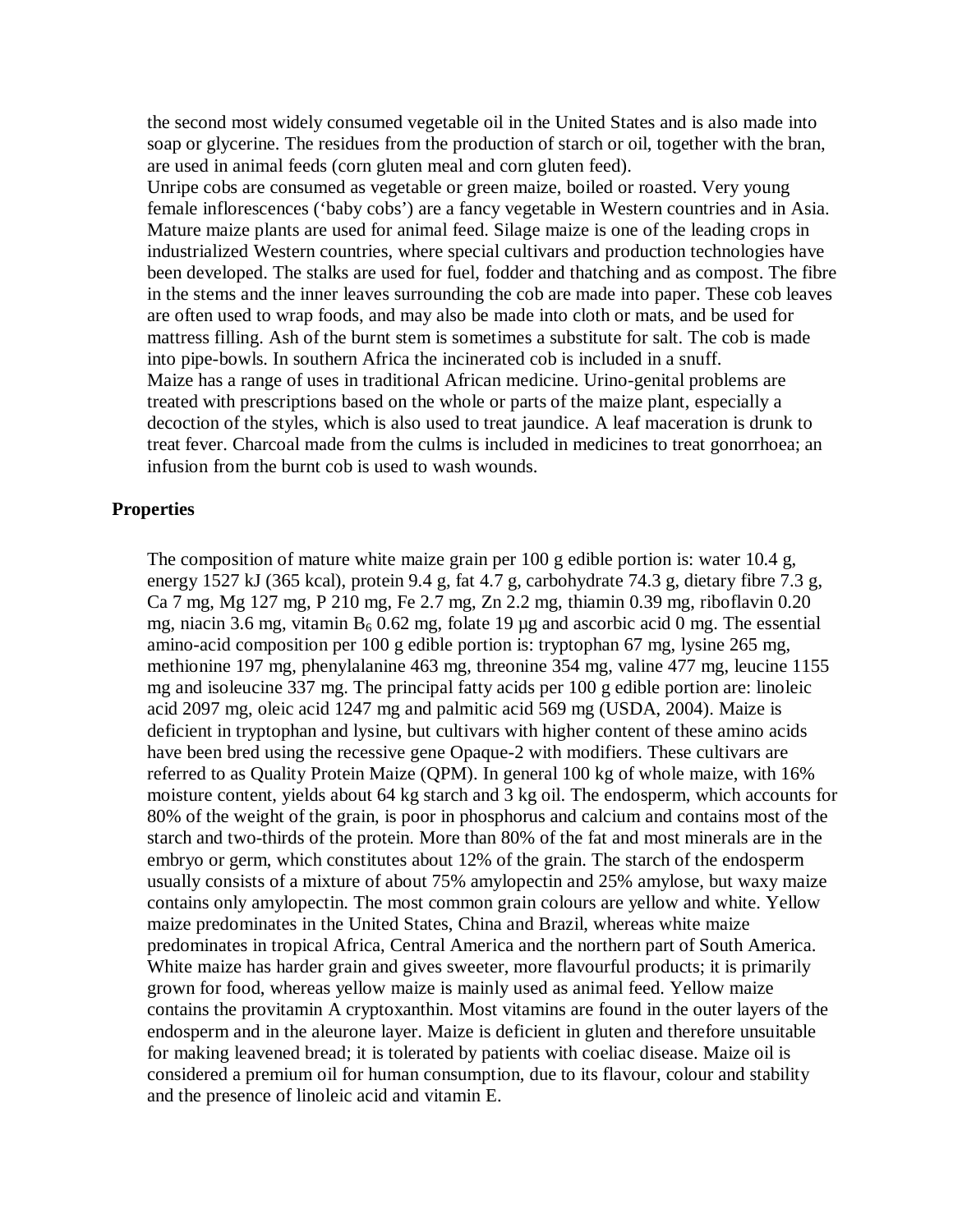the second most widely consumed vegetable oil in the United States and is also made into soap or glycerine. The residues from the production of starch or oil, together with the bran, are used in animal feeds (corn gluten meal and corn gluten feed).

Unripe cobs are consumed as vegetable or green maize, boiled or roasted. Very young female inflorescences ('baby cobs') are a fancy vegetable in Western countries and in Asia. Mature maize plants are used for animal feed. Silage maize is one of the leading crops in industrialized Western countries, where special cultivars and production technologies have been developed. The stalks are used for fuel, fodder and thatching and as compost. The fibre in the stems and the inner leaves surrounding the cob are made into paper. These cob leaves are often used to wrap foods, and may also be made into cloth or mats, and be used for mattress filling. Ash of the burnt stem is sometimes a substitute for salt. The cob is made into pipe-bowls. In southern Africa the incinerated cob is included in a snuff.

Maize has a range of uses in traditional African medicine. Urino-genital problems are treated with prescriptions based on the whole or parts of the maize plant, especially a decoction of the styles, which is also used to treat jaundice. A leaf maceration is drunk to treat fever. Charcoal made from the culms is included in medicines to treat gonorrhoea; an infusion from the burnt cob is used to wash wounds.

**Properties**

The composition of mature white maize grain per 100 g edible portion is: water 10.4 g, energy 1527 kJ (365 kcal), protein 9.4 g, fat 4.7 g, carbohydrate 74.3 g, dietary fibre 7.3 g, Ca 7 mg, Mg 127 mg, P 210 mg, Fe 2.7 mg, Zn 2.2 mg, thiamin 0.39 mg, riboflavin 0.20 mg, niacin 3.6 mg, vitamin $B_6$ 0.62 mg, folate 19 µg and ascorbic acid 0 mg. The essential amino-acid composition per 100 g edible portion is: tryptophan 67 mg, lysine 265 mg, methionine 197 mg, phenylalanine 463 mg, threonine 354 mg, valine 477 mg, leucine 1155 mg and isoleucine 337 mg. The principal fatty acids per 100 g edible portion are: linoleic acid 2097 mg, oleic acid 1247 mg and palmitic acid 569 mg (USDA, 2004). Maize is deficient in tryptophan and lysine, but cultivars with higher content of these amino acids have been bred using the recessive gene Opaque-2 with modifiers. These cultivars are referred to as Quality Protein Maize (QPM). In general 100 kg of whole maize, with 16% moisture content, yields about 64 kg starch and 3 kg oil. The endosperm, which accounts for 80% of the weight of the grain, is poor in phosphorus and calcium and contains most of the starch and two-thirds of the protein. More than 80% of the fat and most minerals are in the embryo or germ, which constitutes about 12% of the grain. The starch of the endosperm usually consists of a mixture of about 75% amylopectin and 25% amylose, but waxy maize contains only amylopectin. The most common grain colours are yellow and white. Yellow maize predominates in the United States, China and Brazil, whereas white maize predominates in tropical Africa, Central America and the northern part of South America. White maize has harder grain and gives sweeter, more flavourful products; it is primarily grown for food, whereas yellow maize is mainly used as animal feed. Yellow maize contains the provitamin A cryptoxanthin. Most vitamins are found in the outer layers of the endosperm and in the aleurone layer. Maize is deficient in gluten and therefore unsuitable for making leavened bread; it is tolerated by patients with coeliac disease. Maize oil is considered a premium oil for human consumption, due to its flavour, colour and stability and the presence of linoleic acid and vitamin E.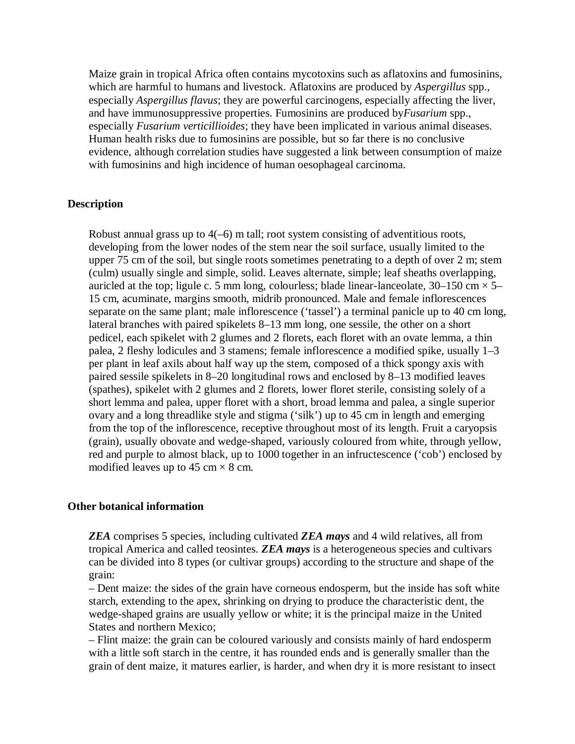Maize grain in tropical Africa often contains mycotoxins such as aflatoxins and fumosinins, which are harmful to humans and livestock. Aflatoxins are produced by *Aspergillus* spp., especially *Aspergillus flavus*; they are powerful carcinogens, especially affecting the liver, and have immunosuppressive properties. Fumosinins are produced by *Fusarium* spp., especially *Fusarium verticillioides*; they have been implicated in various animal diseases. Human health risks due to fumosinins are possible, but so far there is no conclusive evidence, although correlation studies have suggested a link between consumption of maize with fumosinins and high incidence of human oesophageal carcinoma.

## Description

Robust annual grass up to 4(–6) m tall; root system consisting of adventitious roots, developing from the lower nodes of the stem near the soil surface, usually limited to the upper 75 cm of the soil, but single roots sometimes penetrating to a depth of over 2 m; stem (culm) usually single and simple, solid. Leaves alternate, simple; leaf sheaths overlapping, auricled at the top; ligule c. 5 mm long, colourless; blade linear-lanceolate, 30–150 cm × 5–15 cm, acuminate, margins smooth, midrib pronounced. Male and female inflorescences separate on the same plant; male inflorescence ('tassel') a terminal panicle up to 40 cm long, lateral branches with paired spikelets 8–13 mm long, one sessile, the other on a short pedicel, each spikelet with 2 glumes and 2 florets, each floret with an ovate lemma, a thin palea, 2 fleshy lodicules and 3 stamens; female inflorescence a modified spike, usually 1–3 per plant in leaf axils about half way up the stem, composed of a thick spongy axis with paired sessile spikelets in 8–20 longitudinal rows and enclosed by 8–13 modified leaves (spathes), spikelet with 2 glumes and 2 florets, lower floret sterile, consisting solely of a short lemma and palea, upper floret with a short, broad lemma and palea, a single superior ovary and a long threadlike style and stigma ('silk') up to 45 cm in length and emerging from the top of the inflorescence, receptive throughout most of its length. Fruit a caryopsis (grain), usually obovate and wedge-shaped, variously coloured from white, through yellow, red and purple to almost black, up to 1000 together in an infructescence ('cob') enclosed by modified leaves up to 45 cm × 8 cm.

## Other botanical information

***ZEA*** comprises 5 species, including cultivated ***ZEA mays*** and 4 wild relatives, all from tropical America and called teosintes. ***ZEA mays*** is a heterogeneous species and cultivars can be divided into 8 types (or cultivar groups) according to the structure and shape of the grain:

– Dent maize: the sides of the grain have corneous endosperm, but the inside has soft white starch, extending to the apex, shrinking on drying to produce the characteristic dent, the wedge-shaped grains are usually yellow or white; it is the principal maize in the United States and northern Mexico;

– Flint maize: the grain can be coloured variously and consists mainly of hard endosperm with a little soft starch in the centre, it has rounded ends and is generally smaller than the grain of dent maize, it matures earlier, is harder, and when dry it is more resistant to insect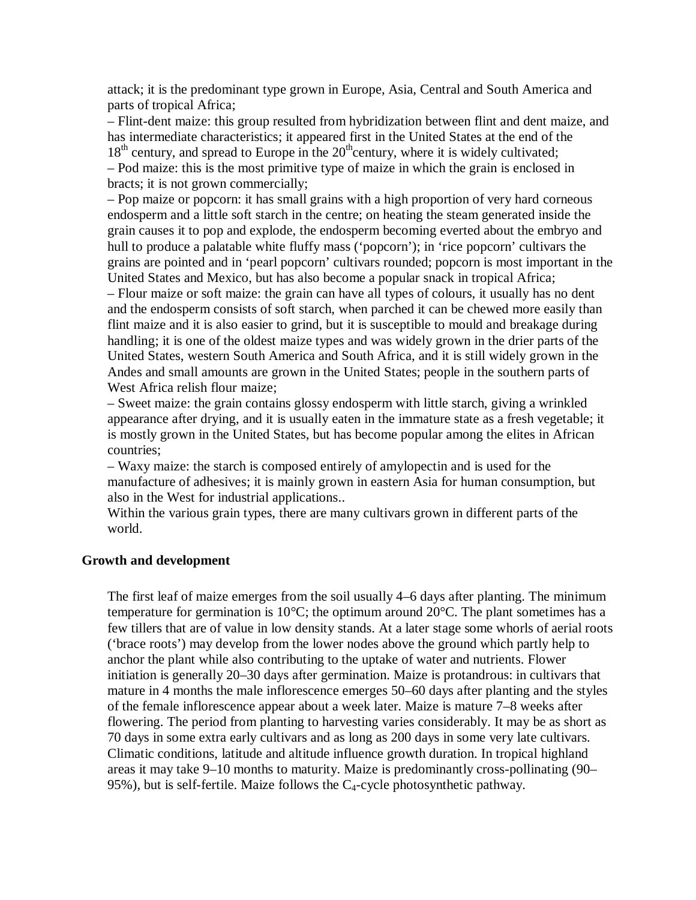attack; it is the predominant type grown in Europe, Asia, Central and South America and parts of tropical Africa;

– Flint-dent maize: this group resulted from hybridization between flint and dent maize, and has intermediate characteristics; it appeared first in the United States at the end of the $18^{th}$ century, and spread to Europe in the $20^{th}$century, where it is widely cultivated;

– Pod maize: this is the most primitive type of maize in which the grain is enclosed in bracts; it is not grown commercially;

– Pop maize or popcorn: it has small grains with a high proportion of very hard corneous endosperm and a little soft starch in the centre; on heating the steam generated inside the grain causes it to pop and explode, the endosperm becoming everted about the embryo and hull to produce a palatable white fluffy mass ('popcorn'); in 'rice popcorn' cultivars the grains are pointed and in 'pearl popcorn' cultivars rounded; popcorn is most important in the United States and Mexico, but has also become a popular snack in tropical Africa;

– Flour maize or soft maize: the grain can have all types of colours, it usually has no dent and the endosperm consists of soft starch, when parched it can be chewed more easily than flint maize and it is also easier to grind, but it is susceptible to mould and breakage during handling; it is one of the oldest maize types and was widely grown in the drier parts of the United States, western South America and South Africa, and it is still widely grown in the Andes and small amounts are grown in the United States; people in the southern parts of West Africa relish flour maize;

– Sweet maize: the grain contains glossy endosperm with little starch, giving a wrinkled appearance after drying, and it is usually eaten in the immature state as a fresh vegetable; it is mostly grown in the United States, but has become popular among the elites in African countries;

– Waxy maize: the starch is composed entirely of amylopectin and is used for the manufacture of adhesives; it is mainly grown in eastern Asia for human consumption, but also in the West for industrial applications..

Within the various grain types, there are many cultivars grown in different parts of the world.

## Growth and development

The first leaf of maize emerges from the soil usually 4–6 days after planting. The minimum temperature for germination is 10°C; the optimum around 20°C. The plant sometimes has a few tillers that are of value in low density stands. At a later stage some whorls of aerial roots ('brace roots') may develop from the lower nodes above the ground which partly help to anchor the plant while also contributing to the uptake of water and nutrients. Flower initiation is generally 20–30 days after germination. Maize is protandrous: in cultivars that mature in 4 months the male inflorescence emerges 50–60 days after planting and the styles of the female inflorescence appear about a week later. Maize is mature 7–8 weeks after flowering. The period from planting to harvesting varies considerably. It may be as short as 70 days in some extra early cultivars and as long as 200 days in some very late cultivars. Climatic conditions, latitude and altitude influence growth duration. In tropical highland areas it may take 9–10 months to maturity. Maize is predominantly cross-pollinating (90–95%), but is self-fertile. Maize follows the $C_4$-cycle photosynthetic pathway.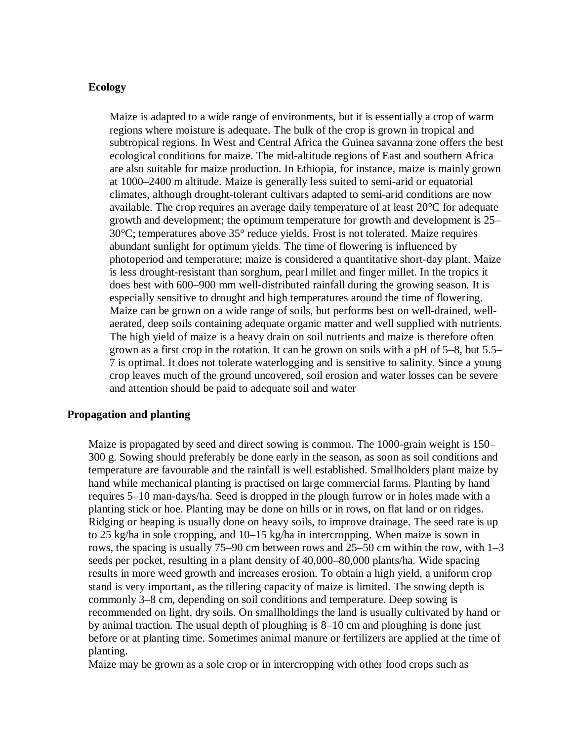**Ecology**

Maize is adapted to a wide range of environments, but it is essentially a crop of warm regions where moisture is adequate. The bulk of the crop is grown in tropical and subtropical regions. In West and Central Africa the Guinea savanna zone offers the best ecological conditions for maize. The mid-altitude regions of East and southern Africa are also suitable for maize production. In Ethiopia, for instance, maize is mainly grown at 1000–2400 m altitude. Maize is generally less suited to semi-arid or equatorial climates, although drought-tolerant cultivars adapted to semi-arid conditions are now available. The crop requires an average daily temperature of at least 20°C for adequate growth and development; the optimum temperature for growth and development is 25–30°C; temperatures above 35° reduce yields. Frost is not tolerated. Maize requires abundant sunlight for optimum yields. The time of flowering is influenced by photoperiod and temperature; maize is considered a quantitative short-day plant. Maize is less drought-resistant than sorghum, pearl millet and finger millet. In the tropics it does best with 600–900 mm well-distributed rainfall during the growing season. It is especially sensitive to drought and high temperatures around the time of flowering. Maize can be grown on a wide range of soils, but performs best on well-drained, well-aerated, deep soils containing adequate organic matter and well supplied with nutrients. The high yield of maize is a heavy drain on soil nutrients and maize is therefore often grown as a first crop in the rotation. It can be grown on soils with a pH of 5–8, but 5.5–7 is optimal. It does not tolerate waterlogging and is sensitive to salinity. Since a young crop leaves much of the ground uncovered, soil erosion and water losses can be severe and attention should be paid to adequate soil and water

**Propagation and planting**

Maize is propagated by seed and direct sowing is common. The 1000-grain weight is 150–300 g. Sowing should preferably be done early in the season, as soon as soil conditions and temperature are favourable and the rainfall is well established. Smallholders plant maize by hand while mechanical planting is practised on large commercial farms. Planting by hand requires 5–10 man-days/ha. Seed is dropped in the plough furrow or in holes made with a planting stick or hoe. Planting may be done on hills or in rows, on flat land or on ridges. Ridging or heaping is usually done on heavy soils, to improve drainage. The seed rate is up to 25 kg/ha in sole cropping, and 10–15 kg/ha in intercropping. When maize is sown in rows, the spacing is usually 75–90 cm between rows and 25–50 cm within the row, with 1–3 seeds per pocket, resulting in a plant density of 40,000–80,000 plants/ha. Wide spacing results in more weed growth and increases erosion. To obtain a high yield, a uniform crop stand is very important, as the tillering capacity of maize is limited. The sowing depth is commonly 3–8 cm, depending on soil conditions and temperature. Deep sowing is recommended on light, dry soils. On smallholdings the land is usually cultivated by hand or by animal traction. The usual depth of ploughing is 8–10 cm and ploughing is done just before or at planting time. Sometimes animal manure or fertilizers are applied at the time of planting.

Maize may be grown as a sole crop or in intercropping with other food crops such as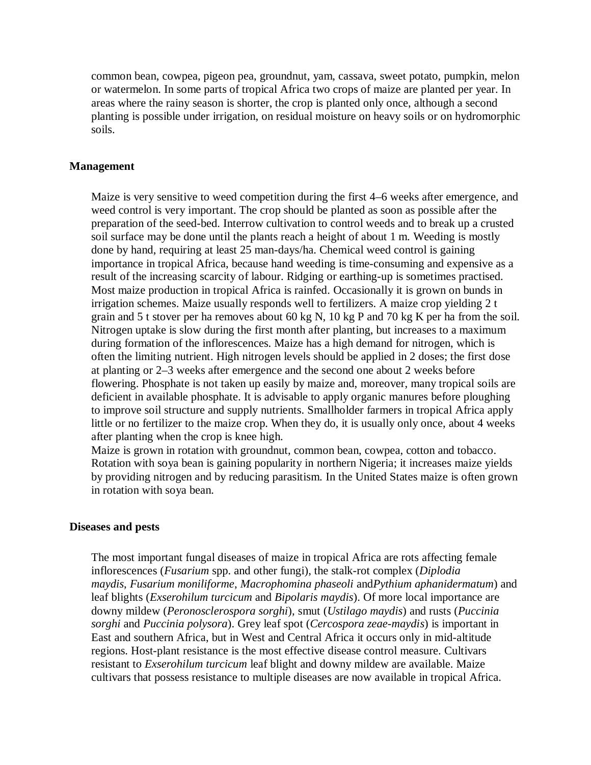common bean, cowpea, pigeon pea, groundnut, yam, cassava, sweet potato, pumpkin, melon or watermelon. In some parts of tropical Africa two crops of maize are planted per year. In areas where the rainy season is shorter, the crop is planted only once, although a second planting is possible under irrigation, on residual moisture on heavy soils or on hydromorphic soils.

## Management

Maize is very sensitive to weed competition during the first 4–6 weeks after emergence, and weed control is very important. The crop should be planted as soon as possible after the preparation of the seed-bed. Interrow cultivation to control weeds and to break up a crusted soil surface may be done until the plants reach a height of about 1 m. Weeding is mostly done by hand, requiring at least 25 man-days/ha. Chemical weed control is gaining importance in tropical Africa, because hand weeding is time-consuming and expensive as a result of the increasing scarcity of labour. Ridging or earthing-up is sometimes practised. Most maize production in tropical Africa is rainfed. Occasionally it is grown on bunds in irrigation schemes. Maize usually responds well to fertilizers. A maize crop yielding 2 t grain and 5 t stover per ha removes about 60 kg N, 10 kg P and 70 kg K per ha from the soil. Nitrogen uptake is slow during the first month after planting, but increases to a maximum during formation of the inflorescences. Maize has a high demand for nitrogen, which is often the limiting nutrient. High nitrogen levels should be applied in 2 doses; the first dose at planting or 2–3 weeks after emergence and the second one about 2 weeks before flowering. Phosphate is not taken up easily by maize and, moreover, many tropical soils are deficient in available phosphate. It is advisable to apply organic manures before ploughing to improve soil structure and supply nutrients. Smallholder farmers in tropical Africa apply little or no fertilizer to the maize crop. When they do, it is usually only once, about 4 weeks after planting when the crop is knee high.
Maize is grown in rotation with groundnut, common bean, cowpea, cotton and tobacco. Rotation with soya bean is gaining popularity in northern Nigeria; it increases maize yields by providing nitrogen and by reducing parasitism. In the United States maize is often grown in rotation with soya bean.

## Diseases and pests

The most important fungal diseases of maize in tropical Africa are rots affecting female inflorescences (*Fusarium* spp. and other fungi), the stalk-rot complex (*Diplodia maydis*, *Fusarium moniliforme*, *Macrophomina phaseoli* and *Pythium aphanidermatum*) and leaf blights (*Exserohilum turcicum* and *Bipolaris maydis*). Of more local importance are downy mildew (*Peronosclerospora sorghi*), smut (*Ustilago maydis*) and rusts (*Puccinia sorghi* and *Puccinia polysora*). Grey leaf spot (*Cercospora zeae-maydis*) is important in East and southern Africa, but in West and Central Africa it occurs only in mid-altitude regions. Host-plant resistance is the most effective disease control measure. Cultivars resistant to *Exserohilum turcicum* leaf blight and downy mildew are available. Maize cultivars that possess resistance to multiple diseases are now available in tropical Africa.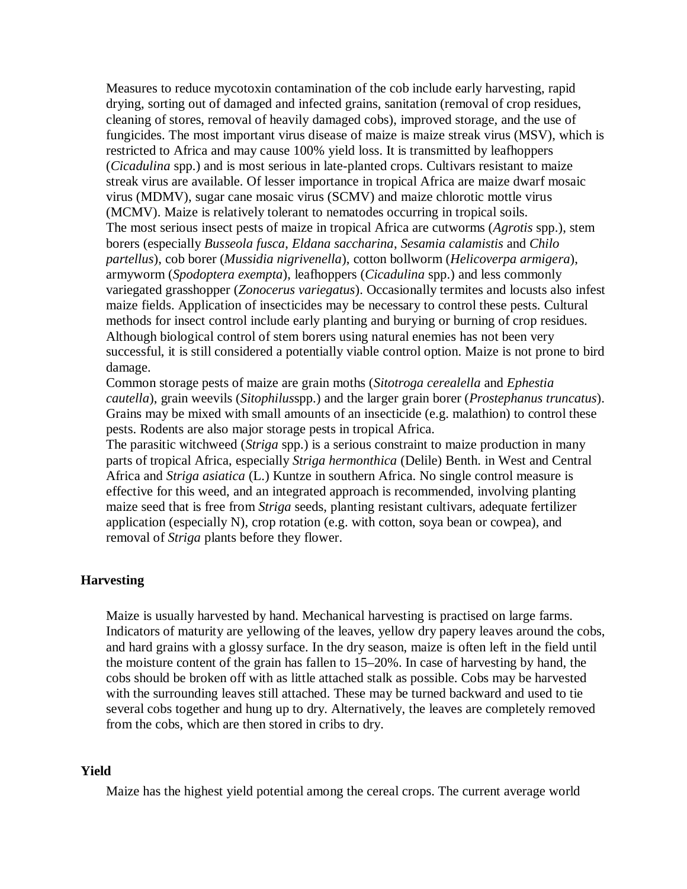Measures to reduce mycotoxin contamination of the cob include early harvesting, rapid drying, sorting out of damaged and infected grains, sanitation (removal of crop residues, cleaning of stores, removal of heavily damaged cobs), improved storage, and the use of fungicides. The most important virus disease of maize is maize streak virus (MSV), which is restricted to Africa and may cause 100% yield loss. It is transmitted by leafhoppers (*Cicadulina* spp.) and is most serious in late-planted crops. Cultivars resistant to maize streak virus are available. Of lesser importance in tropical Africa are maize dwarf mosaic virus (MDMV), sugar cane mosaic virus (SCMV) and maize chlorotic mottle virus (MCMV). Maize is relatively tolerant to nematodes occurring in tropical soils.

The most serious insect pests of maize in tropical Africa are cutworms (*Agrotis* spp.), stem borers (especially *Busseola fusca*, *Eldana saccharina*, *Sesamia calamistis* and *Chilo partellus*), cob borer (*Mussidia nigrivenella*), cotton bollworm (*Helicoverpa armigera*), armyworm (*Spodoptera exempta*), leafhoppers (*Cicadulina* spp.) and less commonly variegated grasshopper (*Zonocerus variegatus*). Occasionally termites and locusts also infest maize fields. Application of insecticides may be necessary to control these pests. Cultural methods for insect control include early planting and burying or burning of crop residues. Although biological control of stem borers using natural enemies has not been very successful, it is still considered a potentially viable control option. Maize is not prone to bird damage.

Common storage pests of maize are grain moths (*Sitotroga cerealella* and *Ephestia cautella*), grain weevils (*Sitophilus*spp.) and the larger grain borer (*Prostephanus truncatus*). Grains may be mixed with small amounts of an insecticide (e.g. malathion) to control these pests. Rodents are also major storage pests in tropical Africa.

The parasitic witchweed (*Striga* spp.) is a serious constraint to maize production in many parts of tropical Africa, especially *Striga hermonthica* (Delile) Benth. in West and Central Africa and *Striga asiatica* (L.) Kuntze in southern Africa. No single control measure is effective for this weed, and an integrated approach is recommended, involving planting maize seed that is free from *Striga* seeds, planting resistant cultivars, adequate fertilizer application (especially N), crop rotation (e.g. with cotton, soya bean or cowpea), and removal of *Striga* plants before they flower.

**Harvesting**

Maize is usually harvested by hand. Mechanical harvesting is practised on large farms. Indicators of maturity are yellowing of the leaves, yellow dry papery leaves around the cobs, and hard grains with a glossy surface. In the dry season, maize is often left in the field until the moisture content of the grain has fallen to 15–20%. In case of harvesting by hand, the cobs should be broken off with as little attached stalk as possible. Cobs may be harvested with the surrounding leaves still attached. These may be turned backward and used to tie several cobs together and hung up to dry. Alternatively, the leaves are completely removed from the cobs, which are then stored in cribs to dry.

**Yield**

Maize has the highest yield potential among the cereal crops. The current average world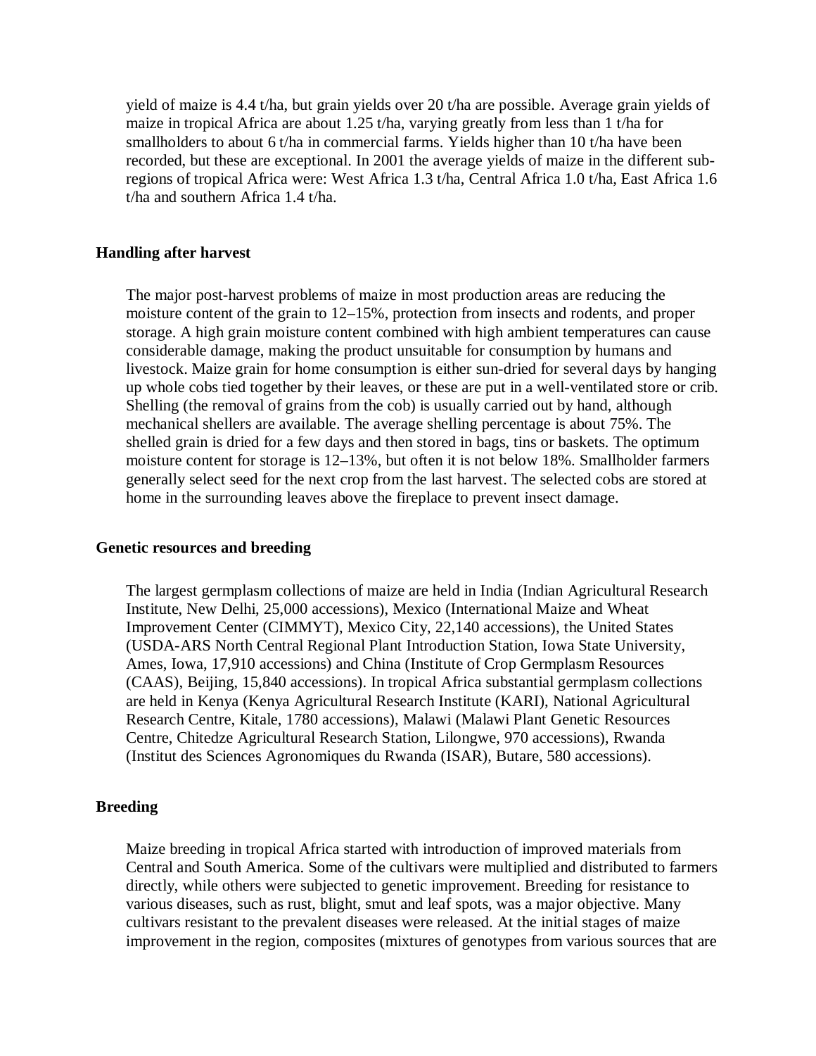yield of maize is 4.4 t/ha, but grain yields over 20 t/ha are possible. Average grain yields of maize in tropical Africa are about 1.25 t/ha, varying greatly from less than 1 t/ha for smallholders to about 6 t/ha in commercial farms. Yields higher than 10 t/ha have been recorded, but these are exceptional. In 2001 the average yields of maize in the different sub-regions of tropical Africa were: West Africa 1.3 t/ha, Central Africa 1.0 t/ha, East Africa 1.6 t/ha and southern Africa 1.4 t/ha.

**Handling after harvest**

The major post-harvest problems of maize in most production areas are reducing the moisture content of the grain to 12–15%, protection from insects and rodents, and proper storage. A high grain moisture content combined with high ambient temperatures can cause considerable damage, making the product unsuitable for consumption by humans and livestock. Maize grain for home consumption is either sun-dried for several days by hanging up whole cobs tied together by their leaves, or these are put in a well-ventilated store or crib. Shelling (the removal of grains from the cob) is usually carried out by hand, although mechanical shellers are available. The average shelling percentage is about 75%. The shelled grain is dried for a few days and then stored in bags, tins or baskets. The optimum moisture content for storage is 12–13%, but often it is not below 18%. Smallholder farmers generally select seed for the next crop from the last harvest. The selected cobs are stored at home in the surrounding leaves above the fireplace to prevent insect damage.

**Genetic resources and breeding**

The largest germplasm collections of maize are held in India (Indian Agricultural Research Institute, New Delhi, 25,000 accessions), Mexico (International Maize and Wheat Improvement Center (CIMMYT), Mexico City, 22,140 accessions), the United States (USDA-ARS North Central Regional Plant Introduction Station, Iowa State University, Ames, Iowa, 17,910 accessions) and China (Institute of Crop Germplasm Resources (CAAS), Beijing, 15,840 accessions). In tropical Africa substantial germplasm collections are held in Kenya (Kenya Agricultural Research Institute (KARI), National Agricultural Research Centre, Kitale, 1780 accessions), Malawi (Malawi Plant Genetic Resources Centre, Chitedze Agricultural Research Station, Lilongwe, 970 accessions), Rwanda (Institut des Sciences Agronomiques du Rwanda (ISAR), Butare, 580 accessions).

**Breeding**

Maize breeding in tropical Africa started with introduction of improved materials from Central and South America. Some of the cultivars were multiplied and distributed to farmers directly, while others were subjected to genetic improvement. Breeding for resistance to various diseases, such as rust, blight, smut and leaf spots, was a major objective. Many cultivars resistant to the prevalent diseases were released. At the initial stages of maize improvement in the region, composites (mixtures of genotypes from various sources that are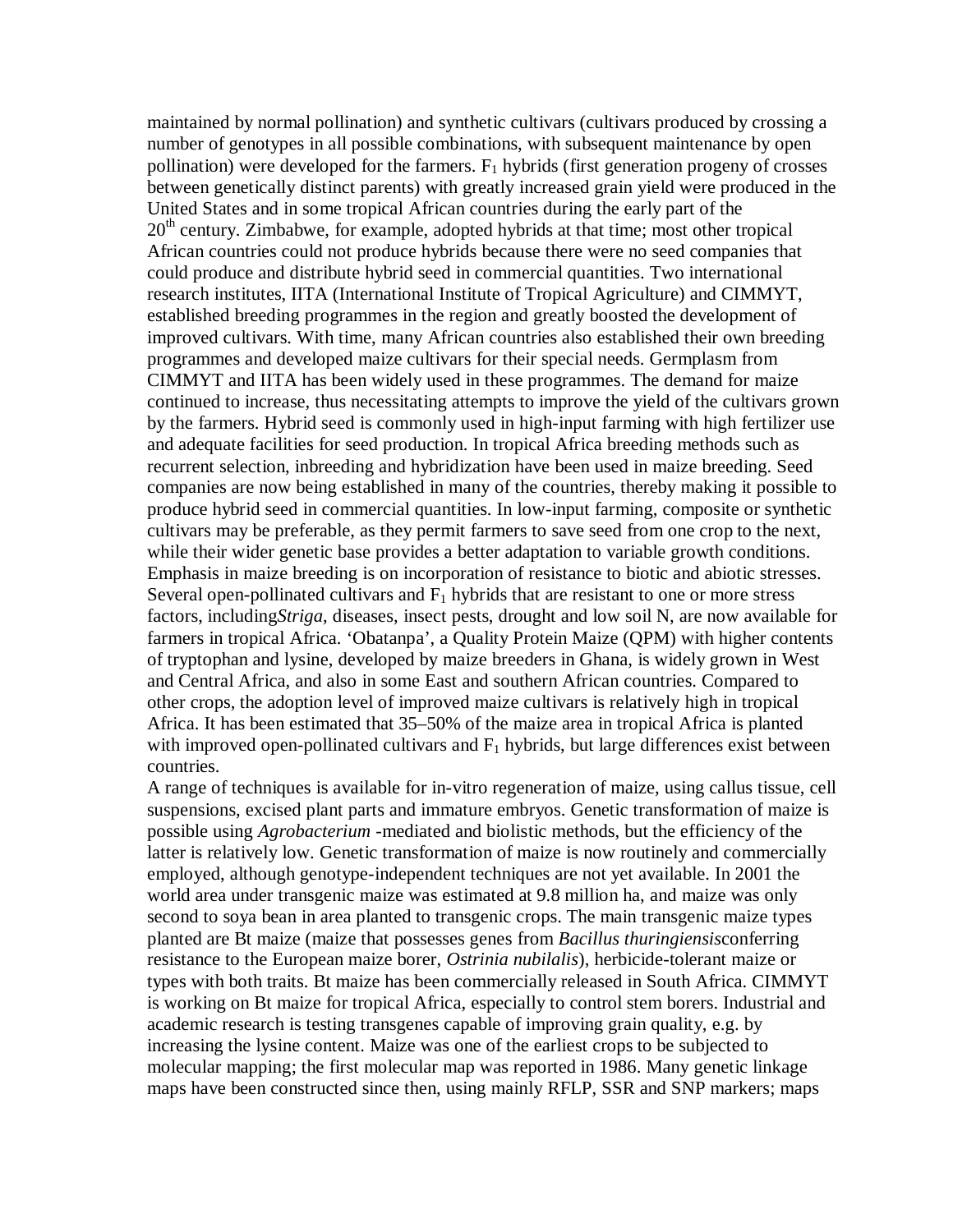maintained by normal pollination) and synthetic cultivars (cultivars produced by crossing a number of genotypes in all possible combinations, with subsequent maintenance by open pollination) were developed for the farmers. $F_1$ hybrids (first generation progeny of crosses between genetically distinct parents) with greatly increased grain yield were produced in the United States and in some tropical African countries during the early part of the $20^{th}$ century. Zimbabwe, for example, adopted hybrids at that time; most other tropical African countries could not produce hybrids because there were no seed companies that could produce and distribute hybrid seed in commercial quantities. Two international research institutes, IITA (International Institute of Tropical Agriculture) and CIMMYT, established breeding programmes in the region and greatly boosted the development of improved cultivars. With time, many African countries also established their own breeding programmes and developed maize cultivars for their special needs. Germplasm from CIMMYT and IITA has been widely used in these programmes. The demand for maize continued to increase, thus necessitating attempts to improve the yield of the cultivars grown by the farmers. Hybrid seed is commonly used in high-input farming with high fertilizer use and adequate facilities for seed production. In tropical Africa breeding methods such as recurrent selection, inbreeding and hybridization have been used in maize breeding. Seed companies are now being established in many of the countries, thereby making it possible to produce hybrid seed in commercial quantities. In low-input farming, composite or synthetic cultivars may be preferable, as they permit farmers to save seed from one crop to the next, while their wider genetic base provides a better adaptation to variable growth conditions. Emphasis in maize breeding is on incorporation of resistance to biotic and abiotic stresses. Several open-pollinated cultivars and $F_1$ hybrids that are resistant to one or more stress factors, including *Striga*, diseases, insect pests, drought and low soil N, are now available for farmers in tropical Africa. 'Obatanpa', a Quality Protein Maize (QPM) with higher contents of tryptophan and lysine, developed by maize breeders in Ghana, is widely grown in West and Central Africa, and also in some East and southern African countries. Compared to other crops, the adoption level of improved maize cultivars is relatively high in tropical Africa. It has been estimated that 35–50% of the maize area in tropical Africa is planted with improved open-pollinated cultivars and $F_1$ hybrids, but large differences exist between countries.

A range of techniques is available for in-vitro regeneration of maize, using callus tissue, cell suspensions, excised plant parts and immature embryos. Genetic transformation of maize is possible using *Agrobacterium* -mediated and biolistic methods, but the efficiency of the latter is relatively low. Genetic transformation of maize is now routinely and commercially employed, although genotype-independent techniques are not yet available. In 2001 the world area under transgenic maize was estimated at 9.8 million ha, and maize was only second to soya bean in area planted to transgenic crops. The main transgenic maize types planted are Bt maize (maize that possesses genes from *Bacillus thuringiensis* conferring resistance to the European maize borer, *Ostrinia nubilalis*), herbicide-tolerant maize or types with both traits. Bt maize has been commercially released in South Africa. CIMMYT is working on Bt maize for tropical Africa, especially to control stem borers. Industrial and academic research is testing transgenes capable of improving grain quality, e.g. by increasing the lysine content. Maize was one of the earliest crops to be subjected to molecular mapping; the first molecular map was reported in 1986. Many genetic linkage maps have been constructed since then, using mainly RFLP, SSR and SNP markers; maps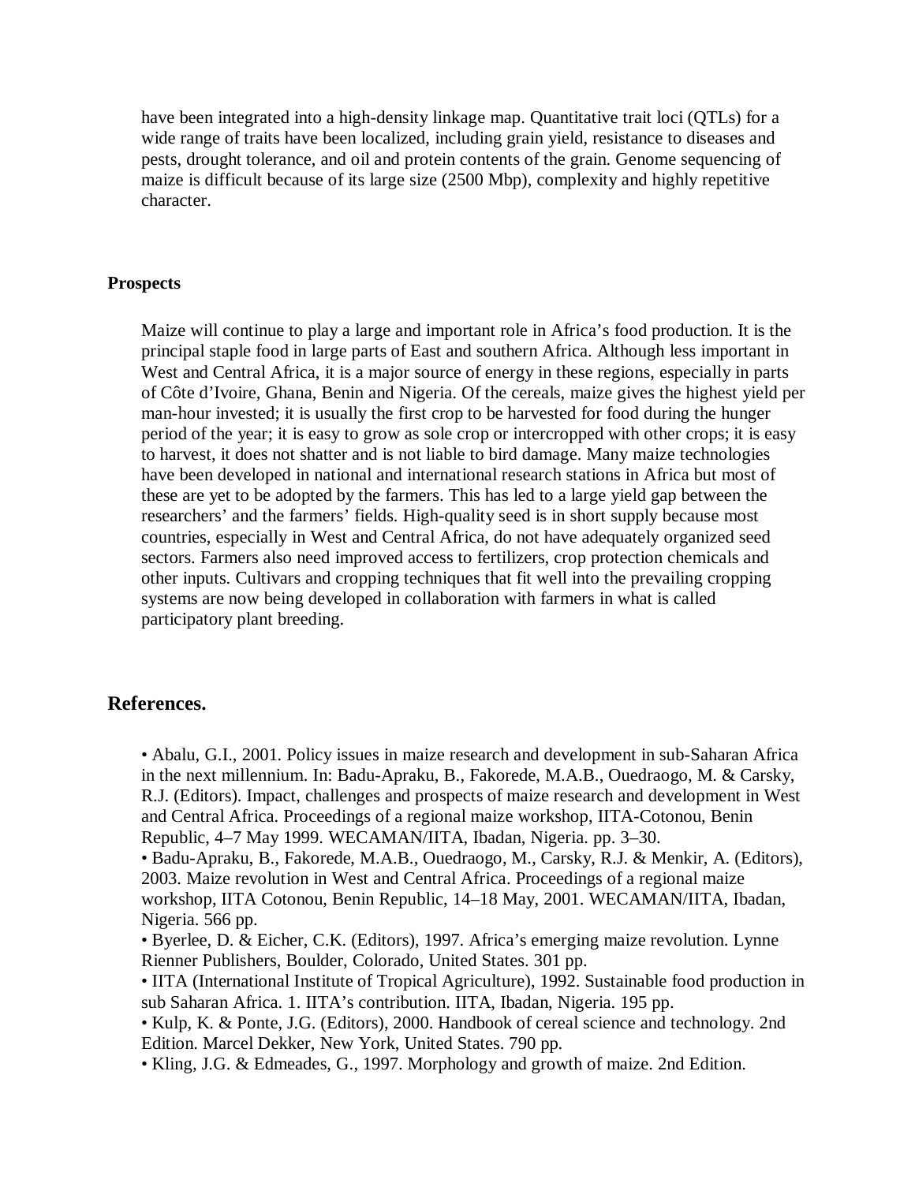have been integrated into a high-density linkage map. Quantitative trait loci (QTLs) for a wide range of traits have been localized, including grain yield, resistance to diseases and pests, drought tolerance, and oil and protein contents of the grain. Genome sequencing of maize is difficult because of its large size (2500 Mbp), complexity and highly repetitive character.

**Prospects**

Maize will continue to play a large and important role in Africa's food production. It is the principal staple food in large parts of East and southern Africa. Although less important in West and Central Africa, it is a major source of energy in these regions, especially in parts of Côte d'Ivoire, Ghana, Benin and Nigeria. Of the cereals, maize gives the highest yield per man-hour invested; it is usually the first crop to be harvested for food during the hunger period of the year; it is easy to grow as sole crop or intercropped with other crops; it is easy to harvest, it does not shatter and is not liable to bird damage. Many maize technologies have been developed in national and international research stations in Africa but most of these are yet to be adopted by the farmers. This has led to a large yield gap between the researchers' and the farmers' fields. High-quality seed is in short supply because most countries, especially in West and Central Africa, do not have adequately organized seed sectors. Farmers also need improved access to fertilizers, crop protection chemicals and other inputs. Cultivars and cropping techniques that fit well into the prevailing cropping systems are now being developed in collaboration with farmers in what is called participatory plant breeding.

## References.

- Abalu, G.I., 2001. Policy issues in maize research and development in sub-Saharan Africa in the next millennium. In: Badu-Apraku, B., Fakorede, M.A.B., Ouedraogo, M. & Carsky, R.J. (Editors). Impact, challenges and prospects of maize research and development in West and Central Africa. Proceedings of a regional maize workshop, IITA-Cotonou, Benin Republic, 4–7 May 1999. WECAMAN/IITA, Ibadan, Nigeria. pp. 3–30.
- Badu-Apraku, B., Fakorede, M.A.B., Ouedraogo, M., Carsky, R.J. & Menkir, A. (Editors), 2003. Maize revolution in West and Central Africa. Proceedings of a regional maize workshop, IITA Cotonou, Benin Republic, 14–18 May, 2001. WECAMAN/IITA, Ibadan, Nigeria. 566 pp.
- Byerlee, D. & Eicher, C.K. (Editors), 1997. Africa's emerging maize revolution. Lynne Rienner Publishers, Boulder, Colorado, United States. 301 pp.
- IITA (International Institute of Tropical Agriculture), 1992. Sustainable food production in sub Saharan Africa. 1. IITA's contribution. IITA, Ibadan, Nigeria. 195 pp.
- Kulp, K. & Ponte, J.G. (Editors), 2000. Handbook of cereal science and technology. 2nd Edition. Marcel Dekker, New York, United States. 790 pp.
- Kling, J.G. & Edmeades, G., 1997. Morphology and growth of maize. 2nd Edition.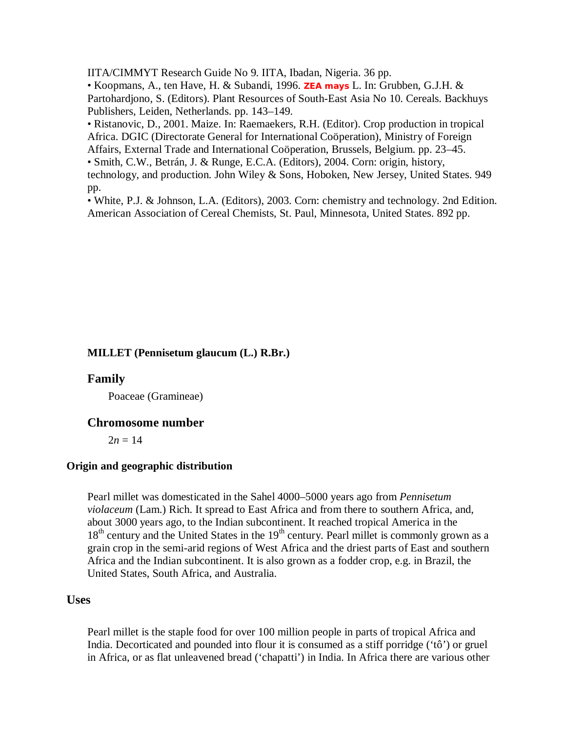IITA/CIMMYT Research Guide No 9. IITA, Ibadan, Nigeria. 36 pp.

- Koopmans, A., ten Have, H. & Subandi, 1996. **ZEA mays** L. In: Grubben, G.J.H. & Partohardjono, S. (Editors). Plant Resources of South-East Asia No 10. Cereals. Backhuys Publishers, Leiden, Netherlands. pp. 143–149.
- Ristanovic, D., 2001. Maize. In: Raemaekers, R.H. (Editor). Crop production in tropical Africa. DGIC (Directorate General for International Coöperation), Ministry of Foreign Affairs, External Trade and International Coöperation, Brussels, Belgium. pp. 23–45.
- Smith, C.W., Betrán, J. & Runge, E.C.A. (Editors), 2004. Corn: origin, history, technology, and production. John Wiley & Sons, Hoboken, New Jersey, United States. 949 pp.
- White, P.J. & Johnson, L.A. (Editors), 2003. Corn: chemistry and technology. 2nd Edition. American Association of Cereal Chemists, St. Paul, Minnesota, United States. 892 pp.

**MILLET (Pennisetum glaucum (L.) R.Br.)**

## Family

Poaceae (Gramineae)

## Chromosome number

$2n = 14$

### Origin and geographic distribution

Pearl millet was domesticated in the Sahel 4000–5000 years ago from *Pennisetum violaceum* (Lam.) Rich. It spread to East Africa and from there to southern Africa, and, about 3000 years ago, to the Indian subcontinent. It reached tropical America in the 18th century and the United States in the 19th century. Pearl millet is commonly grown as a grain crop in the semi-arid regions of West Africa and the driest parts of East and southern Africa and the Indian subcontinent. It is also grown as a fodder crop, e.g. in Brazil, the United States, South Africa, and Australia.

### Uses

Pearl millet is the staple food for over 100 million people in parts of tropical Africa and India. Decorticated and pounded into flour it is consumed as a stiff porridge ('tô') or gruel in Africa, or as flat unleavened bread ('chapatti') in India. In Africa there are various other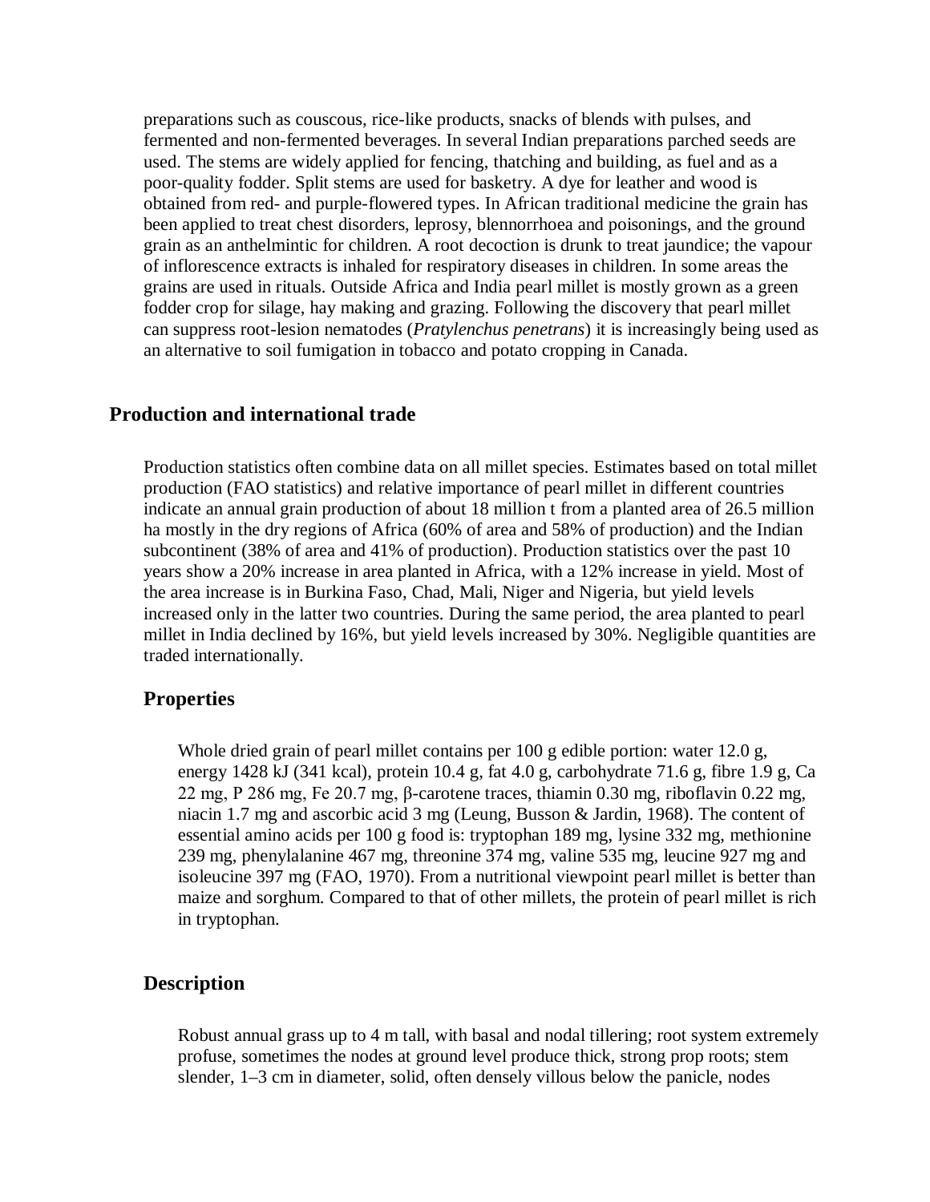preparations such as couscous, rice-like products, snacks of blends with pulses, and fermented and non-fermented beverages. In several Indian preparations parched seeds are used. The stems are widely applied for fencing, thatching and building, as fuel and as a poor-quality fodder. Split stems are used for basketry. A dye for leather and wood is obtained from red- and purple-flowered types. In African traditional medicine the grain has been applied to treat chest disorders, leprosy, blennorrhoea and poisonings, and the ground grain as an anthelmintic for children. A root decoction is drunk to treat jaundice; the vapour of inflorescence extracts is inhaled for respiratory diseases in children. In some areas the grains are used in rituals. Outside Africa and India pearl millet is mostly grown as a green fodder crop for silage, hay making and grazing. Following the discovery that pearl millet can suppress root-lesion nematodes (*Pratylenchus penetrans*) it is increasingly being used as an alternative to soil fumigation in tobacco and potato cropping in Canada.

## Production and international trade

Production statistics often combine data on all millet species. Estimates based on total millet production (FAO statistics) and relative importance of pearl millet in different countries indicate an annual grain production of about 18 million t from a planted area of 26.5 million ha mostly in the dry regions of Africa (60% of area and 58% of production) and the Indian subcontinent (38% of area and 41% of production). Production statistics over the past 10 years show a 20% increase in area planted in Africa, with a 12% increase in yield. Most of the area increase is in Burkina Faso, Chad, Mali, Niger and Nigeria, but yield levels increased only in the latter two countries. During the same period, the area planted to pearl millet in India declined by 16%, but yield levels increased by 30%. Negligible quantities are traded internationally.

### Properties

Whole dried grain of pearl millet contains per 100 g edible portion: water 12.0 g, energy 1428 kJ (341 kcal), protein 10.4 g, fat 4.0 g, carbohydrate 71.6 g, fibre 1.9 g, Ca 22 mg, P 286 mg, Fe 20.7 mg, β-carotene traces, thiamin 0.30 mg, riboflavin 0.22 mg, niacin 1.7 mg and ascorbic acid 3 mg (Leung, Busson & Jardin, 1968). The content of essential amino acids per 100 g food is: tryptophan 189 mg, lysine 332 mg, methionine 239 mg, phenylalanine 467 mg, threonine 374 mg, valine 535 mg, leucine 927 mg and isoleucine 397 mg (FAO, 1970). From a nutritional viewpoint pearl millet is better than maize and sorghum. Compared to that of other millets, the protein of pearl millet is rich in tryptophan.

### Description

Robust annual grass up to 4 m tall, with basal and nodal tillering; root system extremely profuse, sometimes the nodes at ground level produce thick, strong prop roots; stem slender, 1–3 cm in diameter, solid, often densely villous below the panicle, nodes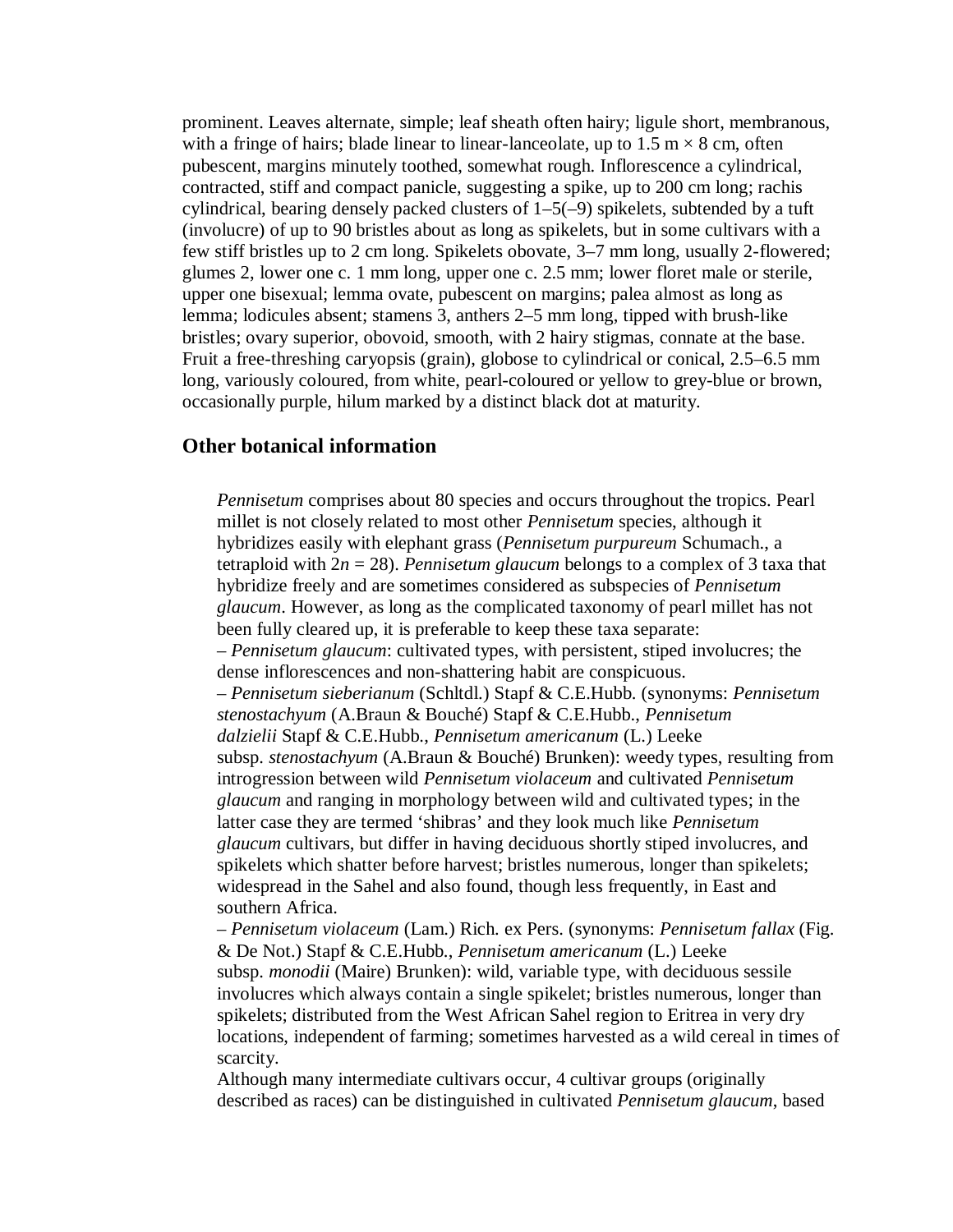prominent. Leaves alternate, simple; leaf sheath often hairy; ligule short, membranous, with a fringe of hairs; blade linear to linear-lanceolate, up to 1.5 m × 8 cm, often pubescent, margins minutely toothed, somewhat rough. Inflorescence a cylindrical, contracted, stiff and compact panicle, suggesting a spike, up to 200 cm long; rachis cylindrical, bearing densely packed clusters of 1–5(–9) spikelets, subtended by a tuft (involucre) of up to 90 bristles about as long as spikelets, but in some cultivars with a few stiff bristles up to 2 cm long. Spikelets obovate, 3–7 mm long, usually 2-flowered; glumes 2, lower one c. 1 mm long, upper one c. 2.5 mm; lower floret male or sterile, upper one bisexual; lemma ovate, pubescent on margins; palea almost as long as lemma; lodicules absent; stamens 3, anthers 2–5 mm long, tipped with brush-like bristles; ovary superior, obovoid, smooth, with 2 hairy stigmas, connate at the base. Fruit a free-threshing caryopsis (grain), globose to cylindrical or conical, 2.5–6.5 mm long, variously coloured, from white, pearl-coloured or yellow to grey-blue or brown, occasionally purple, hilum marked by a distinct black dot at maturity.

## Other botanical information

*Pennisetum* comprises about 80 species and occurs throughout the tropics. Pearl millet is not closely related to most other *Pennisetum* species, although it hybridizes easily with elephant grass (*Pennisetum purpureum* Schumach., a tetraploid with $2n = 28$). *Pennisetum glaucum* belongs to a complex of 3 taxa that hybridize freely and are sometimes considered as subspecies of *Pennisetum glaucum*. However, as long as the complicated taxonomy of pearl millet has not been fully cleared up, it is preferable to keep these taxa separate:

– *Pennisetum glaucum*: cultivated types, with persistent, stiped involucres; the dense inflorescences and non-shattering habit are conspicuous.

– *Pennisetum sieberianum* (Schltdl.) Stapf & C.E.Hubb. (synonyms: *Pennisetum stenostachyum* (A.Braun & Bouché) Stapf & C.E.Hubb., *Pennisetum dalzielii* Stapf & C.E.Hubb., *Pennisetum americanum* (L.) Leeke subsp. *stenostachyum* (A.Braun & Bouché) Brunken): weedy types, resulting from introgression between wild *Pennisetum violaceum* and cultivated *Pennisetum glaucum* and ranging in morphology between wild and cultivated types; in the latter case they are termed 'shibras' and they look much like *Pennisetum glaucum* cultivars, but differ in having deciduous shortly stiped involucres, and spikelets which shatter before harvest; bristles numerous, longer than spikelets; widespread in the Sahel and also found, though less frequently, in East and southern Africa.

– *Pennisetum violaceum* (Lam.) Rich. ex Pers. (synonyms: *Pennisetum fallax* (Fig. & De Not.) Stapf & C.E.Hubb., *Pennisetum americanum* (L.) Leeke subsp. *monodii* (Maire) Brunken): wild, variable type, with deciduous sessile involucres which always contain a single spikelet; bristles numerous, longer than spikelets; distributed from the West African Sahel region to Eritrea in very dry locations, independent of farming; sometimes harvested as a wild cereal in times of scarcity.

Although many intermediate cultivars occur, 4 cultivar groups (originally described as races) can be distinguished in cultivated *Pennisetum glaucum*, based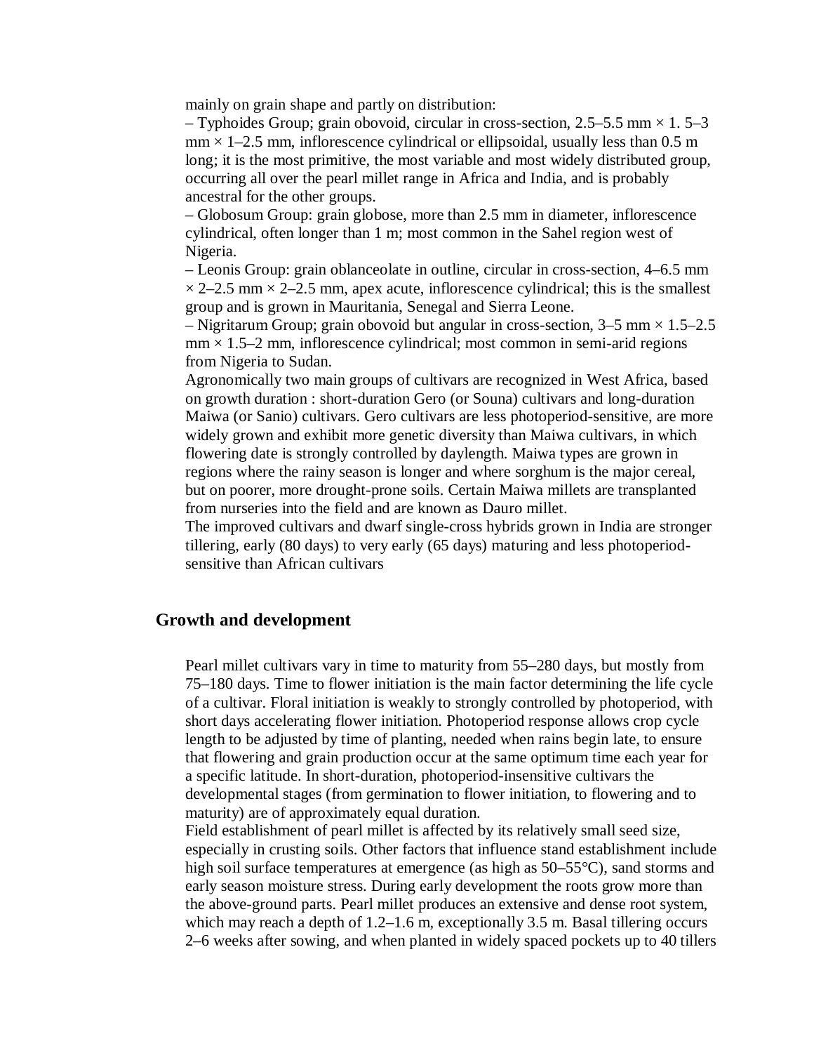mainly on grain shape and partly on distribution:

– Typhoides Group; grain obovoid, circular in cross-section, 2.5–5.5 mm × 1. 5–3 mm × 1–2.5 mm, inflorescence cylindrical or ellipsoidal, usually less than 0.5 m long; it is the most primitive, the most variable and most widely distributed group, occurring all over the pearl millet range in Africa and India, and is probably ancestral for the other groups.

– Globosum Group: grain globose, more than 2.5 mm in diameter, inflorescence cylindrical, often longer than 1 m; most common in the Sahel region west of Nigeria.

– Leonis Group: grain oblanceolate in outline, circular in cross-section, 4–6.5 mm × 2–2.5 mm × 2–2.5 mm, apex acute, inflorescence cylindrical; this is the smallest group and is grown in Mauritania, Senegal and Sierra Leone.

– Nigritarum Group; grain obovoid but angular in cross-section, 3–5 mm × 1.5–2.5 mm × 1.5–2 mm, inflorescence cylindrical; most common in semi-arid regions from Nigeria to Sudan.

Agronomically two main groups of cultivars are recognized in West Africa, based on growth duration : short-duration Gero (or Souna) cultivars and long-duration Maiwa (or Sanio) cultivars. Gero cultivars are less photoperiod-sensitive, are more widely grown and exhibit more genetic diversity than Maiwa cultivars, in which flowering date is strongly controlled by daylength. Maiwa types are grown in regions where the rainy season is longer and where sorghum is the major cereal, but on poorer, more drought-prone soils. Certain Maiwa millets are transplanted from nurseries into the field and are known as Dauro millet.

The improved cultivars and dwarf single-cross hybrids grown in India are stronger tillering, early (80 days) to very early (65 days) maturing and less photoperiod-sensitive than African cultivars

## Growth and development

Pearl millet cultivars vary in time to maturity from 55–280 days, but mostly from 75–180 days. Time to flower initiation is the main factor determining the life cycle of a cultivar. Floral initiation is weakly to strongly controlled by photoperiod, with short days accelerating flower initiation. Photoperiod response allows crop cycle length to be adjusted by time of planting, needed when rains begin late, to ensure that flowering and grain production occur at the same optimum time each year for a specific latitude. In short-duration, photoperiod-insensitive cultivars the developmental stages (from germination to flower initiation, to flowering and to maturity) are of approximately equal duration.

Field establishment of pearl millet is affected by its relatively small seed size, especially in crusting soils. Other factors that influence stand establishment include high soil surface temperatures at emergence (as high as 50–55°C), sand storms and early season moisture stress. During early development the roots grow more than the above-ground parts. Pearl millet produces an extensive and dense root system, which may reach a depth of 1.2–1.6 m, exceptionally 3.5 m. Basal tillering occurs 2–6 weeks after sowing, and when planted in widely spaced pockets up to 40 tillers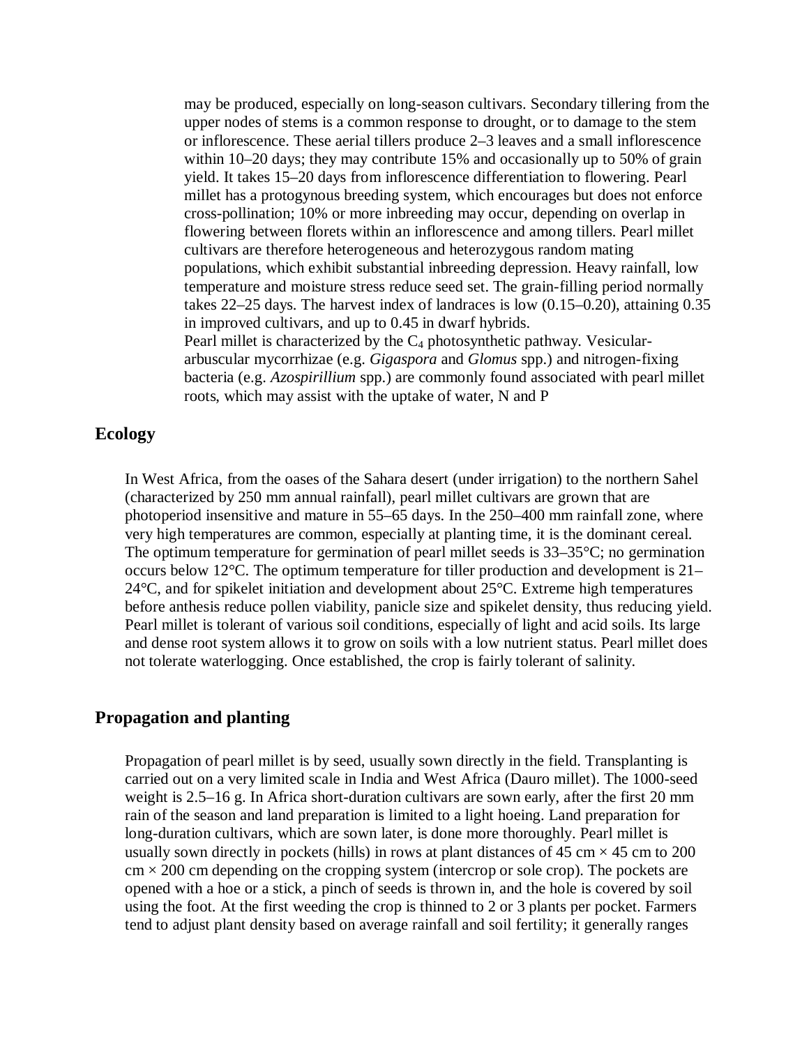may be produced, especially on long-season cultivars. Secondary tillering from the upper nodes of stems is a common response to drought, or to damage to the stem or inflorescence. These aerial tillers produce 2–3 leaves and a small inflorescence within 10–20 days; they may contribute 15% and occasionally up to 50% of grain yield. It takes 15–20 days from inflorescence differentiation to flowering. Pearl millet has a protogynous breeding system, which encourages but does not enforce cross-pollination; 10% or more inbreeding may occur, depending on overlap in flowering between florets within an inflorescence and among tillers. Pearl millet cultivars are therefore heterogeneous and heterozygous random mating populations, which exhibit substantial inbreeding depression. Heavy rainfall, low temperature and moisture stress reduce seed set. The grain-filling period normally takes 22–25 days. The harvest index of landraces is low (0.15–0.20), attaining 0.35 in improved cultivars, and up to 0.45 in dwarf hybrids.

Pearl millet is characterized by the $C_4$ photosynthetic pathway. Vesicular-arbuscular mycorrhizae (e.g. *Gigaspora* and *Glomus* spp.) and nitrogen-fixing bacteria (e.g. *Azospirillium* spp.) are commonly found associated with pearl millet roots, which may assist with the uptake of water, N and P

## Ecology

In West Africa, from the oases of the Sahara desert (under irrigation) to the northern Sahel (characterized by 250 mm annual rainfall), pearl millet cultivars are grown that are photoperiod insensitive and mature in 55–65 days. In the 250–400 mm rainfall zone, where very high temperatures are common, especially at planting time, it is the dominant cereal. The optimum temperature for germination of pearl millet seeds is 33–35°C; no germination occurs below 12°C. The optimum temperature for tiller production and development is 21–24°C, and for spikelet initiation and development about 25°C. Extreme high temperatures before anthesis reduce pollen viability, panicle size and spikelet density, thus reducing yield. Pearl millet is tolerant of various soil conditions, especially of light and acid soils. Its large and dense root system allows it to grow on soils with a low nutrient status. Pearl millet does not tolerate waterlogging. Once established, the crop is fairly tolerant of salinity.

## Propagation and planting

Propagation of pearl millet is by seed, usually sown directly in the field. Transplanting is carried out on a very limited scale in India and West Africa (Dauro millet). The 1000-seed weight is 2.5–16 g. In Africa short-duration cultivars are sown early, after the first 20 mm rain of the season and land preparation is limited to a light hoeing. Land preparation for long-duration cultivars, which are sown later, is done more thoroughly. Pearl millet is usually sown directly in pockets (hills) in rows at plant distances of 45 cm × 45 cm to 200 cm × 200 cm depending on the cropping system (intercrop or sole crop). The pockets are opened with a hoe or a stick, a pinch of seeds is thrown in, and the hole is covered by soil using the foot. At the first weeding the crop is thinned to 2 or 3 plants per pocket. Farmers tend to adjust plant density based on average rainfall and soil fertility; it generally ranges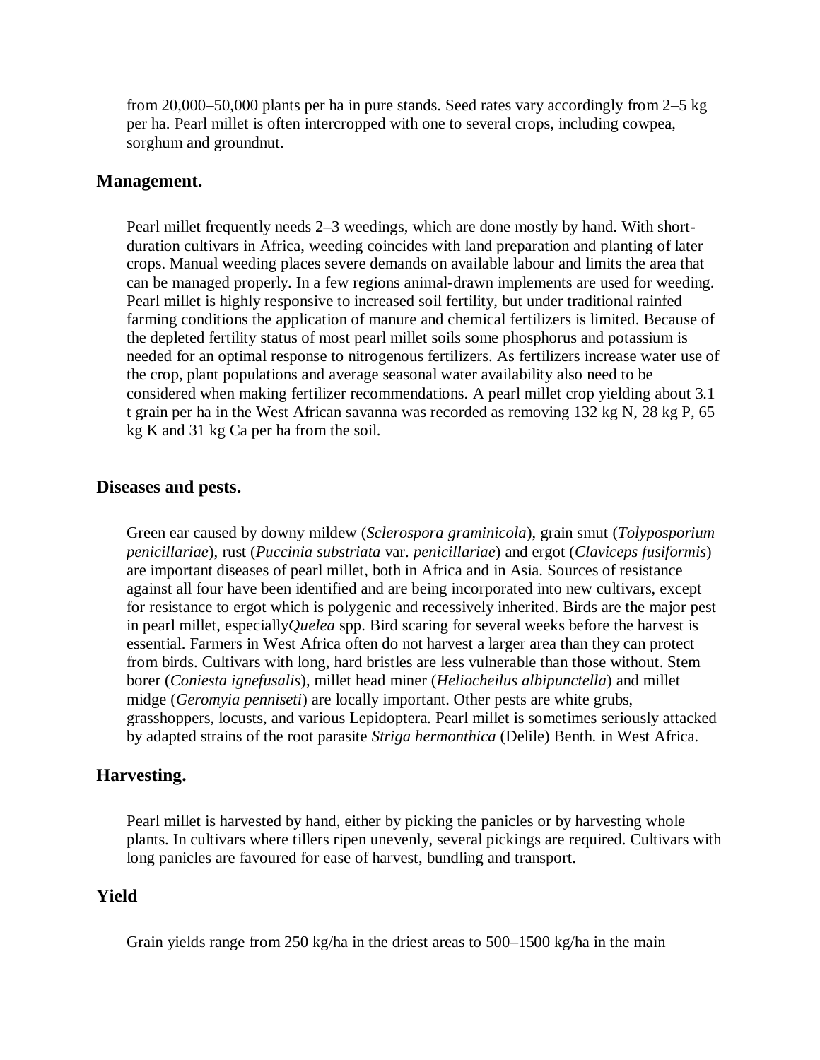from 20,000–50,000 plants per ha in pure stands. Seed rates vary accordingly from 2–5 kg per ha. Pearl millet is often intercropped with one to several crops, including cowpea, sorghum and groundnut.

## Management.

Pearl millet frequently needs 2–3 weedings, which are done mostly by hand. With short-duration cultivars in Africa, weeding coincides with land preparation and planting of later crops. Manual weeding places severe demands on available labour and limits the area that can be managed properly. In a few regions animal-drawn implements are used for weeding. Pearl millet is highly responsive to increased soil fertility, but under traditional rainfed farming conditions the application of manure and chemical fertilizers is limited. Because of the depleted fertility status of most pearl millet soils some phosphorus and potassium is needed for an optimal response to nitrogenous fertilizers. As fertilizers increase water use of the crop, plant populations and average seasonal water availability also need to be considered when making fertilizer recommendations. A pearl millet crop yielding about 3.1 t grain per ha in the West African savanna was recorded as removing 132 kg N, 28 kg P, 65 kg K and 31 kg Ca per ha from the soil.

## Diseases and pests.

Green ear caused by downy mildew (*Sclerospora graminicola*), grain smut (*Tolyposporium penicillariae*), rust (*Puccinia substriata* var. *penicillariae*) and ergot (*Claviceps fusiformis*) are important diseases of pearl millet, both in Africa and in Asia. Sources of resistance against all four have been identified and are being incorporated into new cultivars, except for resistance to ergot which is polygenic and recessively inherited. Birds are the major pest in pearl millet, especially*Quelea* spp. Bird scaring for several weeks before the harvest is essential. Farmers in West Africa often do not harvest a larger area than they can protect from birds. Cultivars with long, hard bristles are less vulnerable than those without. Stem borer (*Coniesta ignefusalis*), millet head miner (*Heliocheilus albipunctella*) and millet midge (*Geromyia penniseti*) are locally important. Other pests are white grubs, grasshoppers, locusts, and various Lepidoptera. Pearl millet is sometimes seriously attacked by adapted strains of the root parasite *Striga hermonthica* (Delile) Benth. in West Africa.

## Harvesting.

Pearl millet is harvested by hand, either by picking the panicles or by harvesting whole plants. In cultivars where tillers ripen unevenly, several pickings are required. Cultivars with long panicles are favoured for ease of harvest, bundling and transport.

## Yield

Grain yields range from 250 kg/ha in the driest areas to 500–1500 kg/ha in the main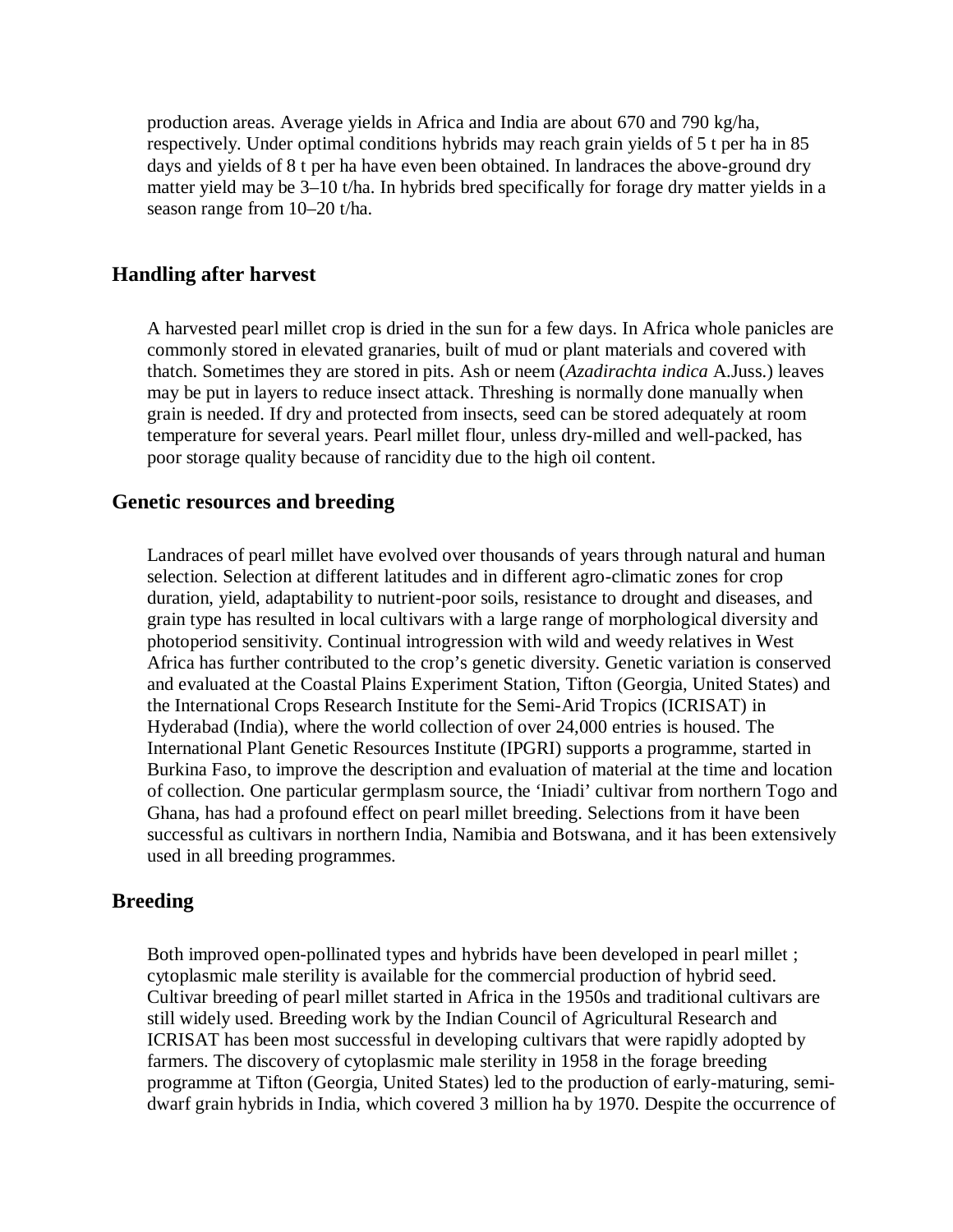production areas. Average yields in Africa and India are about 670 and 790 kg/ha, respectively. Under optimal conditions hybrids may reach grain yields of 5 t per ha in 85 days and yields of 8 t per ha have even been obtained. In landraces the above-ground dry matter yield may be 3–10 t/ha. In hybrids bred specifically for forage dry matter yields in a season range from 10–20 t/ha.

## Handling after harvest

A harvested pearl millet crop is dried in the sun for a few days. In Africa whole panicles are commonly stored in elevated granaries, built of mud or plant materials and covered with thatch. Sometimes they are stored in pits. Ash or neem (*Azadirachta indica* A.Juss.) leaves may be put in layers to reduce insect attack. Threshing is normally done manually when grain is needed. If dry and protected from insects, seed can be stored adequately at room temperature for several years. Pearl millet flour, unless dry-milled and well-packed, has poor storage quality because of rancidity due to the high oil content.

## Genetic resources and breeding

Landraces of pearl millet have evolved over thousands of years through natural and human selection. Selection at different latitudes and in different agro-climatic zones for crop duration, yield, adaptability to nutrient-poor soils, resistance to drought and diseases, and grain type has resulted in local cultivars with a large range of morphological diversity and photoperiod sensitivity. Continual introgression with wild and weedy relatives in West Africa has further contributed to the crop's genetic diversity. Genetic variation is conserved and evaluated at the Coastal Plains Experiment Station, Tifton (Georgia, United States) and the International Crops Research Institute for the Semi-Arid Tropics (ICRISAT) in Hyderabad (India), where the world collection of over 24,000 entries is housed. The International Plant Genetic Resources Institute (IPGRI) supports a programme, started in Burkina Faso, to improve the description and evaluation of material at the time and location of collection. One particular germplasm source, the 'Iniadi' cultivar from northern Togo and Ghana, has had a profound effect on pearl millet breeding. Selections from it have been successful as cultivars in northern India, Namibia and Botswana, and it has been extensively used in all breeding programmes.

## Breeding

Both improved open-pollinated types and hybrids have been developed in pearl millet ; cytoplasmic male sterility is available for the commercial production of hybrid seed. Cultivar breeding of pearl millet started in Africa in the 1950s and traditional cultivars are still widely used. Breeding work by the Indian Council of Agricultural Research and ICRISAT has been most successful in developing cultivars that were rapidly adopted by farmers. The discovery of cytoplasmic male sterility in 1958 in the forage breeding programme at Tifton (Georgia, United States) led to the production of early-maturing, semi-dwarf grain hybrids in India, which covered 3 million ha by 1970. Despite the occurrence of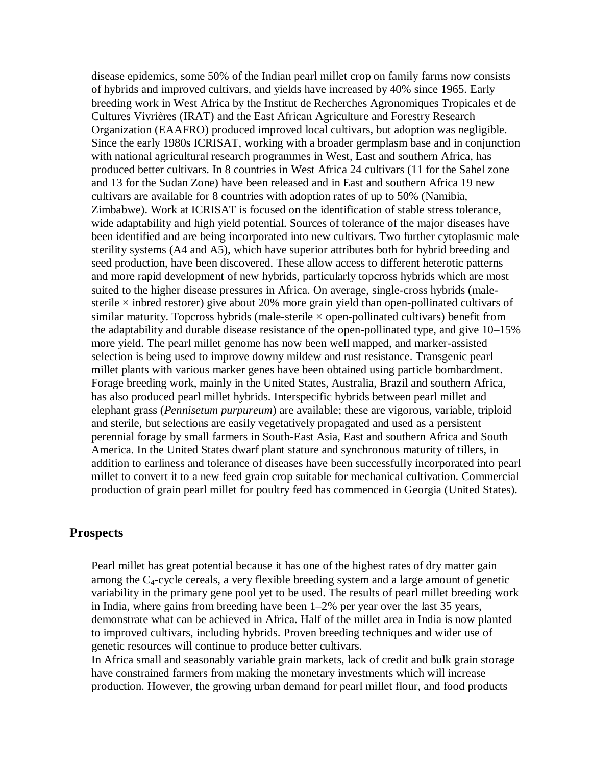disease epidemics, some 50% of the Indian pearl millet crop on family farms now consists of hybrids and improved cultivars, and yields have increased by 40% since 1965. Early breeding work in West Africa by the Institut de Recherches Agronomiques Tropicales et de Cultures Vivrières (IRAT) and the East African Agriculture and Forestry Research Organization (EAAFRO) produced improved local cultivars, but adoption was negligible. Since the early 1980s ICRISAT, working with a broader germplasm base and in conjunction with national agricultural research programmes in West, East and southern Africa, has produced better cultivars. In 8 countries in West Africa 24 cultivars (11 for the Sahel zone and 13 for the Sudan Zone) have been released and in East and southern Africa 19 new cultivars are available for 8 countries with adoption rates of up to 50% (Namibia, Zimbabwe). Work at ICRISAT is focused on the identification of stable stress tolerance, wide adaptability and high yield potential. Sources of tolerance of the major diseases have been identified and are being incorporated into new cultivars. Two further cytoplasmic male sterility systems (A4 and A5), which have superior attributes both for hybrid breeding and seed production, have been discovered. These allow access to different heterotic patterns and more rapid development of new hybrids, particularly topcross hybrids which are most suited to the higher disease pressures in Africa. On average, single-cross hybrids (male-sterile × inbred restorer) give about 20% more grain yield than open-pollinated cultivars of similar maturity. Topcross hybrids (male-sterile × open-pollinated cultivars) benefit from the adaptability and durable disease resistance of the open-pollinated type, and give 10–15% more yield. The pearl millet genome has now been well mapped, and marker-assisted selection is being used to improve downy mildew and rust resistance. Transgenic pearl millet plants with various marker genes have been obtained using particle bombardment. Forage breeding work, mainly in the United States, Australia, Brazil and southern Africa, has also produced pearl millet hybrids. Interspecific hybrids between pearl millet and elephant grass (*Pennisetum purpureum*) are available; these are vigorous, variable, triploid and sterile, but selections are easily vegetatively propagated and used as a persistent perennial forage by small farmers in South-East Asia, East and southern Africa and South America. In the United States dwarf plant stature and synchronous maturity of tillers, in addition to earliness and tolerance of diseases have been successfully incorporated into pearl millet to convert it to a new feed grain crop suitable for mechanical cultivation. Commercial production of grain pearl millet for poultry feed has commenced in Georgia (United States).

## Prospects

Pearl millet has great potential because it has one of the highest rates of dry matter gain among the $C_4$-cycle cereals, a very flexible breeding system and a large amount of genetic variability in the primary gene pool yet to be used. The results of pearl millet breeding work in India, where gains from breeding have been 1–2% per year over the last 35 years, demonstrate what can be achieved in Africa. Half of the millet area in India is now planted to improved cultivars, including hybrids. Proven breeding techniques and wider use of genetic resources will continue to produce better cultivars.

In Africa small and seasonably variable grain markets, lack of credit and bulk grain storage have constrained farmers from making the monetary investments which will increase production. However, the growing urban demand for pearl millet flour, and food products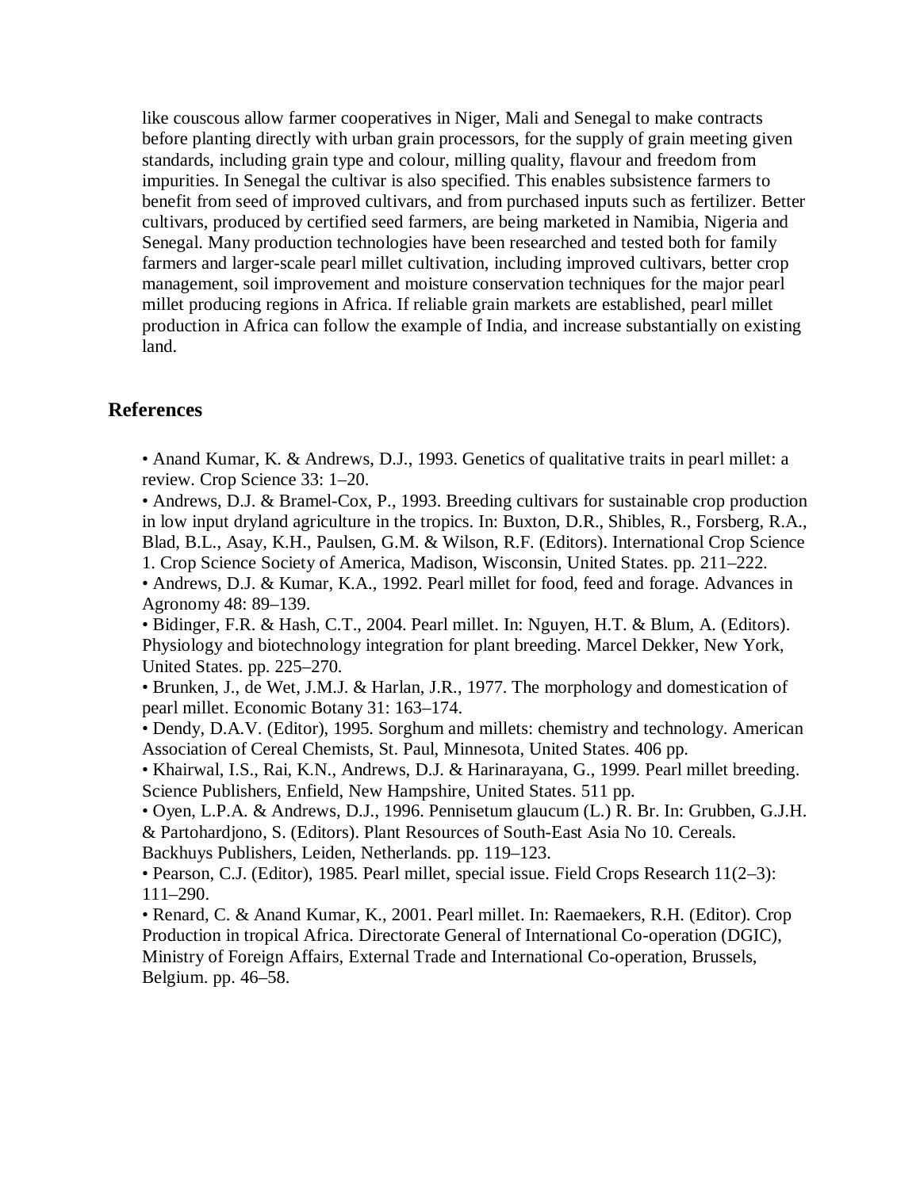like couscous allow farmer cooperatives in Niger, Mali and Senegal to make contracts before planting directly with urban grain processors, for the supply of grain meeting given standards, including grain type and colour, milling quality, flavour and freedom from impurities. In Senegal the cultivar is also specified. This enables subsistence farmers to benefit from seed of improved cultivars, and from purchased inputs such as fertilizer. Better cultivars, produced by certified seed farmers, are being marketed in Namibia, Nigeria and Senegal. Many production technologies have been researched and tested both for family farmers and larger-scale pearl millet cultivation, including improved cultivars, better crop management, soil improvement and moisture conservation techniques for the major pearl millet producing regions in Africa. If reliable grain markets are established, pearl millet production in Africa can follow the example of India, and increase substantially on existing land.

## References

- Anand Kumar, K. & Andrews, D.J., 1993. Genetics of qualitative traits in pearl millet: a review. Crop Science 33: 1–20.
- Andrews, D.J. & Bramel-Cox, P., 1993. Breeding cultivars for sustainable crop production in low input dryland agriculture in the tropics. In: Buxton, D.R., Shibles, R., Forsberg, R.A., Blad, B.L., Asay, K.H., Paulsen, G.M. & Wilson, R.F. (Editors). International Crop Science 1. Crop Science Society of America, Madison, Wisconsin, United States. pp. 211–222.
- Andrews, D.J. & Kumar, K.A., 1992. Pearl millet for food, feed and forage. Advances in Agronomy 48: 89–139.
- Bidinger, F.R. & Hash, C.T., 2004. Pearl millet. In: Nguyen, H.T. & Blum, A. (Editors). Physiology and biotechnology integration for plant breeding. Marcel Dekker, New York, United States. pp. 225–270.
- Brunken, J., de Wet, J.M.J. & Harlan, J.R., 1977. The morphology and domestication of pearl millet. Economic Botany 31: 163–174.
- Dendy, D.A.V. (Editor), 1995. Sorghum and millets: chemistry and technology. American Association of Cereal Chemists, St. Paul, Minnesota, United States. 406 pp.
- Khairwal, I.S., Rai, K.N., Andrews, D.J. & Harinarayana, G., 1999. Pearl millet breeding. Science Publishers, Enfield, New Hampshire, United States. 511 pp.
- Oyen, L.P.A. & Andrews, D.J., 1996. Pennisetum glaucum (L.) R. Br. In: Grubben, G.J.H. & Partohardjono, S. (Editors). Plant Resources of South-East Asia No 10. Cereals. Backhuys Publishers, Leiden, Netherlands. pp. 119–123.
- Pearson, C.J. (Editor), 1985. Pearl millet, special issue. Field Crops Research 11(2–3): 111–290.
- Renard, C. & Anand Kumar, K., 2001. Pearl millet. In: Raemaekers, R.H. (Editor). Crop Production in tropical Africa. Directorate General of International Co-operation (DGIC), Ministry of Foreign Affairs, External Trade and International Co-operation, Brussels, Belgium. pp. 46–58.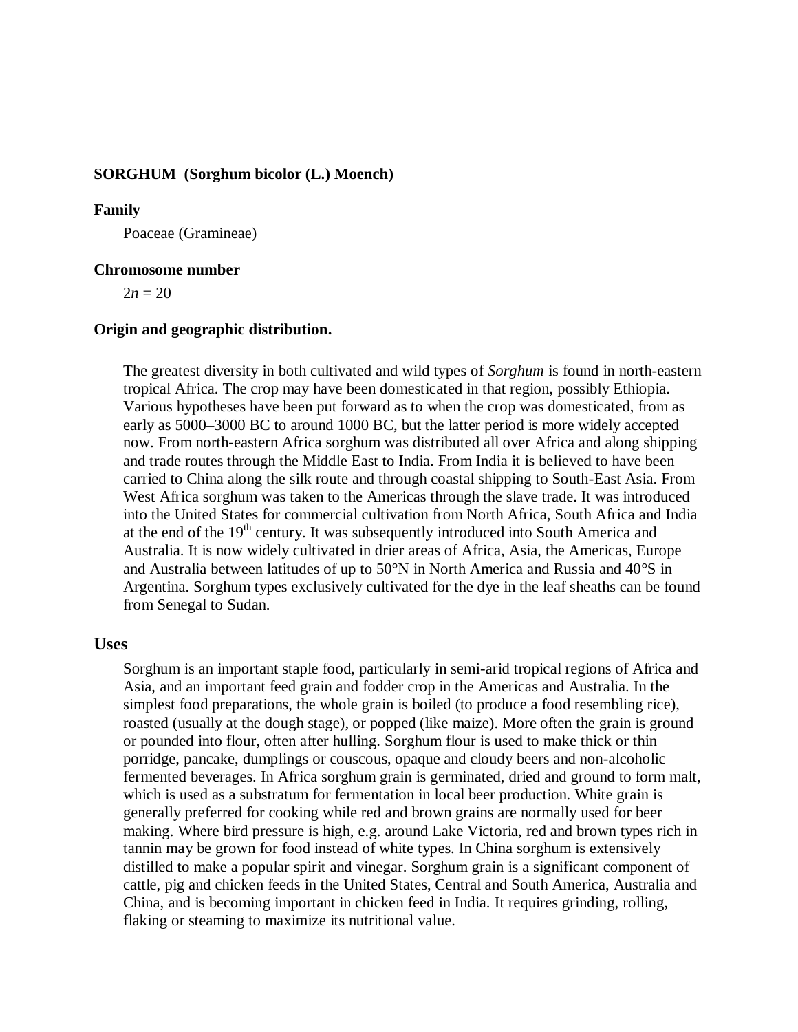**SORGHUM (Sorghum bicolor (L.) Moench)**

**Family**

Poaceae (Gramineae)

**Chromosome number**

$2n = 20$

**Origin and geographic distribution.**

The greatest diversity in both cultivated and wild types of *Sorghum* is found in north-eastern tropical Africa. The crop may have been domesticated in that region, possibly Ethiopia. Various hypotheses have been put forward as to when the crop was domesticated, from as early as 5000–3000 BC to around 1000 BC, but the latter period is more widely accepted now. From north-eastern Africa sorghum was distributed all over Africa and along shipping and trade routes through the Middle East to India. From India it is believed to have been carried to China along the silk route and through coastal shipping to South-East Asia. From West Africa sorghum was taken to the Americas through the slave trade. It was introduced into the United States for commercial cultivation from North Africa, South Africa and India at the end of the $19^{th}$ century. It was subsequently introduced into South America and Australia. It is now widely cultivated in drier areas of Africa, Asia, the Americas, Europe and Australia between latitudes of up to 50°N in North America and Russia and 40°S in Argentina. Sorghum types exclusively cultivated for the dye in the leaf sheaths can be found from Senegal to Sudan.

## Uses

Sorghum is an important staple food, particularly in semi-arid tropical regions of Africa and Asia, and an important feed grain and fodder crop in the Americas and Australia. In the simplest food preparations, the whole grain is boiled (to produce a food resembling rice), roasted (usually at the dough stage), or popped (like maize). More often the grain is ground or pounded into flour, often after hulling. Sorghum flour is used to make thick or thin porridge, pancake, dumplings or couscous, opaque and cloudy beers and non-alcoholic fermented beverages. In Africa sorghum grain is germinated, dried and ground to form malt, which is used as a substratum for fermentation in local beer production. White grain is generally preferred for cooking while red and brown grains are normally used for beer making. Where bird pressure is high, e.g. around Lake Victoria, red and brown types rich in tannin may be grown for food instead of white types. In China sorghum is extensively distilled to make a popular spirit and vinegar. Sorghum grain is a significant component of cattle, pig and chicken feeds in the United States, Central and South America, Australia and China, and is becoming important in chicken feed in India. It requires grinding, rolling, flaking or steaming to maximize its nutritional value.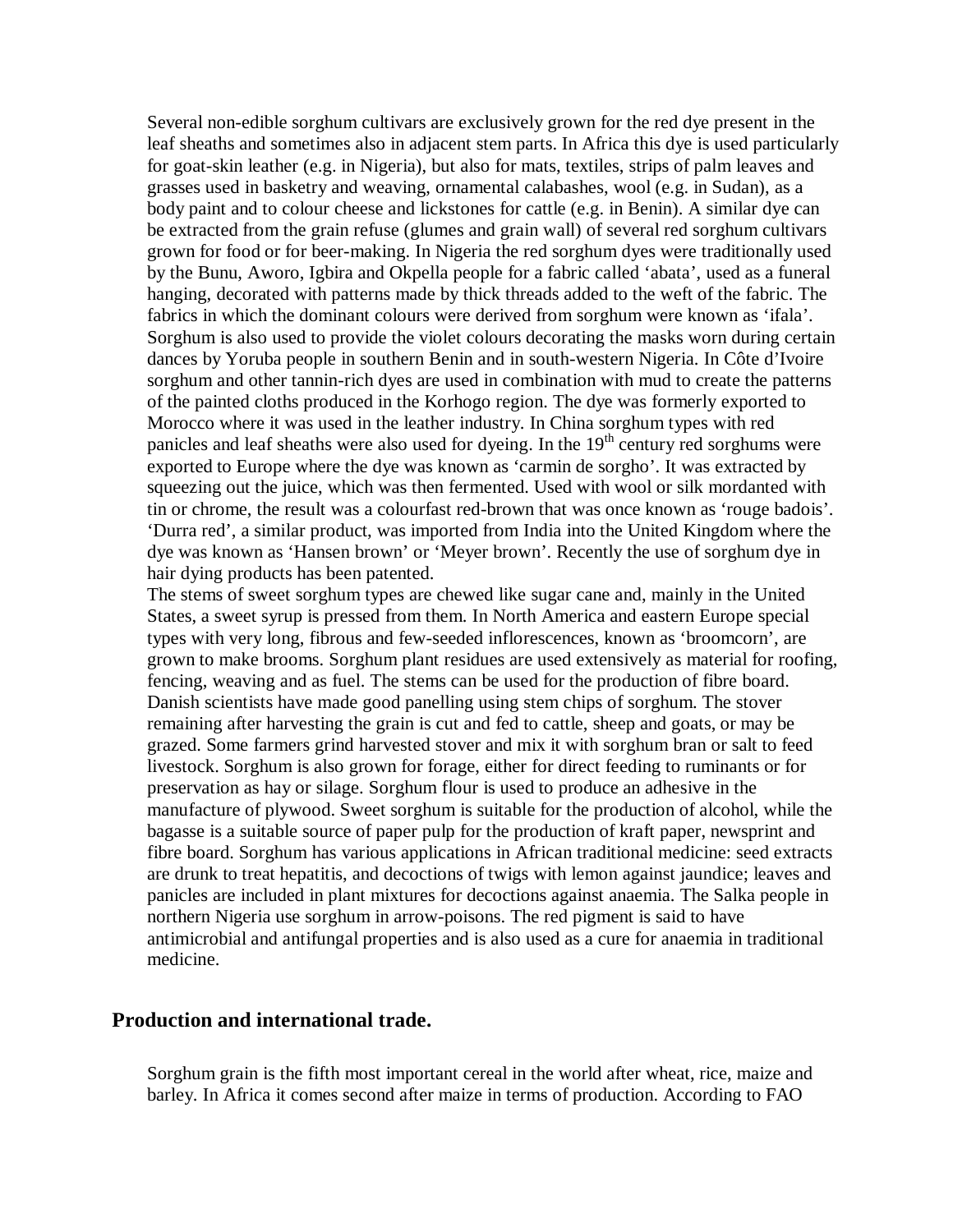Several non-edible sorghum cultivars are exclusively grown for the red dye present in the leaf sheaths and sometimes also in adjacent stem parts. In Africa this dye is used particularly for goat-skin leather (e.g. in Nigeria), but also for mats, textiles, strips of palm leaves and grasses used in basketry and weaving, ornamental calabashes, wool (e.g. in Sudan), as a body paint and to colour cheese and lickstones for cattle (e.g. in Benin). A similar dye can be extracted from the grain refuse (glumes and grain wall) of several red sorghum cultivars grown for food or for beer-making. In Nigeria the red sorghum dyes were traditionally used by the Bunu, Aworo, Igbira and Okpella people for a fabric called 'abata', used as a funeral hanging, decorated with patterns made by thick threads added to the weft of the fabric. The fabrics in which the dominant colours were derived from sorghum were known as 'ifala'. Sorghum is also used to provide the violet colours decorating the masks worn during certain dances by Yoruba people in southern Benin and in south-western Nigeria. In Côte d'Ivoire sorghum and other tannin-rich dyes are used in combination with mud to create the patterns of the painted cloths produced in the Korhogo region. The dye was formerly exported to Morocco where it was used in the leather industry. In China sorghum types with red panicles and leaf sheaths were also used for dyeing. In the 19th century red sorghums were exported to Europe where the dye was known as 'carmin de sorgho'. It was extracted by squeezing out the juice, which was then fermented. Used with wool or silk mordanted with tin or chrome, the result was a colourfast red-brown that was once known as 'rouge badois'. 'Durra red', a similar product, was imported from India into the United Kingdom where the dye was known as 'Hansen brown' or 'Meyer brown'. Recently the use of sorghum dye in hair dying products has been patented.

The stems of sweet sorghum types are chewed like sugar cane and, mainly in the United States, a sweet syrup is pressed from them. In North America and eastern Europe special types with very long, fibrous and few-seeded inflorescences, known as 'broomcorn', are grown to make brooms. Sorghum plant residues are used extensively as material for roofing, fencing, weaving and as fuel. The stems can be used for the production of fibre board. Danish scientists have made good panelling using stem chips of sorghum. The stover remaining after harvesting the grain is cut and fed to cattle, sheep and goats, or may be grazed. Some farmers grind harvested stover and mix it with sorghum bran or salt to feed livestock. Sorghum is also grown for forage, either for direct feeding to ruminants or for preservation as hay or silage. Sorghum flour is used to produce an adhesive in the manufacture of plywood. Sweet sorghum is suitable for the production of alcohol, while the bagasse is a suitable source of paper pulp for the production of kraft paper, newsprint and fibre board. Sorghum has various applications in African traditional medicine: seed extracts are drunk to treat hepatitis, and decoctions of twigs with lemon against jaundice; leaves and panicles are included in plant mixtures for decoctions against anaemia. The Salka people in northern Nigeria use sorghum in arrow-poisons. The red pigment is said to have antimicrobial and antifungal properties and is also used as a cure for anaemia in traditional medicine.

## Production and international trade.

Sorghum grain is the fifth most important cereal in the world after wheat, rice, maize and barley. In Africa it comes second after maize in terms of production. According to FAO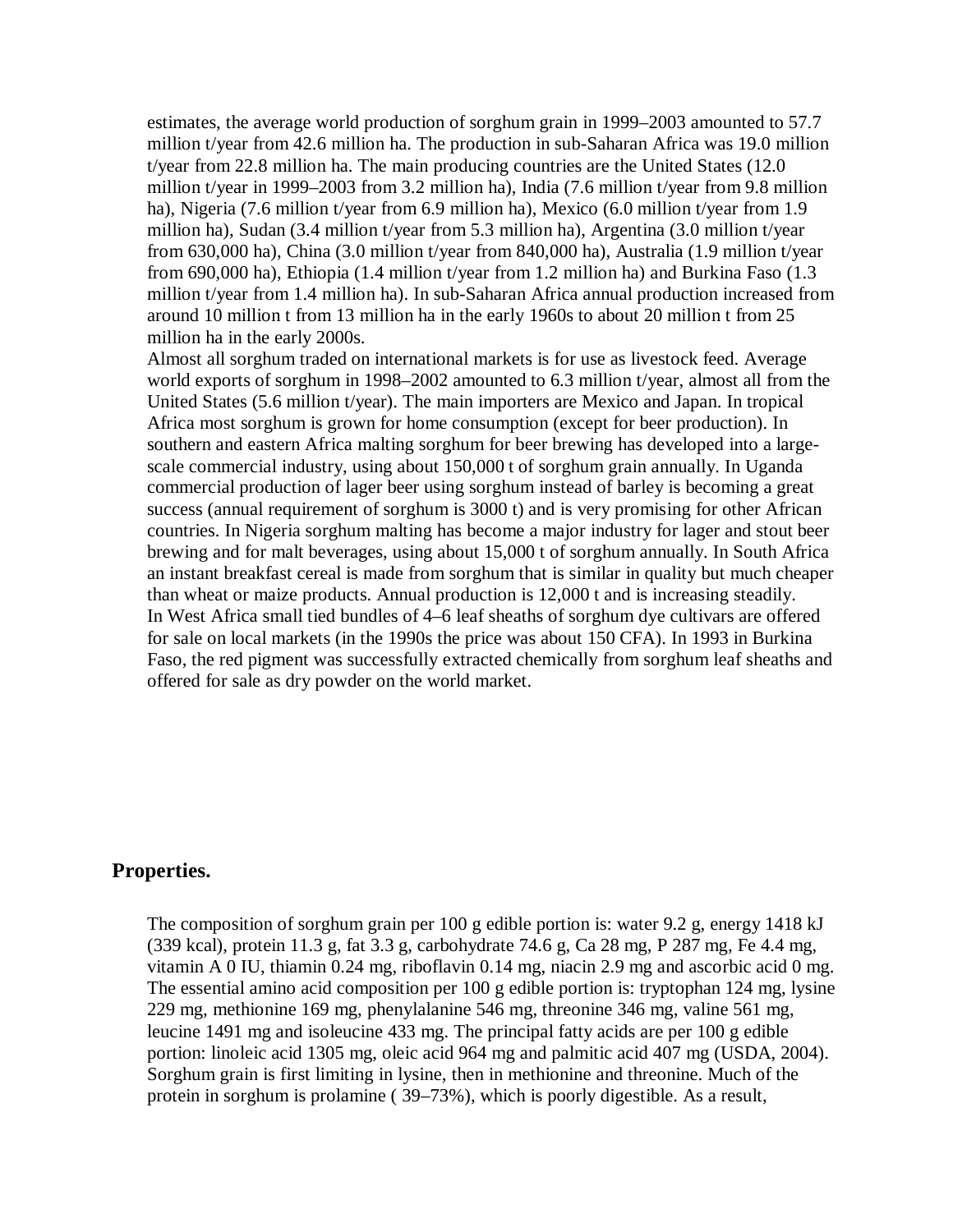estimates, the average world production of sorghum grain in 1999–2003 amounted to 57.7 million t/year from 42.6 million ha. The production in sub-Saharan Africa was 19.0 million t/year from 22.8 million ha. The main producing countries are the United States (12.0 million t/year in 1999–2003 from 3.2 million ha), India (7.6 million t/year from 9.8 million ha), Nigeria (7.6 million t/year from 6.9 million ha), Mexico (6.0 million t/year from 1.9 million ha), Sudan (3.4 million t/year from 5.3 million ha), Argentina (3.0 million t/year from 630,000 ha), China (3.0 million t/year from 840,000 ha), Australia (1.9 million t/year from 690,000 ha), Ethiopia (1.4 million t/year from 1.2 million ha) and Burkina Faso (1.3 million t/year from 1.4 million ha). In sub-Saharan Africa annual production increased from around 10 million t from 13 million ha in the early 1960s to about 20 million t from 25 million ha in the early 2000s.

Almost all sorghum traded on international markets is for use as livestock feed. Average world exports of sorghum in 1998–2002 amounted to 6.3 million t/year, almost all from the United States (5.6 million t/year). The main importers are Mexico and Japan. In tropical Africa most sorghum is grown for home consumption (except for beer production). In southern and eastern Africa malting sorghum for beer brewing has developed into a large-scale commercial industry, using about 150,000 t of sorghum grain annually. In Uganda commercial production of lager beer using sorghum instead of barley is becoming a great success (annual requirement of sorghum is 3000 t) and is very promising for other African countries. In Nigeria sorghum malting has become a major industry for lager and stout beer brewing and for malt beverages, using about 15,000 t of sorghum annually. In South Africa an instant breakfast cereal is made from sorghum that is similar in quality but much cheaper than wheat or maize products. Annual production is 12,000 t and is increasing steadily.

In West Africa small tied bundles of 4–6 leaf sheaths of sorghum dye cultivars are offered for sale on local markets (in the 1990s the price was about 150 CFA). In 1993 in Burkina Faso, the red pigment was successfully extracted chemically from sorghum leaf sheaths and offered for sale as dry powder on the world market.

## Properties.

The composition of sorghum grain per 100 g edible portion is: water 9.2 g, energy 1418 kJ (339 kcal), protein 11.3 g, fat 3.3 g, carbohydrate 74.6 g, Ca 28 mg, P 287 mg, Fe 4.4 mg, vitamin A 0 IU, thiamin 0.24 mg, riboflavin 0.14 mg, niacin 2.9 mg and ascorbic acid 0 mg. The essential amino acid composition per 100 g edible portion is: tryptophan 124 mg, lysine 229 mg, methionine 169 mg, phenylalanine 546 mg, threonine 346 mg, valine 561 mg, leucine 1491 mg and isoleucine 433 mg. The principal fatty acids are per 100 g edible portion: linoleic acid 1305 mg, oleic acid 964 mg and palmitic acid 407 mg (USDA, 2004). Sorghum grain is first limiting in lysine, then in methionine and threonine. Much of the protein in sorghum is prolamine ( 39–73%), which is poorly digestible. As a result,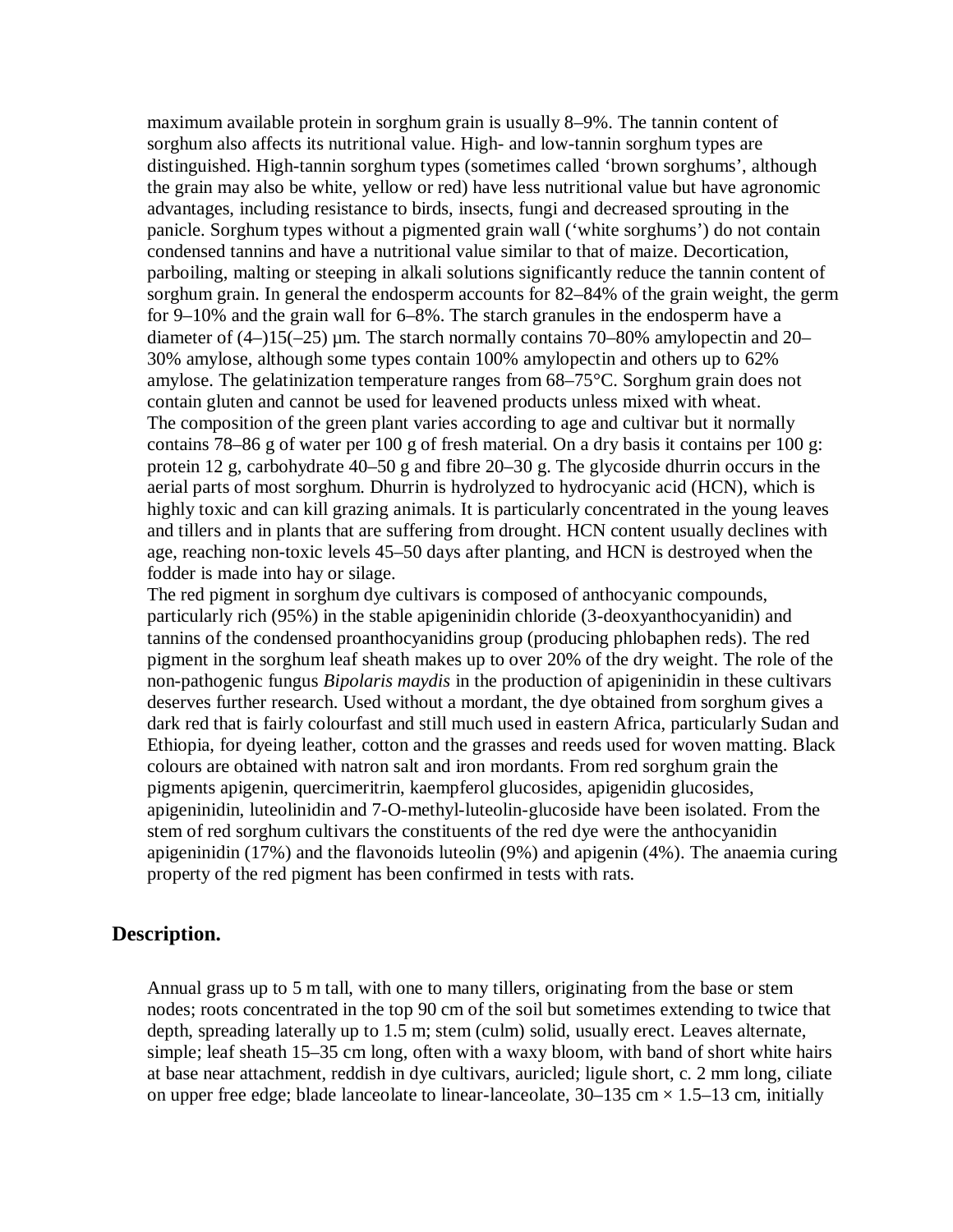maximum available protein in sorghum grain is usually 8–9%. The tannin content of sorghum also affects its nutritional value. High- and low-tannin sorghum types are distinguished. High-tannin sorghum types (sometimes called 'brown sorghums', although the grain may also be white, yellow or red) have less nutritional value but have agronomic advantages, including resistance to birds, insects, fungi and decreased sprouting in the panicle. Sorghum types without a pigmented grain wall ('white sorghums') do not contain condensed tannins and have a nutritional value similar to that of maize. Decortication, parboiling, malting or steeping in alkali solutions significantly reduce the tannin content of sorghum grain. In general the endosperm accounts for 82–84% of the grain weight, the germ for 9–10% and the grain wall for 6–8%. The starch granules in the endosperm have a diameter of (4–)15(–25) µm. The starch normally contains 70–80% amylopectin and 20–30% amylose, although some types contain 100% amylopectin and others up to 62% amylose. The gelatinization temperature ranges from 68–75°C. Sorghum grain does not contain gluten and cannot be used for leavened products unless mixed with wheat.
The composition of the green plant varies according to age and cultivar but it normally contains 78–86 g of water per 100 g of fresh material. On a dry basis it contains per 100 g: protein 12 g, carbohydrate 40–50 g and fibre 20–30 g. The glycoside dhurrin occurs in the aerial parts of most sorghum. Dhurrin is hydrolyzed to hydrocyanic acid (HCN), which is highly toxic and can kill grazing animals. It is particularly concentrated in the young leaves and tillers and in plants that are suffering from drought. HCN content usually declines with age, reaching non-toxic levels 45–50 days after planting, and HCN is destroyed when the fodder is made into hay or silage.
The red pigment in sorghum dye cultivars is composed of anthocyanic compounds, particularly rich (95%) in the stable apigeninidin chloride (3-deoxyanthocyanidin) and tannins of the condensed proanthocyanidins group (producing phlobaphen reds). The red pigment in the sorghum leaf sheath makes up to over 20% of the dry weight. The role of the non-pathogenic fungus *Bipolaris maydis* in the production of apigeninidin in these cultivars deserves further research. Used without a mordant, the dye obtained from sorghum gives a dark red that is fairly colourfast and still much used in eastern Africa, particularly Sudan and Ethiopia, for dyeing leather, cotton and the grasses and reeds used for woven matting. Black colours are obtained with natron salt and iron mordants. From red sorghum grain the pigments apigenin, quercimeritrin, kaempferol glucosides, apigenidin glucosides, apigeninidin, luteolinidin and 7-O-methyl-luteolin-glucoside have been isolated. From the stem of red sorghum cultivars the constituents of the red dye were the anthocyanidin apigeninidin (17%) and the flavonoids luteolin (9%) and apigenin (4%). The anaemia curing property of the red pigment has been confirmed in tests with rats.

## Description.

Annual grass up to 5 m tall, with one to many tillers, originating from the base or stem nodes; roots concentrated in the top 90 cm of the soil but sometimes extending to twice that depth, spreading laterally up to 1.5 m; stem (culm) solid, usually erect. Leaves alternate, simple; leaf sheath 15–35 cm long, often with a waxy bloom, with band of short white hairs at base near attachment, reddish in dye cultivars, auricled; ligule short, c. 2 mm long, ciliate on upper free edge; blade lanceolate to linear-lanceolate, 30–135 cm × 1.5–13 cm, initially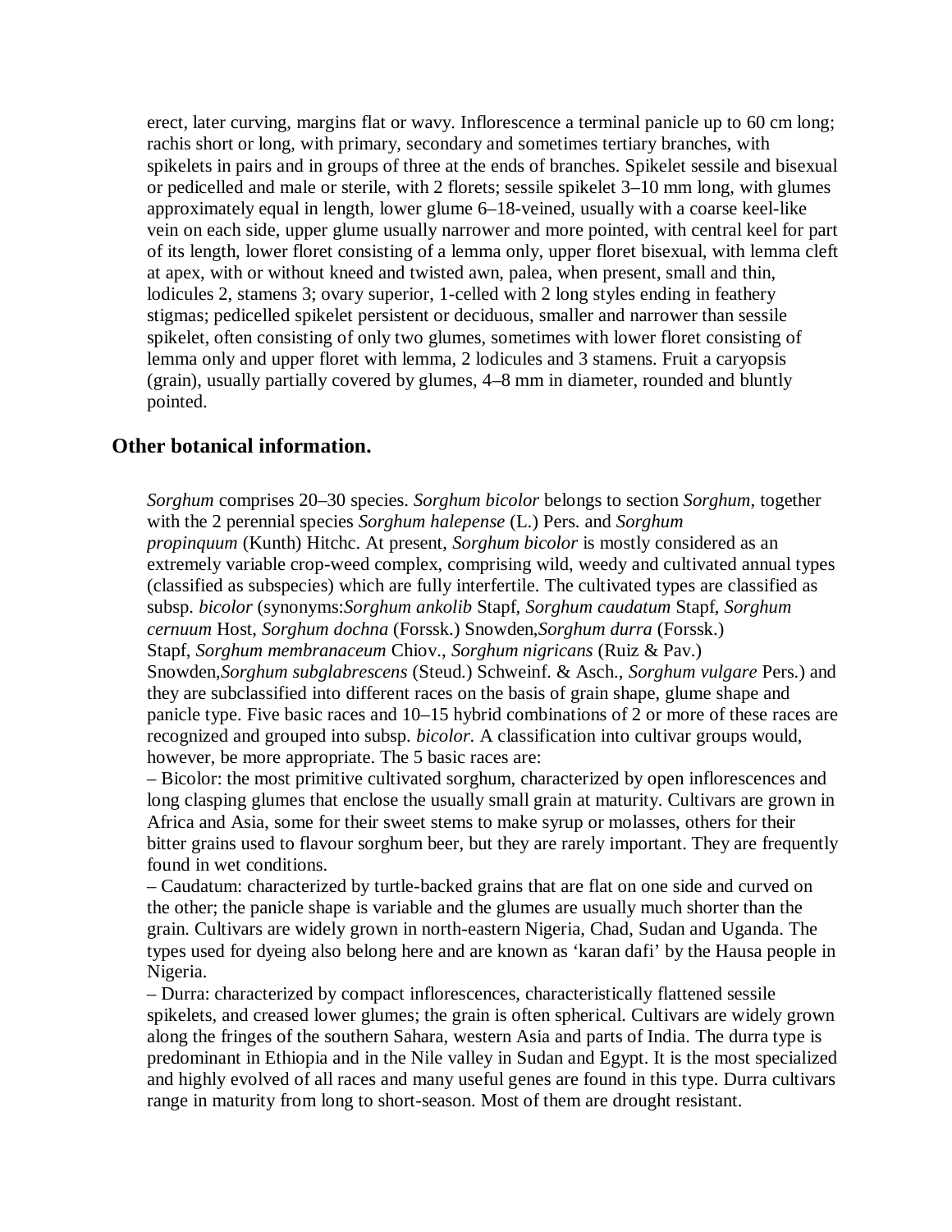erect, later curving, margins flat or wavy. Inflorescence a terminal panicle up to 60 cm long; rachis short or long, with primary, secondary and sometimes tertiary branches, with spikelets in pairs and in groups of three at the ends of branches. Spikelet sessile and bisexual or pedicelled and male or sterile, with 2 florets; sessile spikelet 3–10 mm long, with glumes approximately equal in length, lower glume 6–18-veined, usually with a coarse keel-like vein on each side, upper glume usually narrower and more pointed, with central keel for part of its length, lower floret consisting of a lemma only, upper floret bisexual, with lemma cleft at apex, with or without kneed and twisted awn, palea, when present, small and thin, lodicules 2, stamens 3; ovary superior, 1-celled with 2 long styles ending in feathery stigmas; pedicelled spikelet persistent or deciduous, smaller and narrower than sessile spikelet, often consisting of only two glumes, sometimes with lower floret consisting of lemma only and upper floret with lemma, 2 lodicules and 3 stamens. Fruit a caryopsis (grain), usually partially covered by glumes, 4–8 mm in diameter, rounded and bluntly pointed.

## Other botanical information.

*Sorghum* comprises 20–30 species. *Sorghum bicolor* belongs to section *Sorghum*, together with the 2 perennial species *Sorghum halepense* (L.) Pers. and *Sorghum propinquum* (Kunth) Hitchc. At present, *Sorghum bicolor* is mostly considered as an extremely variable crop-weed complex, comprising wild, weedy and cultivated annual types (classified as subspecies) which are fully interfertile. The cultivated types are classified as subsp. *bicolor* (synonyms:*Sorghum ankolib* Stapf, *Sorghum caudatum* Stapf, *Sorghum cernuum* Host, *Sorghum dochna* (Forssk.) Snowden,*Sorghum durra* (Forssk.) Stapf, *Sorghum membranaceum* Chiov., *Sorghum nigricans* (Ruiz & Pav.) Snowden,*Sorghum subglabrescens* (Steud.) Schweinf. & Asch., *Sorghum vulgare* Pers.) and they are subclassified into different races on the basis of grain shape, glume shape and panicle type. Five basic races and 10–15 hybrid combinations of 2 or more of these races are recognized and grouped into subsp. *bicolor*. A classification into cultivar groups would, however, be more appropriate. The 5 basic races are:

– Bicolor: the most primitive cultivated sorghum, characterized by open inflorescences and long clasping glumes that enclose the usually small grain at maturity. Cultivars are grown in Africa and Asia, some for their sweet stems to make syrup or molasses, others for their bitter grains used to flavour sorghum beer, but they are rarely important. They are frequently found in wet conditions.

– Caudatum: characterized by turtle-backed grains that are flat on one side and curved on the other; the panicle shape is variable and the glumes are usually much shorter than the grain. Cultivars are widely grown in north-eastern Nigeria, Chad, Sudan and Uganda. The types used for dyeing also belong here and are known as 'karan dafi' by the Hausa people in Nigeria.

– Durra: characterized by compact inflorescences, characteristically flattened sessile spikelets, and creased lower glumes; the grain is often spherical. Cultivars are widely grown along the fringes of the southern Sahara, western Asia and parts of India. The durra type is predominant in Ethiopia and in the Nile valley in Sudan and Egypt. It is the most specialized and highly evolved of all races and many useful genes are found in this type. Durra cultivars range in maturity from long to short-season. Most of them are drought resistant.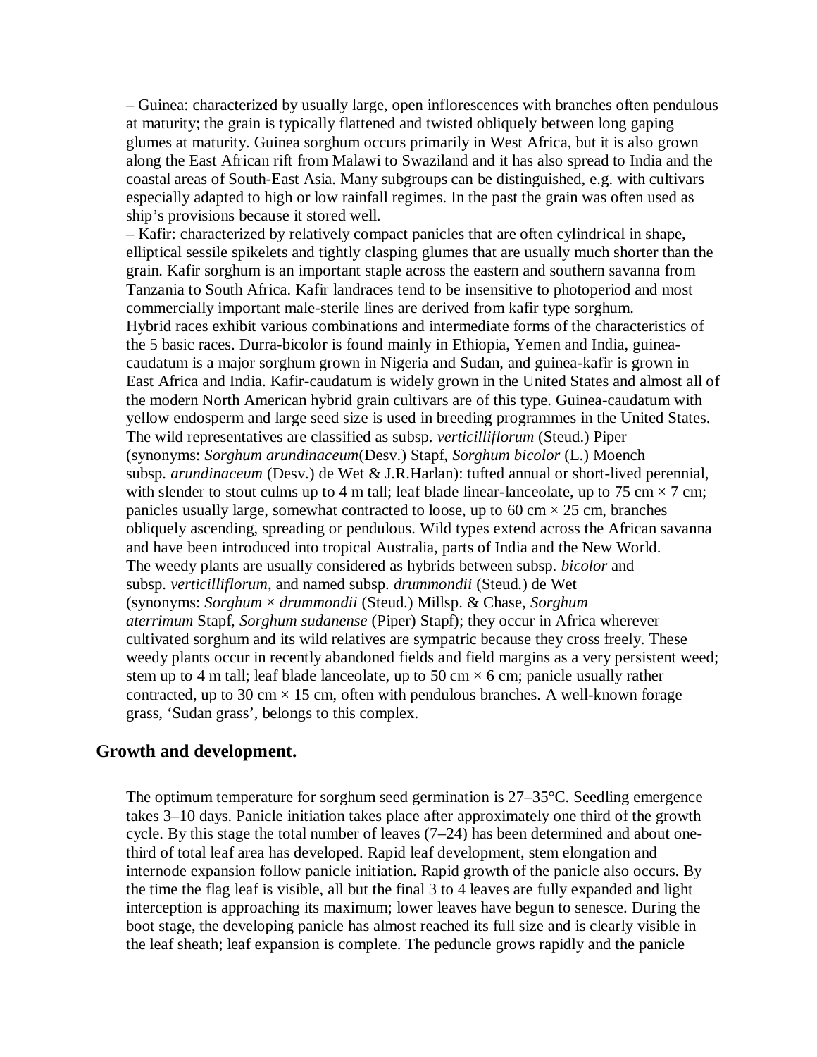– Guinea: characterized by usually large, open inflorescences with branches often pendulous at maturity; the grain is typically flattened and twisted obliquely between long gaping glumes at maturity. Guinea sorghum occurs primarily in West Africa, but it is also grown along the East African rift from Malawi to Swaziland and it has also spread to India and the coastal areas of South-East Asia. Many subgroups can be distinguished, e.g. with cultivars especially adapted to high or low rainfall regimes. In the past the grain was often used as ship's provisions because it stored well.

– Kafir: characterized by relatively compact panicles that are often cylindrical in shape, elliptical sessile spikelets and tightly clasping glumes that are usually much shorter than the grain. Kafir sorghum is an important staple across the eastern and southern savanna from Tanzania to South Africa. Kafir landraces tend to be insensitive to photoperiod and most commercially important male-sterile lines are derived from kafir type sorghum.

Hybrid races exhibit various combinations and intermediate forms of the characteristics of the 5 basic races. Durra-bicolor is found mainly in Ethiopia, Yemen and India, guinea-caudatum is a major sorghum grown in Nigeria and Sudan, and guinea-kafir is grown in East Africa and India. Kafir-caudatum is widely grown in the United States and almost all of the modern North American hybrid grain cultivars are of this type. Guinea-caudatum with yellow endosperm and large seed size is used in breeding programmes in the United States.

The wild representatives are classified as subsp. *verticilliflorum* (Steud.) Piper (synonyms: *Sorghum arundinaceum*(Desv.) Stapf, *Sorghum bicolor* (L.) Moench subsp. *arundinaceum* (Desv.) de Wet & J.R.Harlan): tufted annual or short-lived perennial, with slender to stout culms up to 4 m tall; leaf blade linear-lanceolate, up to 75 cm × 7 cm; panicles usually large, somewhat contracted to loose, up to 60 cm × 25 cm, branches obliquely ascending, spreading or pendulous. Wild types extend across the African savanna and have been introduced into tropical Australia, parts of India and the New World.

The weedy plants are usually considered as hybrids between subsp. *bicolor* and subsp. *verticilliflorum*, and named subsp. *drummondii* (Steud.) de Wet (synonyms: *Sorghum* × *drummondii* (Steud.) Millsp. & Chase, *Sorghum aterrimum* Stapf, *Sorghum sudanense* (Piper) Stapf); they occur in Africa wherever cultivated sorghum and its wild relatives are sympatric because they cross freely. These weedy plants occur in recently abandoned fields and field margins as a very persistent weed; stem up to 4 m tall; leaf blade lanceolate, up to 50 cm × 6 cm; panicle usually rather contracted, up to 30 cm × 15 cm, often with pendulous branches. A well-known forage grass, 'Sudan grass', belongs to this complex.

## Growth and development.

The optimum temperature for sorghum seed germination is 27–35°C. Seedling emergence takes 3–10 days. Panicle initiation takes place after approximately one third of the growth cycle. By this stage the total number of leaves (7–24) has been determined and about one-third of total leaf area has developed. Rapid leaf development, stem elongation and internode expansion follow panicle initiation. Rapid growth of the panicle also occurs. By the time the flag leaf is visible, all but the final 3 to 4 leaves are fully expanded and light interception is approaching its maximum; lower leaves have begun to senesce. During the boot stage, the developing panicle has almost reached its full size and is clearly visible in the leaf sheath; leaf expansion is complete. The peduncle grows rapidly and the panicle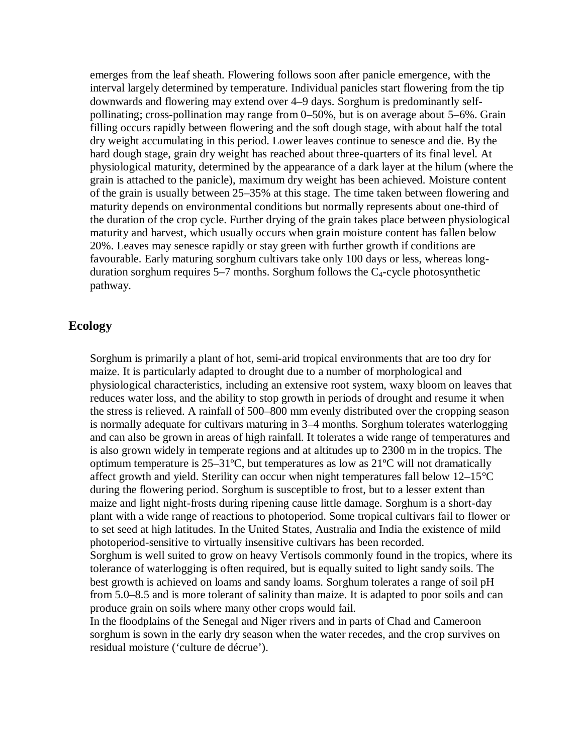emerges from the leaf sheath. Flowering follows soon after panicle emergence, with the interval largely determined by temperature. Individual panicles start flowering from the tip downwards and flowering may extend over 4–9 days. Sorghum is predominantly self-pollinating; cross-pollination may range from 0–50%, but is on average about 5–6%. Grain filling occurs rapidly between flowering and the soft dough stage, with about half the total dry weight accumulating in this period. Lower leaves continue to senesce and die. By the hard dough stage, grain dry weight has reached about three-quarters of its final level. At physiological maturity, determined by the appearance of a dark layer at the hilum (where the grain is attached to the panicle), maximum dry weight has been achieved. Moisture content of the grain is usually between 25–35% at this stage. The time taken between flowering and maturity depends on environmental conditions but normally represents about one-third of the duration of the crop cycle. Further drying of the grain takes place between physiological maturity and harvest, which usually occurs when grain moisture content has fallen below 20%. Leaves may senesce rapidly or stay green with further growth if conditions are favourable. Early maturing sorghum cultivars take only 100 days or less, whereas long-duration sorghum requires 5–7 months. Sorghum follows the $C_4$-cycle photosynthetic pathway.

## Ecology

Sorghum is primarily a plant of hot, semi-arid tropical environments that are too dry for maize. It is particularly adapted to drought due to a number of morphological and physiological characteristics, including an extensive root system, waxy bloom on leaves that reduces water loss, and the ability to stop growth in periods of drought and resume it when the stress is relieved. A rainfall of 500–800 mm evenly distributed over the cropping season is normally adequate for cultivars maturing in 3–4 months. Sorghum tolerates waterlogging and can also be grown in areas of high rainfall. It tolerates a wide range of temperatures and is also grown widely in temperate regions and at altitudes up to 2300 m in the tropics. The optimum temperature is 25–31ºC, but temperatures as low as 21ºC will not dramatically affect growth and yield. Sterility can occur when night temperatures fall below 12–15°C during the flowering period. Sorghum is susceptible to frost, but to a lesser extent than maize and light night-frosts during ripening cause little damage. Sorghum is a short-day plant with a wide range of reactions to photoperiod. Some tropical cultivars fail to flower or to set seed at high latitudes. In the United States, Australia and India the existence of mild photoperiod-sensitive to virtually insensitive cultivars has been recorded.
Sorghum is well suited to grow on heavy Vertisols commonly found in the tropics, where its tolerance of waterlogging is often required, but is equally suited to light sandy soils. The best growth is achieved on loams and sandy loams. Sorghum tolerates a range of soil pH from 5.0–8.5 and is more tolerant of salinity than maize. It is adapted to poor soils and can produce grain on soils where many other crops would fail.
In the floodplains of the Senegal and Niger rivers and in parts of Chad and Cameroon sorghum is sown in the early dry season when the water recedes, and the crop survives on residual moisture ('culture de décrue').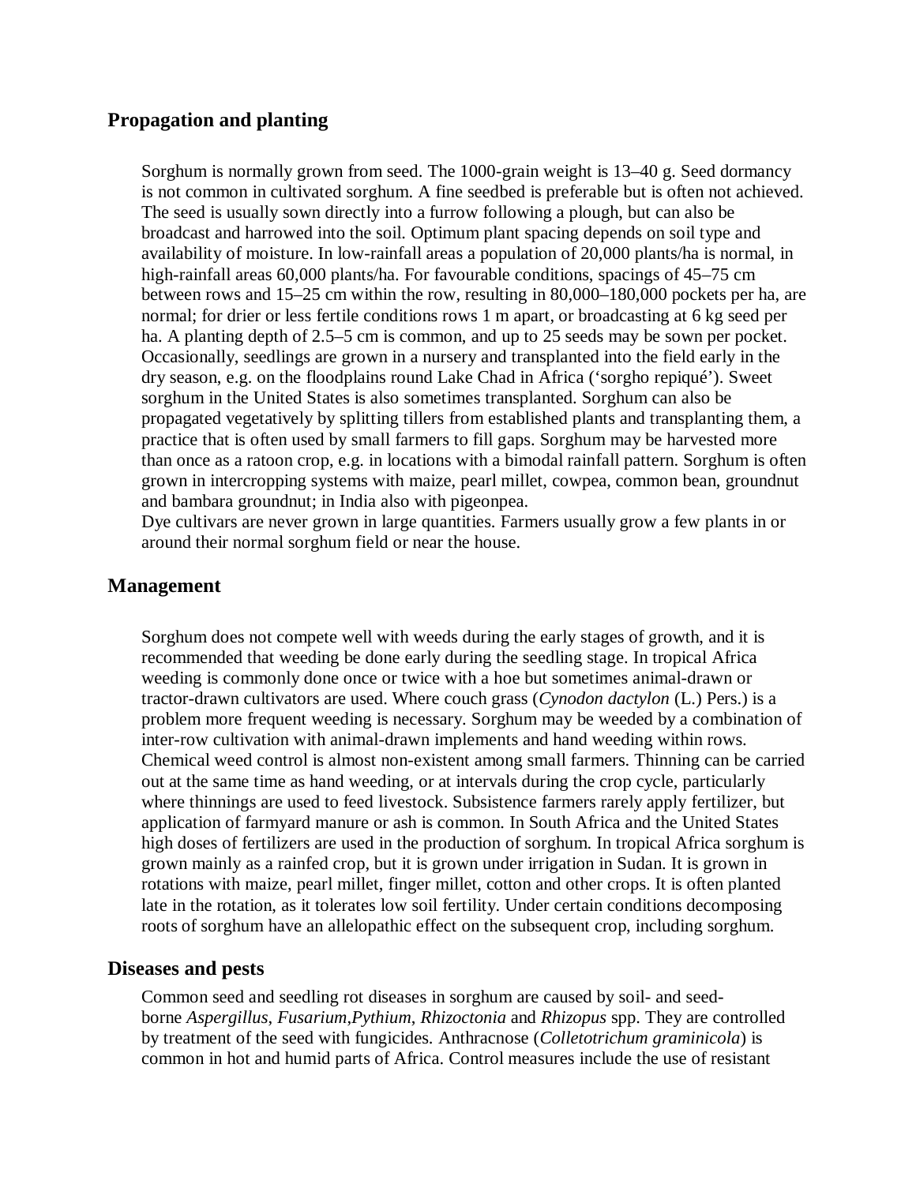## Propagation and planting

Sorghum is normally grown from seed. The 1000-grain weight is 13–40 g. Seed dormancy is not common in cultivated sorghum. A fine seedbed is preferable but is often not achieved. The seed is usually sown directly into a furrow following a plough, but can also be broadcast and harrowed into the soil. Optimum plant spacing depends on soil type and availability of moisture. In low-rainfall areas a population of 20,000 plants/ha is normal, in high-rainfall areas 60,000 plants/ha. For favourable conditions, spacings of 45–75 cm between rows and 15–25 cm within the row, resulting in 80,000–180,000 pockets per ha, are normal; for drier or less fertile conditions rows 1 m apart, or broadcasting at 6 kg seed per ha. A planting depth of 2.5–5 cm is common, and up to 25 seeds may be sown per pocket. Occasionally, seedlings are grown in a nursery and transplanted into the field early in the dry season, e.g. on the floodplains round Lake Chad in Africa ('sorgho repiqué'). Sweet sorghum in the United States is also sometimes transplanted. Sorghum can also be propagated vegetatively by splitting tillers from established plants and transplanting them, a practice that is often used by small farmers to fill gaps. Sorghum may be harvested more than once as a ratoon crop, e.g. in locations with a bimodal rainfall pattern. Sorghum is often grown in intercropping systems with maize, pearl millet, cowpea, common bean, groundnut and bambara groundnut; in India also with pigeonpea.
Dye cultivars are never grown in large quantities. Farmers usually grow a few plants in or around their normal sorghum field or near the house.

## Management

Sorghum does not compete well with weeds during the early stages of growth, and it is recommended that weeding be done early during the seedling stage. In tropical Africa weeding is commonly done once or twice with a hoe but sometimes animal-drawn or tractor-drawn cultivators are used. Where couch grass (*Cynodon dactylon* (L.) Pers.) is a problem more frequent weeding is necessary. Sorghum may be weeded by a combination of inter-row cultivation with animal-drawn implements and hand weeding within rows. Chemical weed control is almost non-existent among small farmers. Thinning can be carried out at the same time as hand weeding, or at intervals during the crop cycle, particularly where thinnings are used to feed livestock. Subsistence farmers rarely apply fertilizer, but application of farmyard manure or ash is common. In South Africa and the United States high doses of fertilizers are used in the production of sorghum. In tropical Africa sorghum is grown mainly as a rainfed crop, but it is grown under irrigation in Sudan. It is grown in rotations with maize, pearl millet, finger millet, cotton and other crops. It is often planted late in the rotation, as it tolerates low soil fertility. Under certain conditions decomposing roots of sorghum have an allelopathic effect on the subsequent crop, including sorghum.

## Diseases and pests

Common seed and seedling rot diseases in sorghum are caused by soil- and seed-borne *Aspergillus*, *Fusarium*,*Pythium*, *Rhizoctonia* and *Rhizopus* spp. They are controlled by treatment of the seed with fungicides. Anthracnose (*Colletotrichum graminicola*) is common in hot and humid parts of Africa. Control measures include the use of resistant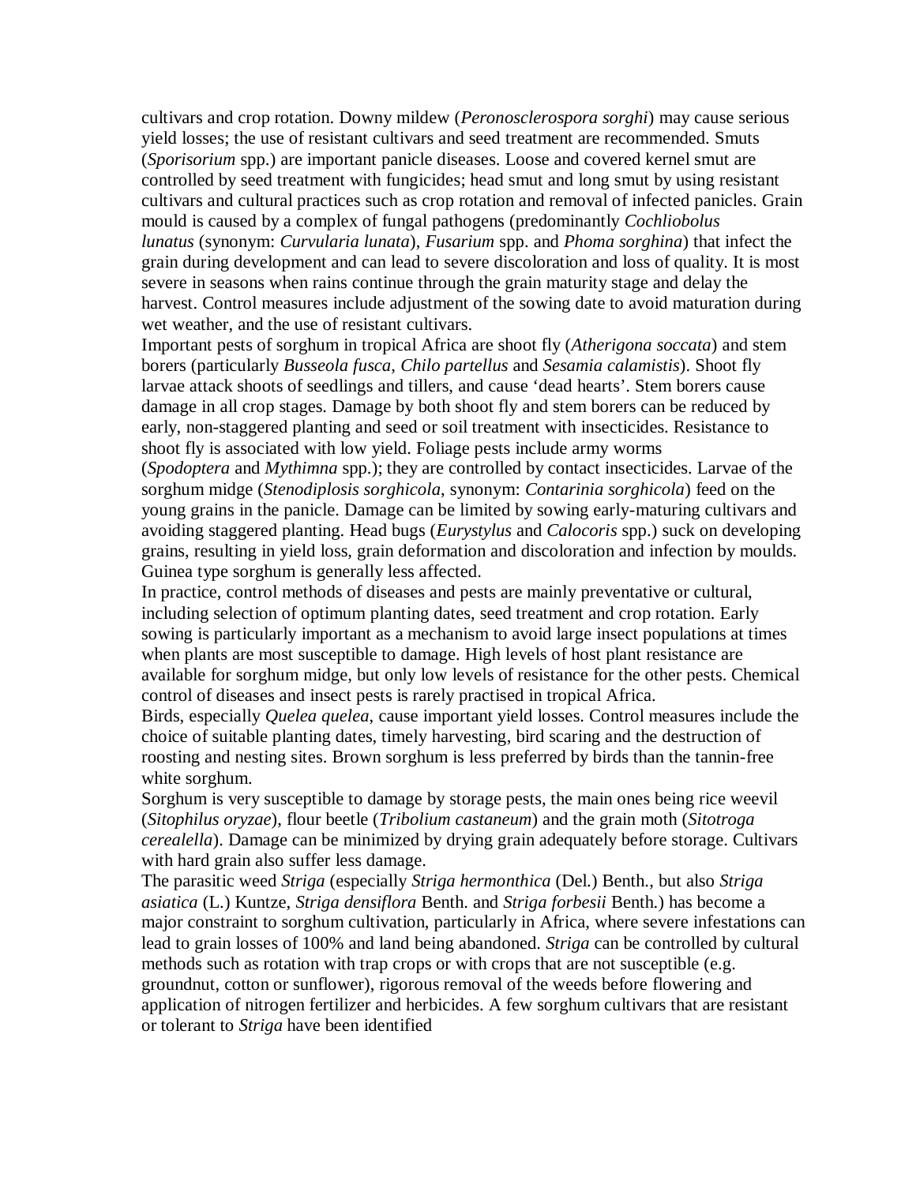cultivars and crop rotation. Downy mildew (*Peronosclerospora sorghi*) may cause serious yield losses; the use of resistant cultivars and seed treatment are recommended. Smuts (*Sporisorium* spp.) are important panicle diseases. Loose and covered kernel smut are controlled by seed treatment with fungicides; head smut and long smut by using resistant cultivars and cultural practices such as crop rotation and removal of infected panicles. Grain mould is caused by a complex of fungal pathogens (predominantly *Cochliobolus lunatus* (synonym: *Curvularia lunata*), *Fusarium* spp. and *Phoma sorghina*) that infect the grain during development and can lead to severe discoloration and loss of quality. It is most severe in seasons when rains continue through the grain maturity stage and delay the harvest. Control measures include adjustment of the sowing date to avoid maturation during wet weather, and the use of resistant cultivars.

Important pests of sorghum in tropical Africa are shoot fly (*Atherigona soccata*) and stem borers (particularly *Busseola fusca*, *Chilo partellus* and *Sesamia calamistis*). Shoot fly larvae attack shoots of seedlings and tillers, and cause 'dead hearts'. Stem borers cause damage in all crop stages. Damage by both shoot fly and stem borers can be reduced by early, non-staggered planting and seed or soil treatment with insecticides. Resistance to shoot fly is associated with low yield. Foliage pests include army worms (*Spodoptera* and *Mythimna* spp.); they are controlled by contact insecticides. Larvae of the sorghum midge (*Stenodiplosis sorghicola*, synonym: *Contarinia sorghicola*) feed on the young grains in the panicle. Damage can be limited by sowing early-maturing cultivars and avoiding staggered planting. Head bugs (*Eurystylus* and *Calocoris* spp.) suck on developing grains, resulting in yield loss, grain deformation and discoloration and infection by moulds. Guinea type sorghum is generally less affected.

In practice, control methods of diseases and pests are mainly preventative or cultural, including selection of optimum planting dates, seed treatment and crop rotation. Early sowing is particularly important as a mechanism to avoid large insect populations at times when plants are most susceptible to damage. High levels of host plant resistance are available for sorghum midge, but only low levels of resistance for the other pests. Chemical control of diseases and insect pests is rarely practised in tropical Africa.

Birds, especially *Quelea quelea*, cause important yield losses. Control measures include the choice of suitable planting dates, timely harvesting, bird scaring and the destruction of roosting and nesting sites. Brown sorghum is less preferred by birds than the tannin-free white sorghum.

Sorghum is very susceptible to damage by storage pests, the main ones being rice weevil (*Sitophilus oryzae*), flour beetle (*Tribolium castaneum*) and the grain moth (*Sitotroga cerealella*). Damage can be minimized by drying grain adequately before storage. Cultivars with hard grain also suffer less damage.

The parasitic weed *Striga* (especially *Striga hermonthica* (Del.) Benth., but also *Striga asiatica* (L.) Kuntze, *Striga densiflora* Benth. and *Striga forbesii* Benth.) has become a major constraint to sorghum cultivation, particularly in Africa, where severe infestations can lead to grain losses of 100% and land being abandoned. *Striga* can be controlled by cultural methods such as rotation with trap crops or with crops that are not susceptible (e.g. groundnut, cotton or sunflower), rigorous removal of the weeds before flowering and application of nitrogen fertilizer and herbicides. A few sorghum cultivars that are resistant or tolerant to *Striga* have been identified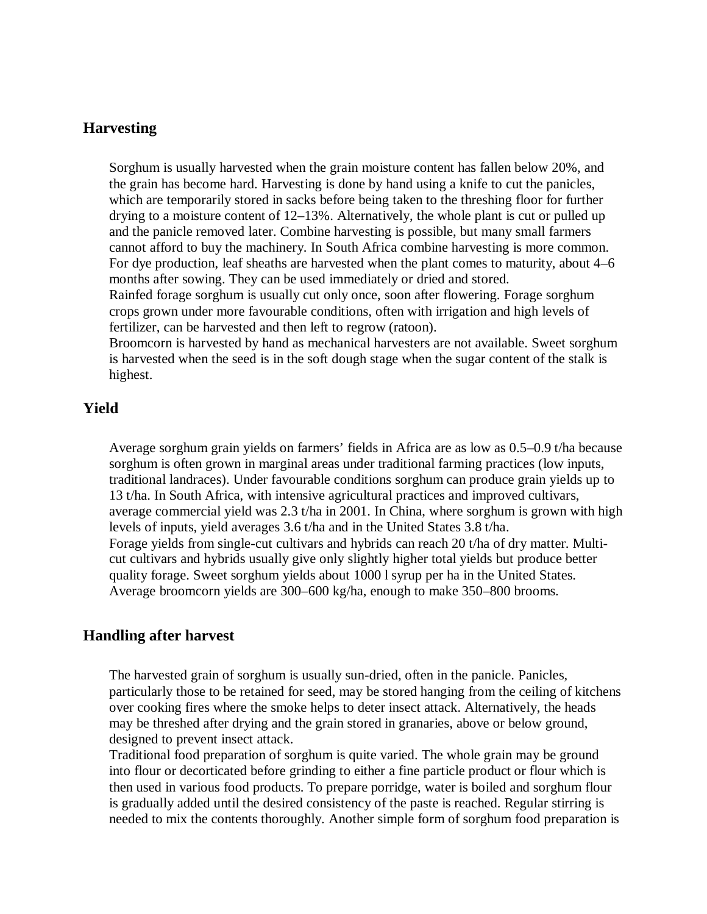## Harvesting

Sorghum is usually harvested when the grain moisture content has fallen below 20%, and the grain has become hard. Harvesting is done by hand using a knife to cut the panicles, which are temporarily stored in sacks before being taken to the threshing floor for further drying to a moisture content of 12–13%. Alternatively, the whole plant is cut or pulled up and the panicle removed later. Combine harvesting is possible, but many small farmers cannot afford to buy the machinery. In South Africa combine harvesting is more common. For dye production, leaf sheaths are harvested when the plant comes to maturity, about 4–6 months after sowing. They can be used immediately or dried and stored.
Rainfed forage sorghum is usually cut only once, soon after flowering. Forage sorghum crops grown under more favourable conditions, often with irrigation and high levels of fertilizer, can be harvested and then left to regrow (ratoon).
Broomcorn is harvested by hand as mechanical harvesters are not available. Sweet sorghum is harvested when the seed is in the soft dough stage when the sugar content of the stalk is highest.

## Yield

Average sorghum grain yields on farmers' fields in Africa are as low as 0.5–0.9 t/ha because sorghum is often grown in marginal areas under traditional farming practices (low inputs, traditional landraces). Under favourable conditions sorghum can produce grain yields up to 13 t/ha. In South Africa, with intensive agricultural practices and improved cultivars, average commercial yield was 2.3 t/ha in 2001. In China, where sorghum is grown with high levels of inputs, yield averages 3.6 t/ha and in the United States 3.8 t/ha.
Forage yields from single-cut cultivars and hybrids can reach 20 t/ha of dry matter. Multi-cut cultivars and hybrids usually give only slightly higher total yields but produce better quality forage. Sweet sorghum yields about 1000 l syrup per ha in the United States. Average broomcorn yields are 300–600 kg/ha, enough to make 350–800 brooms.

## Handling after harvest

The harvested grain of sorghum is usually sun-dried, often in the panicle. Panicles, particularly those to be retained for seed, may be stored hanging from the ceiling of kitchens over cooking fires where the smoke helps to deter insect attack. Alternatively, the heads may be threshed after drying and the grain stored in granaries, above or below ground, designed to prevent insect attack.
Traditional food preparation of sorghum is quite varied. The whole grain may be ground into flour or decorticated before grinding to either a fine particle product or flour which is then used in various food products. To prepare porridge, water is boiled and sorghum flour is gradually added until the desired consistency of the paste is reached. Regular stirring is needed to mix the contents thoroughly. Another simple form of sorghum food preparation is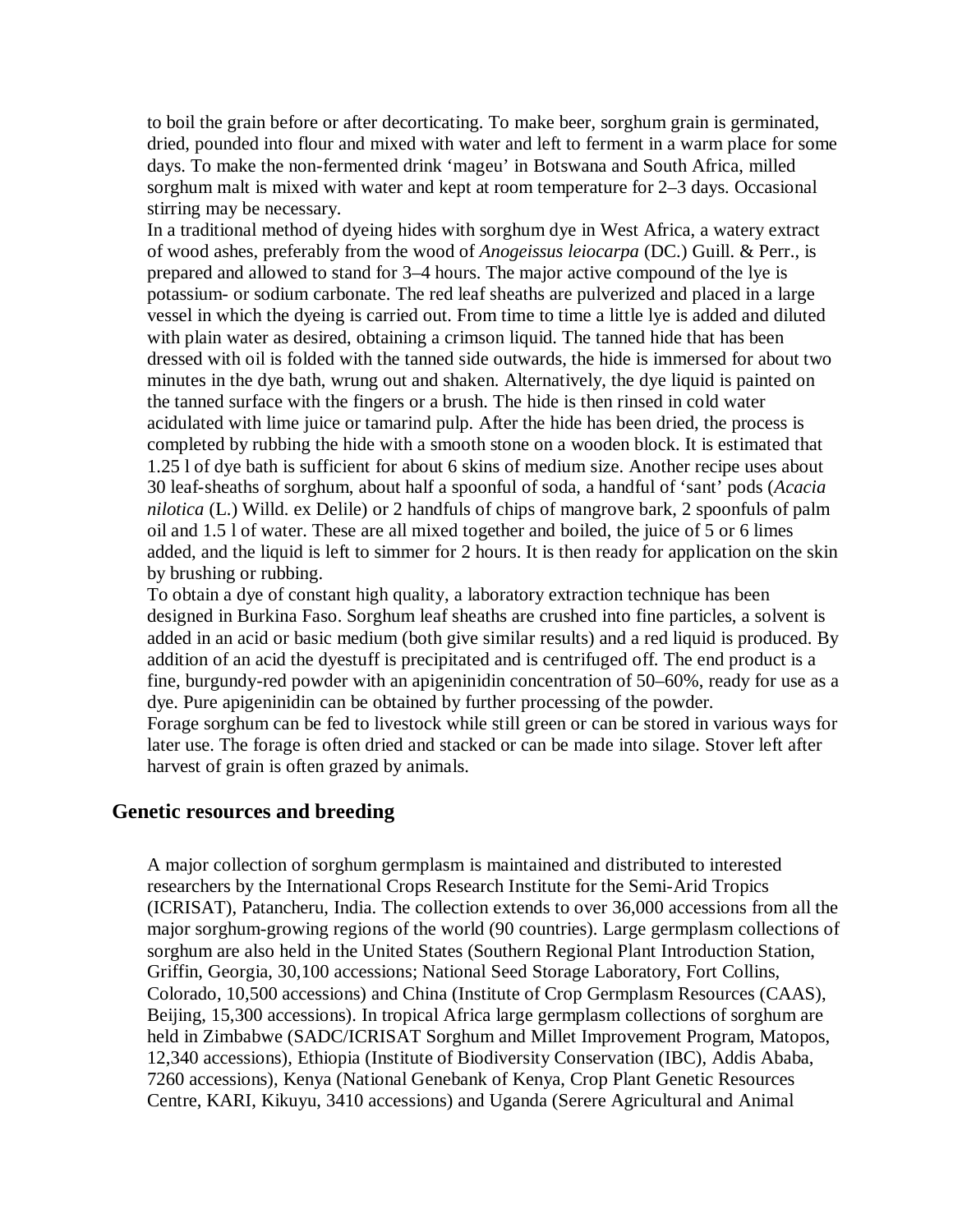to boil the grain before or after decorticating. To make beer, sorghum grain is germinated, dried, pounded into flour and mixed with water and left to ferment in a warm place for some days. To make the non-fermented drink 'mageu' in Botswana and South Africa, milled sorghum malt is mixed with water and kept at room temperature for 2–3 days. Occasional stirring may be necessary.

In a traditional method of dyeing hides with sorghum dye in West Africa, a watery extract of wood ashes, preferably from the wood of *Anogeissus leiocarpa* (DC.) Guill. & Perr., is prepared and allowed to stand for 3–4 hours. The major active compound of the lye is potassium- or sodium carbonate. The red leaf sheaths are pulverized and placed in a large vessel in which the dyeing is carried out. From time to time a little lye is added and diluted with plain water as desired, obtaining a crimson liquid. The tanned hide that has been dressed with oil is folded with the tanned side outwards, the hide is immersed for about two minutes in the dye bath, wrung out and shaken. Alternatively, the dye liquid is painted on the tanned surface with the fingers or a brush. The hide is then rinsed in cold water acidulated with lime juice or tamarind pulp. After the hide has been dried, the process is completed by rubbing the hide with a smooth stone on a wooden block. It is estimated that 1.25 l of dye bath is sufficient for about 6 skins of medium size. Another recipe uses about 30 leaf-sheaths of sorghum, about half a spoonful of soda, a handful of 'sant' pods (*Acacia nilotica* (L.) Willd. ex Delile) or 2 handfuls of chips of mangrove bark, 2 spoonfuls of palm oil and 1.5 l of water. These are all mixed together and boiled, the juice of 5 or 6 limes added, and the liquid is left to simmer for 2 hours. It is then ready for application on the skin by brushing or rubbing.

To obtain a dye of constant high quality, a laboratory extraction technique has been designed in Burkina Faso. Sorghum leaf sheaths are crushed into fine particles, a solvent is added in an acid or basic medium (both give similar results) and a red liquid is produced. By addition of an acid the dyestuff is precipitated and is centrifuged off. The end product is a fine, burgundy-red powder with an apigeninidin concentration of 50–60%, ready for use as a dye. Pure apigeninidin can be obtained by further processing of the powder.

Forage sorghum can be fed to livestock while still green or can be stored in various ways for later use. The forage is often dried and stacked or can be made into silage. Stover left after harvest of grain is often grazed by animals.

## Genetic resources and breeding

A major collection of sorghum germplasm is maintained and distributed to interested researchers by the International Crops Research Institute for the Semi-Arid Tropics (ICRISAT), Patancheru, India. The collection extends to over 36,000 accessions from all the major sorghum-growing regions of the world (90 countries). Large germplasm collections of sorghum are also held in the United States (Southern Regional Plant Introduction Station, Griffin, Georgia, 30,100 accessions; National Seed Storage Laboratory, Fort Collins, Colorado, 10,500 accessions) and China (Institute of Crop Germplasm Resources (CAAS), Beijing, 15,300 accessions). In tropical Africa large germplasm collections of sorghum are held in Zimbabwe (SADC/ICRISAT Sorghum and Millet Improvement Program, Matopos, 12,340 accessions), Ethiopia (Institute of Biodiversity Conservation (IBC), Addis Ababa, 7260 accessions), Kenya (National Genebank of Kenya, Crop Plant Genetic Resources Centre, KARI, Kikuyu, 3410 accessions) and Uganda (Serere Agricultural and Animal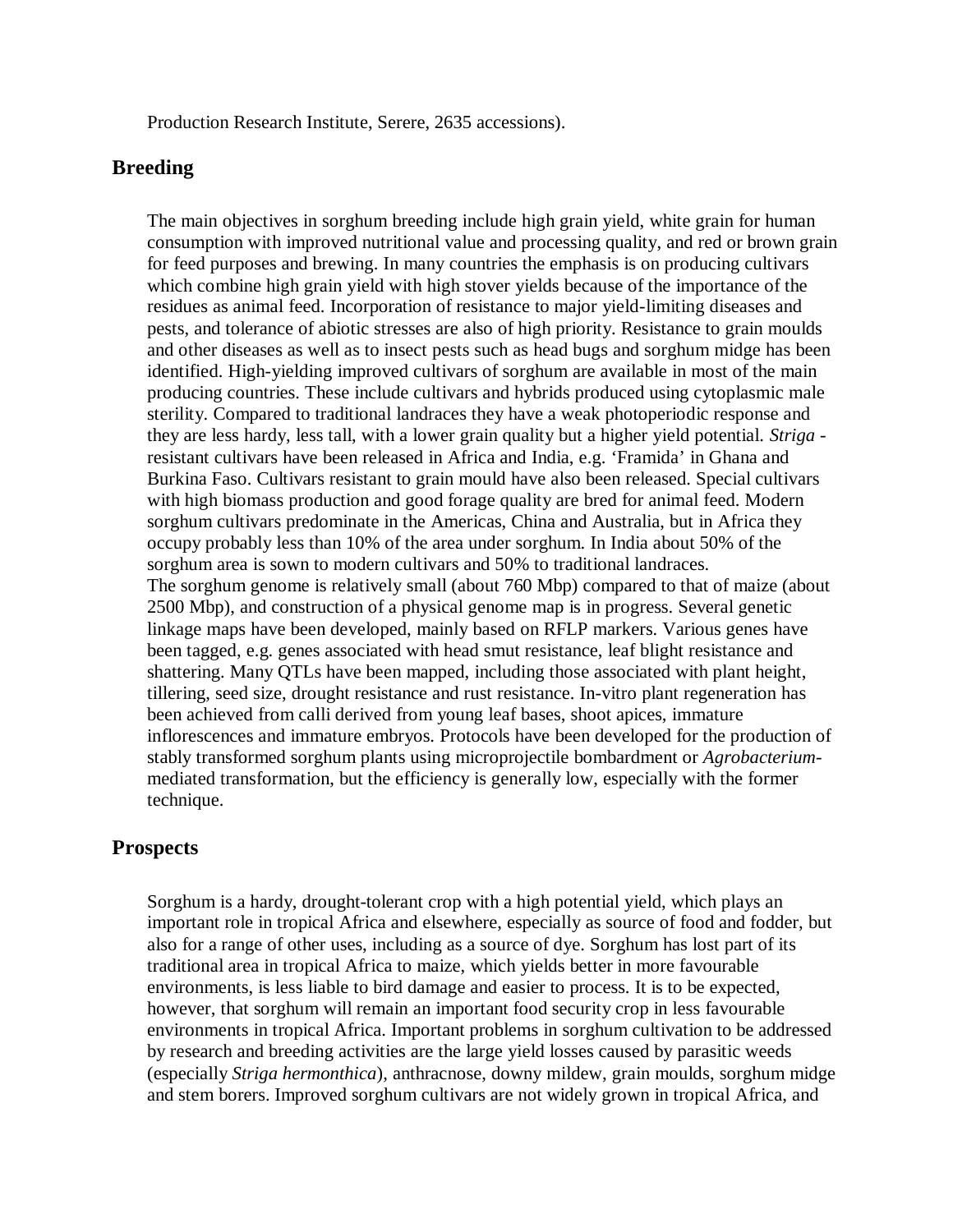Production Research Institute, Serere, 2635 accessions).

## Breeding

The main objectives in sorghum breeding include high grain yield, white grain for human consumption with improved nutritional value and processing quality, and red or brown grain for feed purposes and brewing. In many countries the emphasis is on producing cultivars which combine high grain yield with high stover yields because of the importance of the residues as animal feed. Incorporation of resistance to major yield-limiting diseases and pests, and tolerance of abiotic stresses are also of high priority. Resistance to grain moulds and other diseases as well as to insect pests such as head bugs and sorghum midge has been identified. High-yielding improved cultivars of sorghum are available in most of the main producing countries. These include cultivars and hybrids produced using cytoplasmic male sterility. Compared to traditional landraces they have a weak photoperiodic response and they are less hardy, less tall, with a lower grain quality but a higher yield potential. *Striga* - resistant cultivars have been released in Africa and India, e.g. 'Framida' in Ghana and Burkina Faso. Cultivars resistant to grain mould have also been released. Special cultivars with high biomass production and good forage quality are bred for animal feed. Modern sorghum cultivars predominate in the Americas, China and Australia, but in Africa they occupy probably less than 10% of the area under sorghum. In India about 50% of the sorghum area is sown to modern cultivars and 50% to traditional landraces.
The sorghum genome is relatively small (about 760 Mbp) compared to that of maize (about 2500 Mbp), and construction of a physical genome map is in progress. Several genetic linkage maps have been developed, mainly based on RFLP markers. Various genes have been tagged, e.g. genes associated with head smut resistance, leaf blight resistance and shattering. Many QTLs have been mapped, including those associated with plant height, tillering, seed size, drought resistance and rust resistance. In-vitro plant regeneration has been achieved from calli derived from young leaf bases, shoot apices, immature inflorescences and immature embryos. Protocols have been developed for the production of stably transformed sorghum plants using microprojectile bombardment or *Agrobacterium*-mediated transformation, but the efficiency is generally low, especially with the former technique.

## Prospects

Sorghum is a hardy, drought-tolerant crop with a high potential yield, which plays an important role in tropical Africa and elsewhere, especially as source of food and fodder, but also for a range of other uses, including as a source of dye. Sorghum has lost part of its traditional area in tropical Africa to maize, which yields better in more favourable environments, is less liable to bird damage and easier to process. It is to be expected, however, that sorghum will remain an important food security crop in less favourable environments in tropical Africa. Important problems in sorghum cultivation to be addressed by research and breeding activities are the large yield losses caused by parasitic weeds (especially *Striga hermonthica*), anthracnose, downy mildew, grain moulds, sorghum midge and stem borers. Improved sorghum cultivars are not widely grown in tropical Africa, and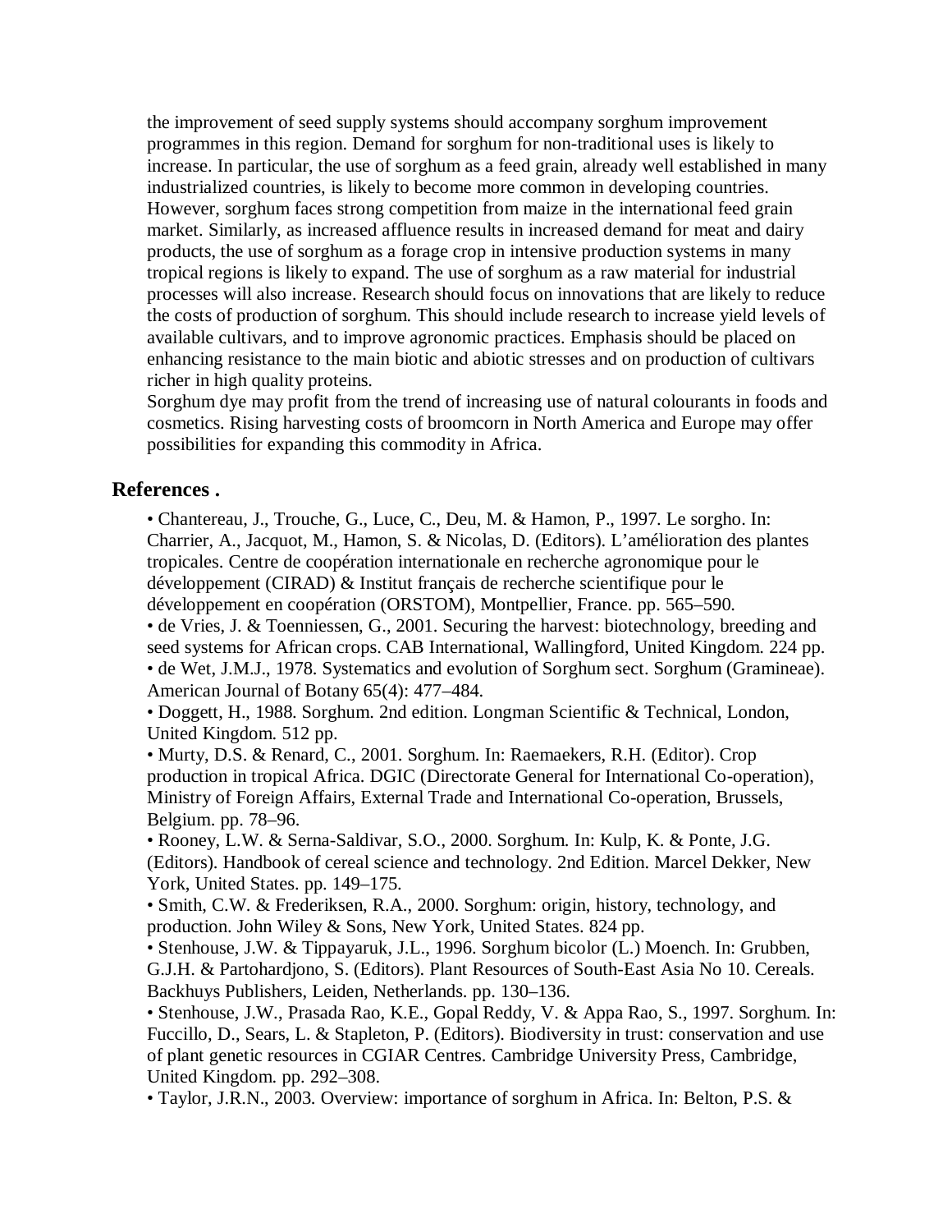the improvement of seed supply systems should accompany sorghum improvement programmes in this region. Demand for sorghum for non-traditional uses is likely to increase. In particular, the use of sorghum as a feed grain, already well established in many industrialized countries, is likely to become more common in developing countries. However, sorghum faces strong competition from maize in the international feed grain market. Similarly, as increased affluence results in increased demand for meat and dairy products, the use of sorghum as a forage crop in intensive production systems in many tropical regions is likely to expand. The use of sorghum as a raw material for industrial processes will also increase. Research should focus on innovations that are likely to reduce the costs of production of sorghum. This should include research to increase yield levels of available cultivars, and to improve agronomic practices. Emphasis should be placed on enhancing resistance to the main biotic and abiotic stresses and on production of cultivars richer in high quality proteins.

Sorghum dye may profit from the trend of increasing use of natural colourants in foods and cosmetics. Rising harvesting costs of broomcorn in North America and Europe may offer possibilities for expanding this commodity in Africa.

## References .

- Chantereau, J., Trouche, G., Luce, C., Deu, M. & Hamon, P., 1997. Le sorgho. In: Charrier, A., Jacquot, M., Hamon, S. & Nicolas, D. (Editors). L'amélioration des plantes tropicales. Centre de coopération internationale en recherche agronomique pour le développement (CIRAD) & Institut français de recherche scientifique pour le développement en coopération (ORSTOM), Montpellier, France. pp. 565–590.
- de Vries, J. & Toenniessen, G., 2001. Securing the harvest: biotechnology, breeding and seed systems for African crops. CAB International, Wallingford, United Kingdom. 224 pp.
- de Wet, J.M.J., 1978. Systematics and evolution of Sorghum sect. Sorghum (Gramineae). American Journal of Botany 65(4): 477–484.
- Doggett, H., 1988. Sorghum. 2nd edition. Longman Scientific & Technical, London, United Kingdom. 512 pp.
- Murty, D.S. & Renard, C., 2001. Sorghum. In: Raemaekers, R.H. (Editor). Crop production in tropical Africa. DGIC (Directorate General for International Co-operation), Ministry of Foreign Affairs, External Trade and International Co-operation, Brussels, Belgium. pp. 78–96.
- Rooney, L.W. & Serna-Saldivar, S.O., 2000. Sorghum. In: Kulp, K. & Ponte, J.G. (Editors). Handbook of cereal science and technology. 2nd Edition. Marcel Dekker, New York, United States. pp. 149–175.
- Smith, C.W. & Frederiksen, R.A., 2000. Sorghum: origin, history, technology, and production. John Wiley & Sons, New York, United States. 824 pp.
- Stenhouse, J.W. & Tippayaruk, J.L., 1996. Sorghum bicolor (L.) Moench. In: Grubben, G.J.H. & Partohardjono, S. (Editors). Plant Resources of South-East Asia No 10. Cereals. Backhuys Publishers, Leiden, Netherlands. pp. 130–136.
- Stenhouse, J.W., Prasada Rao, K.E., Gopal Reddy, V. & Appa Rao, S., 1997. Sorghum. In: Fuccillo, D., Sears, L. & Stapleton, P. (Editors). Biodiversity in trust: conservation and use of plant genetic resources in CGIAR Centres. Cambridge University Press, Cambridge, United Kingdom. pp. 292–308.
- Taylor, J.R.N., 2003. Overview: importance of sorghum in Africa. In: Belton, P.S. &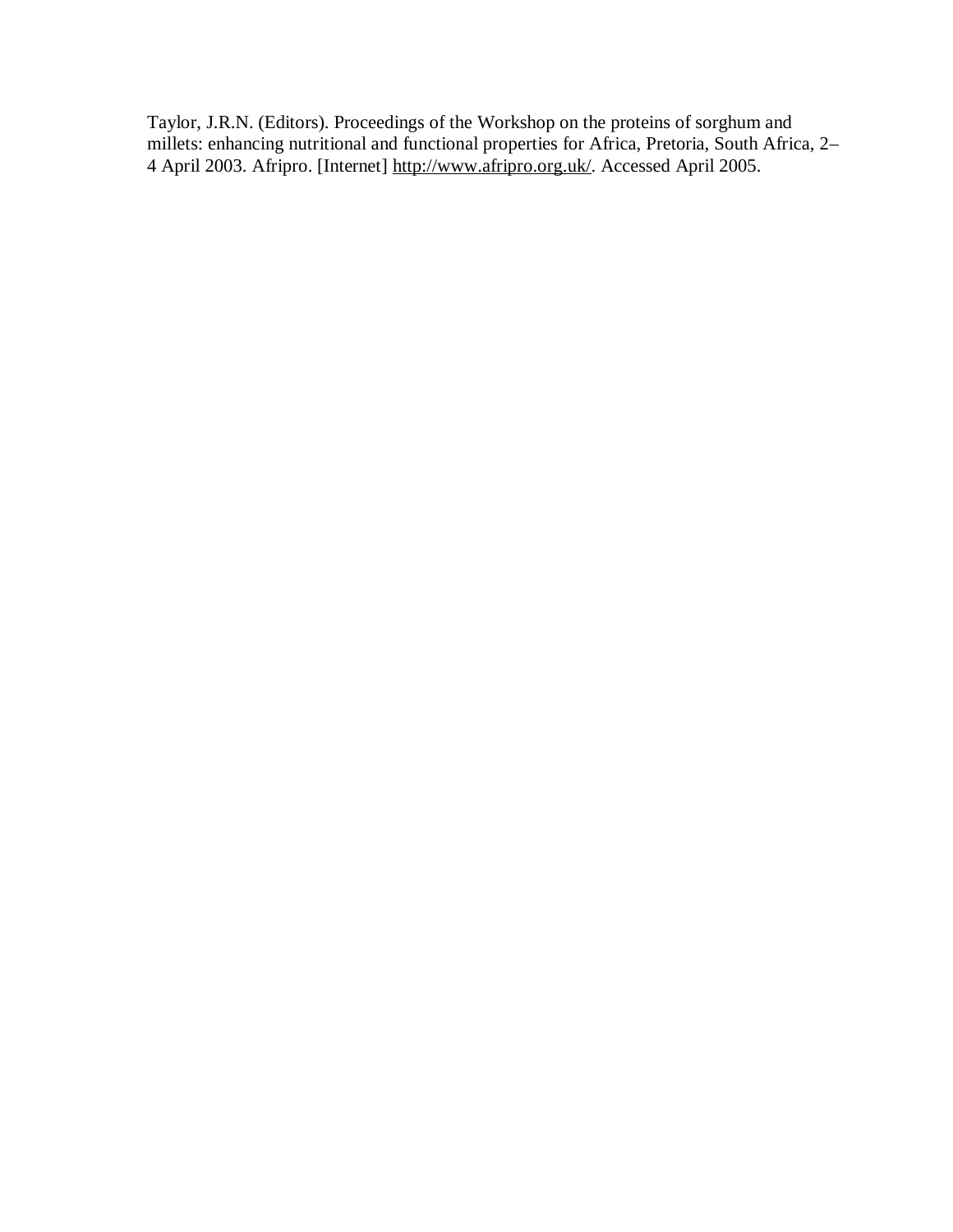Taylor, J.R.N. (Editors). Proceedings of the Workshop on the proteins of sorghum and millets: enhancing nutritional and functional properties for Africa, Pretoria, South Africa, 2–4 April 2003. Afripro. [Internet] http://www.afripro.org.uk/. Accessed April 2005.